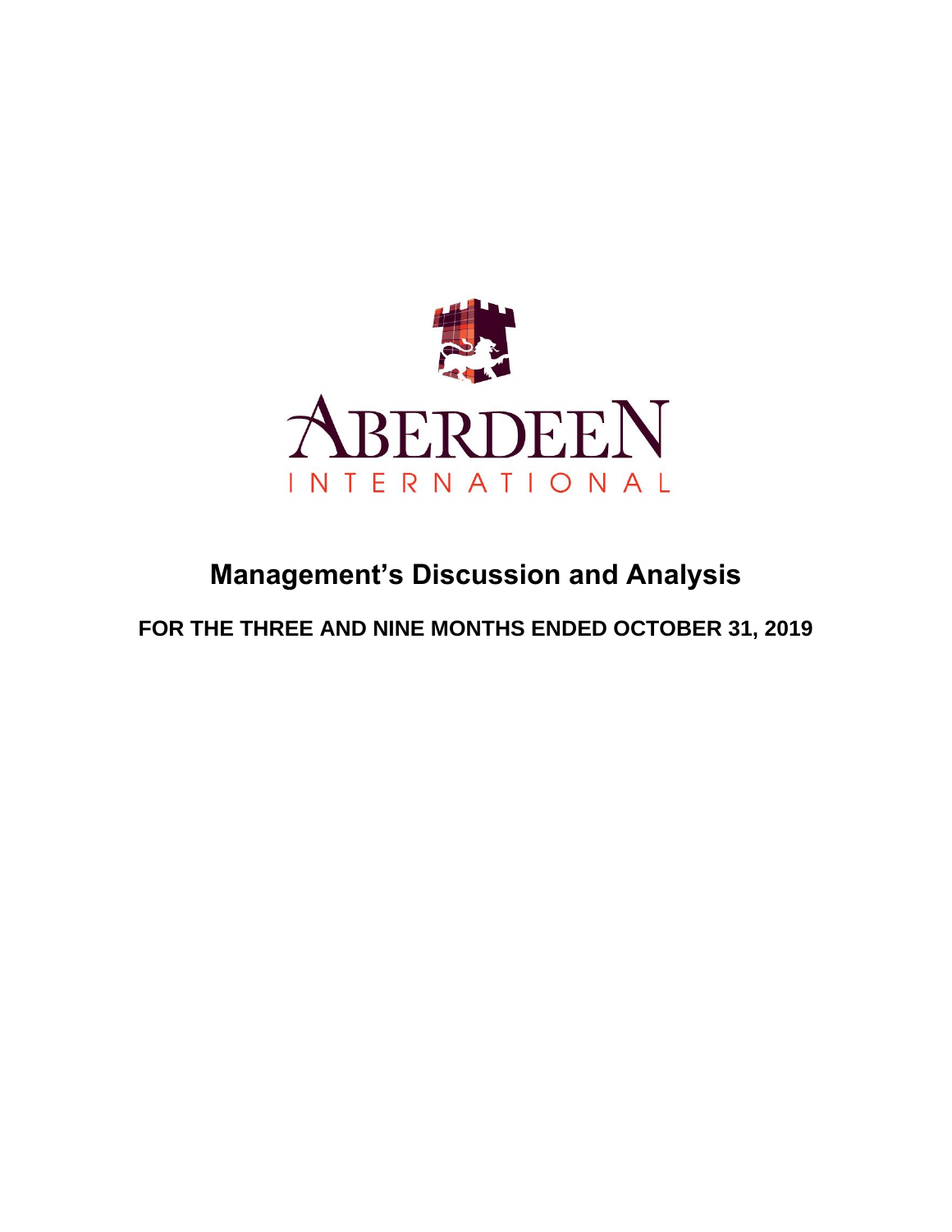ABERDEEN

INTERNATIONAL

# Management's Discussion and Analysis

## FOR THE THREE AND NINE MONTHS ENDED OCTOBER 31, 2019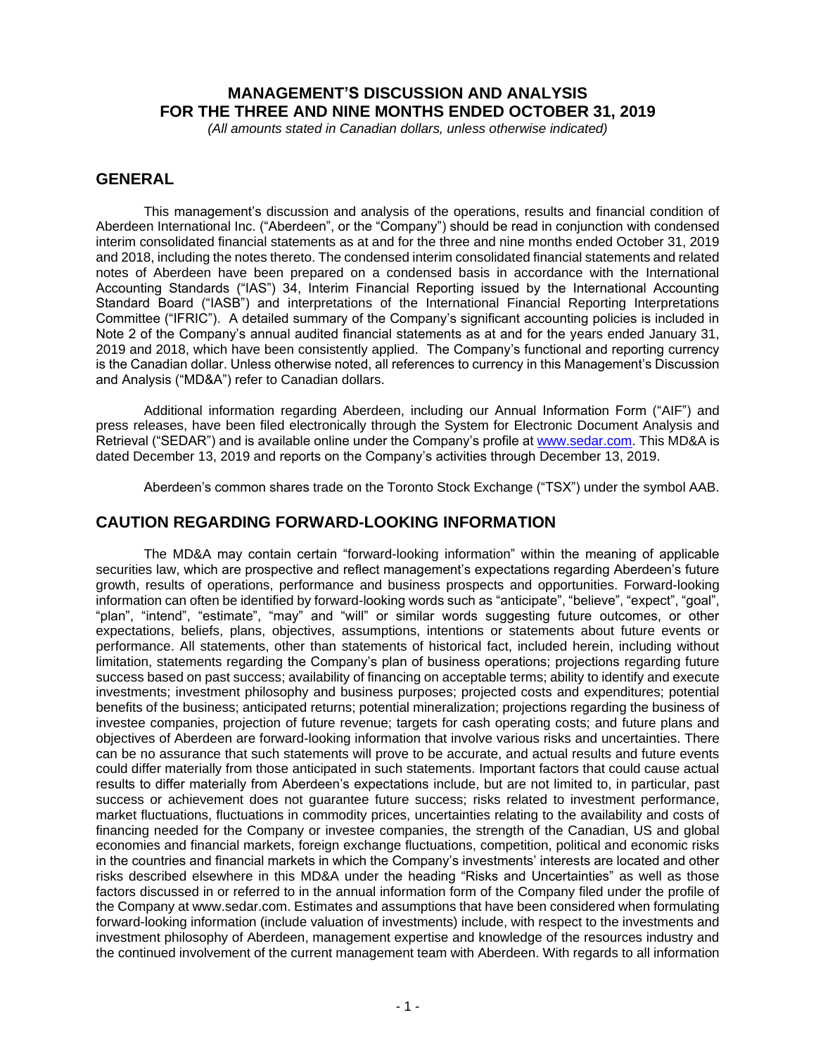# MANAGEMENT'S DISCUSSION AND ANALYSIS FOR THE THREE AND NINE MONTHS ENDED OCTOBER 31, 2019

*(All amounts stated in Canadian dollars, unless otherwise indicated)*

## GENERAL

This management's discussion and analysis of the operations, results and financial condition of Aberdeen International Inc. ("Aberdeen", or the "Company") should be read in conjunction with condensed interim consolidated financial statements as at and for the three and nine months ended October 31, 2019 and 2018, including the notes thereto. The condensed interim consolidated financial statements and related notes of Aberdeen have been prepared on a condensed basis in accordance with the International Accounting Standards ("IAS") 34, Interim Financial Reporting issued by the International Accounting Standard Board ("IASB") and interpretations of the International Financial Reporting Interpretations Committee ("IFRIC"). A detailed summary of the Company's significant accounting policies is included in Note 2 of the Company's annual audited financial statements as at and for the years ended January 31, 2019 and 2018, which have been consistently applied. The Company's functional and reporting currency is the Canadian dollar. Unless otherwise noted, all references to currency in this Management's Discussion and Analysis ("MD&A") refer to Canadian dollars.

Additional information regarding Aberdeen, including our Annual Information Form ("AIF") and press releases, have been filed electronically through the System for Electronic Document Analysis and Retrieval ("SEDAR") and is available online under the Company's profile at www.sedar.com. This MD&A is dated December 13, 2019 and reports on the Company's activities through December 13, 2019.

Aberdeen's common shares trade on the Toronto Stock Exchange ("TSX") under the symbol AAB.

## CAUTION REGARDING FORWARD-LOOKING INFORMATION

The MD&A may contain certain "forward-looking information" within the meaning of applicable securities law, which are prospective and reflect management's expectations regarding Aberdeen's future growth, results of operations, performance and business prospects and opportunities. Forward-looking information can often be identified by forward-looking words such as "anticipate", "believe", "expect", "goal", "plan", "intend", "estimate", "may" and "will" or similar words suggesting future outcomes, or other expectations, beliefs, plans, objectives, assumptions, intentions or statements about future events or performance. All statements, other than statements of historical fact, included herein, including without limitation, statements regarding the Company's plan of business operations; projections regarding future success based on past success; availability of financing on acceptable terms; ability to identify and execute investments; investment philosophy and business purposes; projected costs and expenditures; potential benefits of the business; anticipated returns; potential mineralization; projections regarding the business of investee companies, projection of future revenue; targets for cash operating costs; and future plans and objectives of Aberdeen are forward-looking information that involve various risks and uncertainties. There can be no assurance that such statements will prove to be accurate, and actual results and future events could differ materially from those anticipated in such statements. Important factors that could cause actual results to differ materially from Aberdeen's expectations include, but are not limited to, in particular, past success or achievement does not guarantee future success; risks related to investment performance, market fluctuations, fluctuations in commodity prices, uncertainties relating to the availability and costs of financing needed for the Company or investee companies, the strength of the Canadian, US and global economies and financial markets, foreign exchange fluctuations, competition, political and economic risks in the countries and financial markets in which the Company's investments' interests are located and other risks described elsewhere in this MD&A under the heading "Risks and Uncertainties" as well as those factors discussed in or referred to in the annual information form of the Company filed under the profile of the Company at www.sedar.com. Estimates and assumptions that have been considered when formulating forward-looking information (include valuation of investments) include, with respect to the investments and investment philosophy of Aberdeen, management expertise and knowledge of the resources industry and the continued involvement of the current management team with Aberdeen. With regards to all information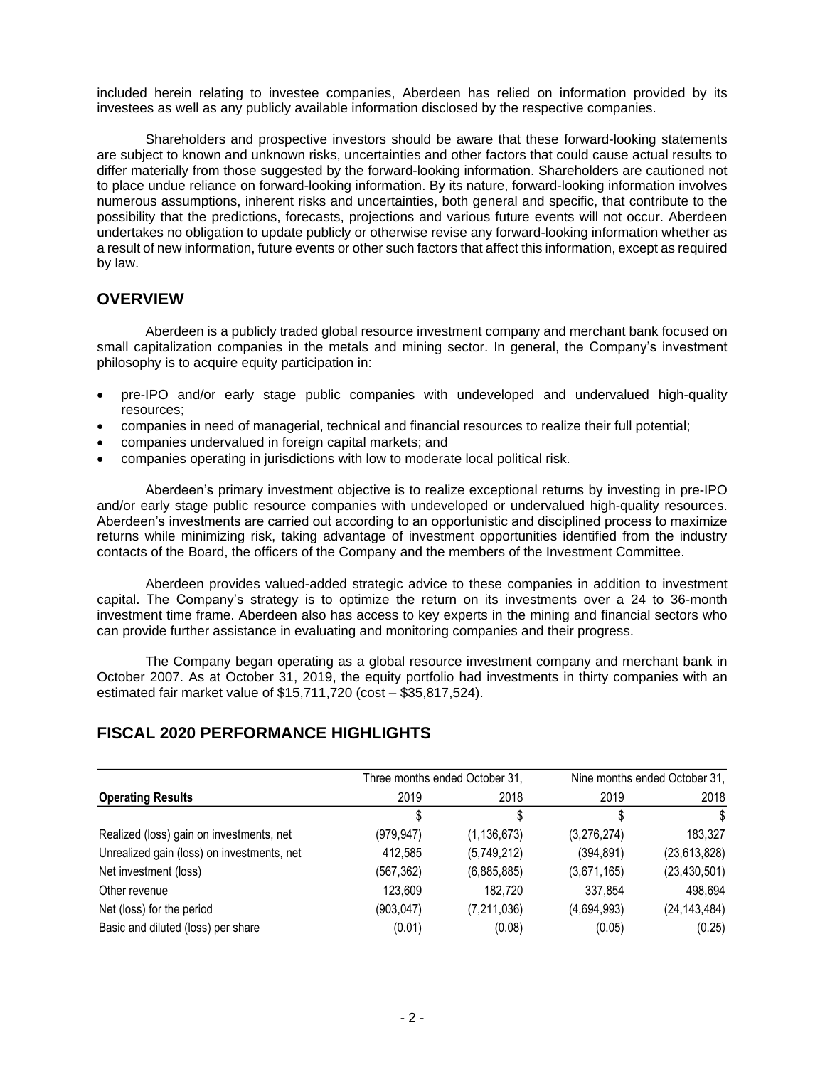included herein relating to investee companies, Aberdeen has relied on information provided by its investees as well as any publicly available information disclosed by the respective companies.

Shareholders and prospective investors should be aware that these forward-looking statements are subject to known and unknown risks, uncertainties and other factors that could cause actual results to differ materially from those suggested by the forward-looking information. Shareholders are cautioned not to place undue reliance on forward-looking information. By its nature, forward-looking information involves numerous assumptions, inherent risks and uncertainties, both general and specific, that contribute to the possibility that the predictions, forecasts, projections and various future events will not occur. Aberdeen undertakes no obligation to update publicly or otherwise revise any forward-looking information whether as a result of new information, future events or other such factors that affect this information, except as required by law.

## OVERVIEW

Aberdeen is a publicly traded global resource investment company and merchant bank focused on small capitalization companies in the metals and mining sector. In general, the Company's investment philosophy is to acquire equity participation in:

- pre-IPO and/or early stage public companies with undeveloped and undervalued high-quality resources;
- companies in need of managerial, technical and financial resources to realize their full potential;
- companies undervalued in foreign capital markets; and
- companies operating in jurisdictions with low to moderate local political risk.

Aberdeen's primary investment objective is to realize exceptional returns by investing in pre-IPO and/or early stage public resource companies with undeveloped or undervalued high-quality resources. Aberdeen's investments are carried out according to an opportunistic and disciplined process to maximize returns while minimizing risk, taking advantage of investment opportunities identified from the industry contacts of the Board, the officers of the Company and the members of the Investment Committee.

Aberdeen provides valued-added strategic advice to these companies in addition to investment capital. The Company's strategy is to optimize the return on its investments over a 24 to 36-month investment time frame. Aberdeen also has access to key experts in the mining and financial sectors who can provide further assistance in evaluating and monitoring companies and their progress.

The Company began operating as a global resource investment company and merchant bank in October 2007. As at October 31, 2019, the equity portfolio had investments in thirty companies with an estimated fair market value of $15,711,720 (cost – $35,817,524).

## FISCAL 2020 PERFORMANCE HIGHLIGHTS

| | Three months ended October 31, | | Nine months ended October 31, | |
|---|---|---|---|---|
| **Operating Results** | 2019 | 2018 | 2019 | 2018 |
| | $ | $ | $ | $ |
| Realized (loss) gain on investments, net | (979,947) | (1,136,673) | (3,276,274) | 183,327 |
| Unrealized gain (loss) on investments, net | 412,585 | (5,749,212) | (394,891) | (23,613,828) |
| Net investment (loss) | (567,362) | (6,885,885) | (3,671,165) | (23,430,501) |
| Other revenue | 123,609 | 182,720 | 337,854 | 498,694 |
| Net (loss) for the period | (903,047) | (7,211,036) | (4,694,993) | (24,143,484) |
| Basic and diluted (loss) per share | (0.01) | (0.08) | (0.05) | (0.25) |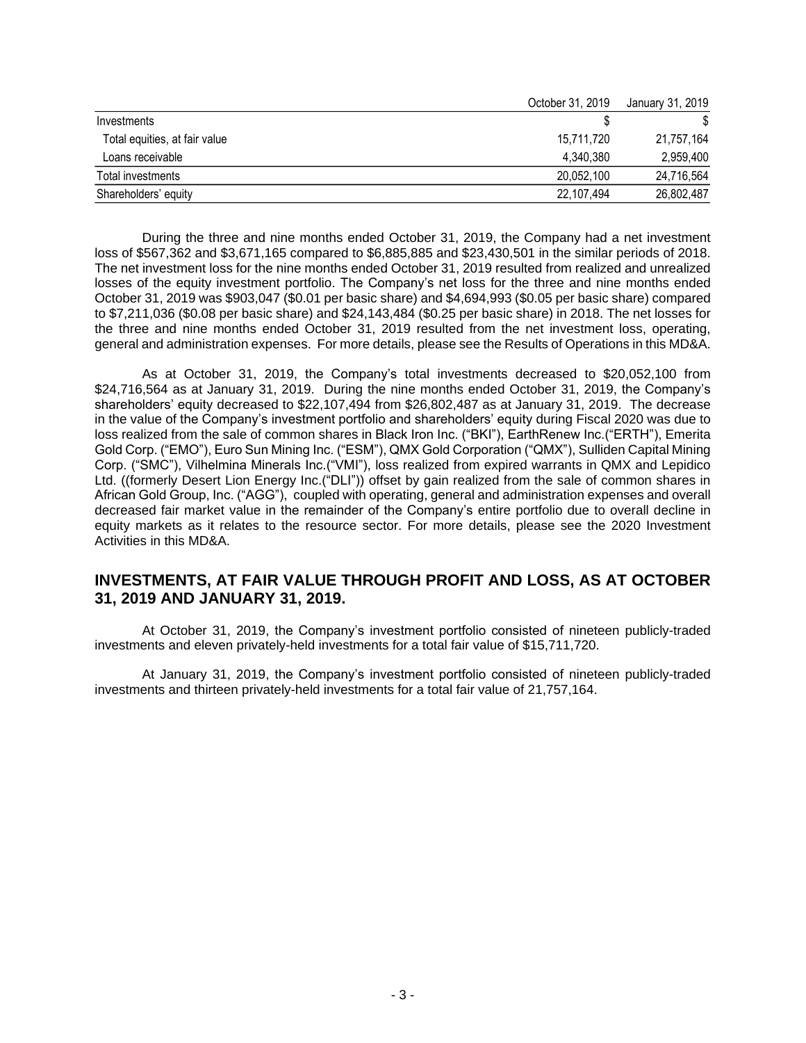| | October 31, 2019 | January 31, 2019 |
|---|---|---|
| Investments | $ | $ |
| Total equities, at fair value | 15,711,720 | 21,757,164 |
| Loans receivable | 4,340,380 | 2,959,400 |
| Total investments | 20,052,100 | 24,716,564 |
| Shareholders' equity | 22,107,494 | 26,802,487 |

During the three and nine months ended October 31, 2019, the Company had a net investment loss of $567,362 and $3,671,165 compared to $6,885,885 and $23,430,501 in the similar periods of 2018. The net investment loss for the nine months ended October 31, 2019 resulted from realized and unrealized losses of the equity investment portfolio. The Company's net loss for the three and nine months ended October 31, 2019 was $903,047 ($0.01 per basic share) and $4,694,993 ($0.05 per basic share) compared to $7,211,036 ($0.08 per basic share) and $24,143,484 ($0.25 per basic share) in 2018. The net losses for the three and nine months ended October 31, 2019 resulted from the net investment loss, operating, general and administration expenses. For more details, please see the Results of Operations in this MD&A.

As at October 31, 2019, the Company's total investments decreased to $20,052,100 from $24,716,564 as at January 31, 2019. During the nine months ended October 31, 2019, the Company's shareholders' equity decreased to $22,107,494 from $26,802,487 as at January 31, 2019. The decrease in the value of the Company's investment portfolio and shareholders' equity during Fiscal 2020 was due to loss realized from the sale of common shares in Black Iron Inc. ("BKI"), EarthRenew Inc.("ERTH"), Emerita Gold Corp. ("EMO"), Euro Sun Mining Inc. ("ESM"), QMX Gold Corporation ("QMX"), Sulliden Capital Mining Corp. ("SMC"), Vilhelmina Minerals Inc.("VMI"), loss realized from expired warrants in QMX and Lepidico Ltd. ((formerly Desert Lion Energy Inc.("DLI")) offset by gain realized from the sale of common shares in African Gold Group, Inc. ("AGG"), coupled with operating, general and administration expenses and overall decreased fair market value in the remainder of the Company's entire portfolio due to overall decline in equity markets as it relates to the resource sector. For more details, please see the 2020 Investment Activities in this MD&A.

## INVESTMENTS, AT FAIR VALUE THROUGH PROFIT AND LOSS, AS AT OCTOBER 31, 2019 AND JANUARY 31, 2019.

At October 31, 2019, the Company's investment portfolio consisted of nineteen publicly-traded investments and eleven privately-held investments for a total fair value of $15,711,720.

At January 31, 2019, the Company's investment portfolio consisted of nineteen publicly-traded investments and thirteen privately-held investments for a total fair value of 21,757,164.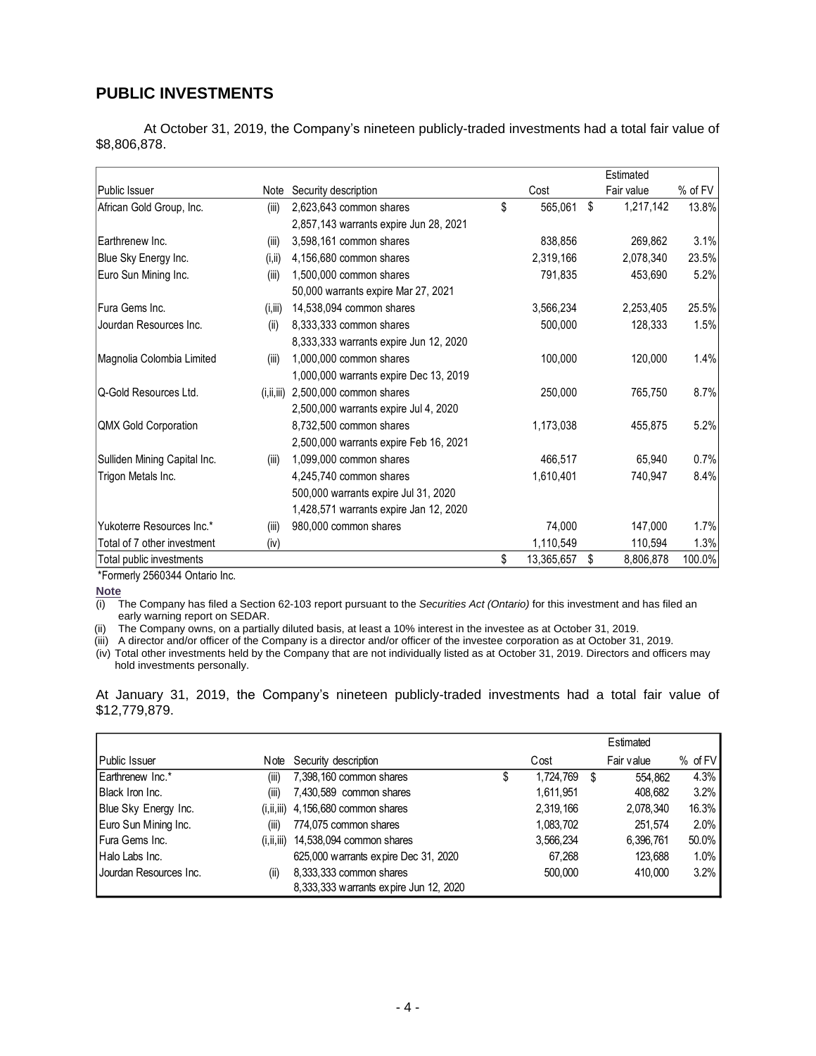## PUBLIC INVESTMENTS

At October 31, 2019, the Company's nineteen publicly-traded investments had a total fair value of $8,806,878.

| Public Issuer | Note | Security description | Cost | Estimated Fair value | % of FV |
|---|---|---|---|---|---|
| African Gold Group, Inc. | (iii) | 2,623,643 common shares | $ 565,061 | $ 1,217,142 | 13.8% |
| | | 2,857,143 warrants expire Jun 28, 2021 | | | |
| Earthrenew Inc. | (iii) | 3,598,161 common shares | 838,856 | 269,862 | 3.1% |
| Blue Sky Energy Inc. | (i,ii) | 4,156,680 common shares | 2,319,166 | 2,078,340 | 23.5% |
| Euro Sun Mining Inc. | (iii) | 1,500,000 common shares | 791,835 | 453,690 | 5.2% |
| | | 50,000 warrants expire Mar 27, 2021 | | | |
| Fura Gems Inc. | (i,iii) | 14,538,094 common shares | 3,566,234 | 2,253,405 | 25.5% |
| Jourdan Resources Inc. | (ii) | 8,333,333 common shares | 500,000 | 128,333 | 1.5% |
| | | 8,333,333 warrants expire Jun 12, 2020 | | | |
| Magnolia Colombia Limited | (iii) | 1,000,000 common shares | 100,000 | 120,000 | 1.4% |
| | | 1,000,000 warrants expire Dec 13, 2019 | | | |
| Q-Gold Resources Ltd. | (i,ii,iii) | 2,500,000 common shares | 250,000 | 765,750 | 8.7% |
| | | 2,500,000 warrants expire Jul 4, 2020 | | | |
| QMX Gold Corporation | | 8,732,500 common shares | 1,173,038 | 455,875 | 5.2% |
| | | 2,500,000 warrants expire Feb 16, 2021 | | | |
| Sulliden Mining Capital Inc. | (iii) | 1,099,000 common shares | 466,517 | 65,940 | 0.7% |
| Trigon Metals Inc. | | 4,245,740 common shares | 1,610,401 | 740,947 | 8.4% |
| | | 500,000 warrants expire Jul 31, 2020 | | | |
| | | 1,428,571 warrants expire Jan 12, 2020 | | | |
| Yukoterre Resources Inc.* | (iii) | 980,000 common shares | 74,000 | 147,000 | 1.7% |
| Total of 7 other investment | (iv) | | 1,110,549 | 110,594 | 1.3% |
| Total public investments | | | $ 13,365,657 | $ 8,806,878 | 100.0% |

*Formerly 2560344 Ontario Inc.

**Note**

(i) The Company has filed a Section 62-103 report pursuant to the *Securities Act (Ontario)* for this investment and has filed an early warning report on SEDAR.

(ii) The Company owns, on a partially diluted basis, at least a 10% interest in the investee as at October 31, 2019.

(iii) A director and/or officer of the Company is a director and/or officer of the investee corporation as at October 31, 2019.

(iv) Total other investments held by the Company that are not individually listed as at October 31, 2019. Directors and officers may hold investments personally.

At January 31, 2019, the Company's nineteen publicly-traded investments had a total fair value of $12,779,879.

| Public Issuer | Note | Security description | Cost | Estimated Fair value | % of FV |
|---|---|---|---|---|---|
| Earthrenew Inc.* | (iii) | 7,398,160 common shares | $ 1,724,769 | $ 554,862 | 4.3% |
| Black Iron Inc. | (iii) | 7,430,589 common shares | 1,611,951 | 408,682 | 3.2% |
| Blue Sky Energy Inc. | (i,ii,iii) | 4,156,680 common shares | 2,319,166 | 2,078,340 | 16.3% |
| Euro Sun Mining Inc. | (iii) | 774,075 common shares | 1,083,702 | 251,574 | 2.0% |
| Fura Gems Inc. | (i,ii,iii) | 14,538,094 common shares | 3,566,234 | 6,396,761 | 50.0% |
| Halo Labs Inc. | | 625,000 warrants expire Dec 31, 2020 | 67,268 | 123,688 | 1.0% |
| Jourdan Resources Inc. | (ii) | 8,333,333 common shares | 500,000 | 410,000 | 3.2% |
| | | 8,333,333 warrants expire Jun 12, 2020 | | | |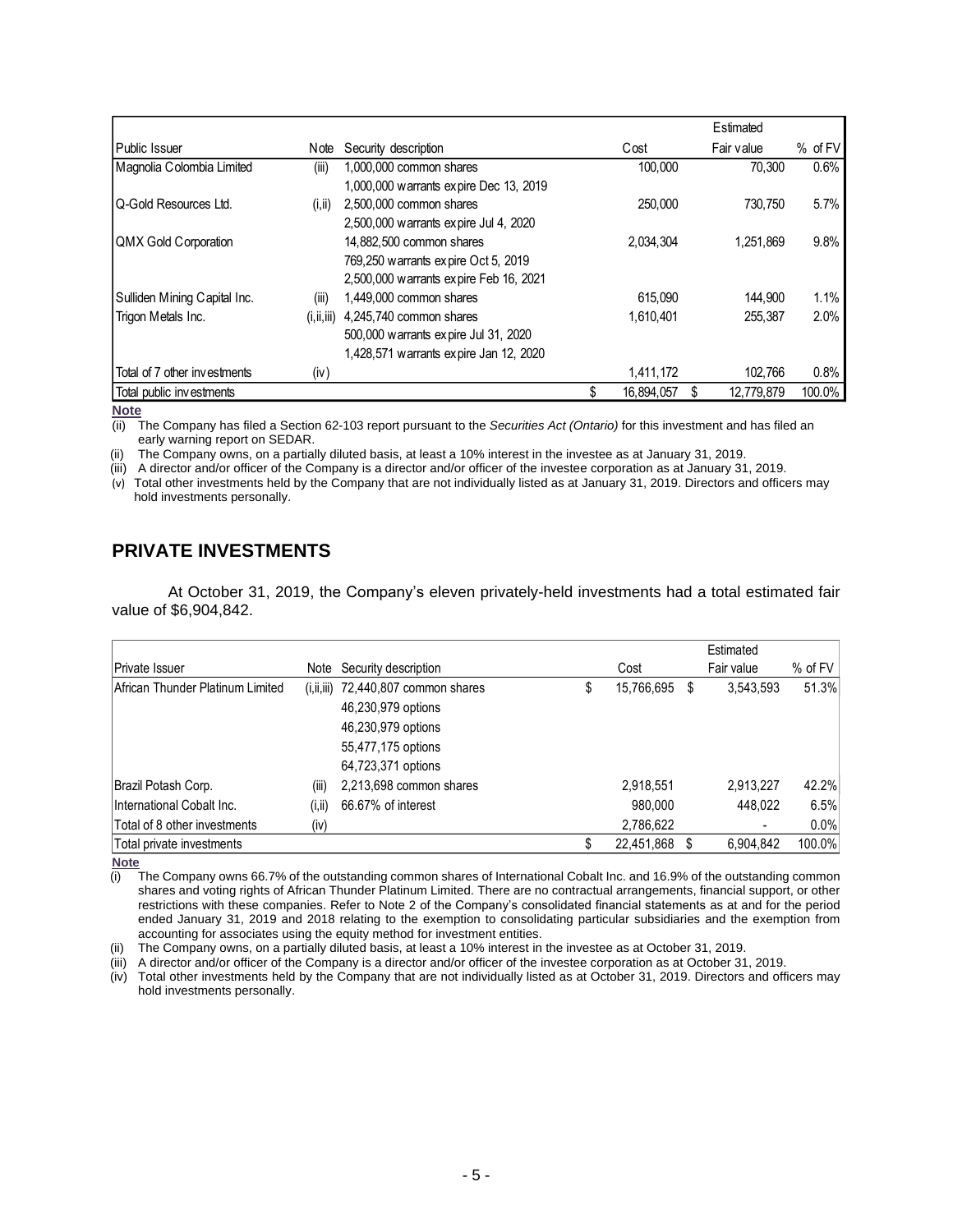| Public Issuer | Note | Security description | Cost | Estimated Fair value | % of FV |
|---|---|---|---|---|---|
| Magnolia Colombia Limited | (iii) | 1,000,000 common shares | 100,000 | 70,300 | 0.6% |
| | | 1,000,000 warrants expire Dec 13, 2019 | | | |
| Q-Gold Resources Ltd. | (i,ii) | 2,500,000 common shares | 250,000 | 730,750 | 5.7% |
| | | 2,500,000 warrants expire Jul 4, 2020 | | | |
| QMX Gold Corporation | | 14,882,500 common shares | 2,034,304 | 1,251,869 | 9.8% |
| | | 769,250 warrants expire Oct 5, 2019 | | | |
| | | 2,500,000 warrants expire Feb 16, 2021 | | | |
| Sulliden Mining Capital Inc. | (iii) | 1,449,000 common shares | 615,090 | 144,900 | 1.1% |
| Trigon Metals Inc. | (i,ii,iii) | 4,245,740 common shares | 1,610,401 | 255,387 | 2.0% |
| | | 500,000 warrants expire Jul 31, 2020 | | | |
| | | 1,428,571 warrants expire Jan 12, 2020 | | | |
| Total of 7 other investments | (iv) | | 1,411,172 | 102,766 | 0.8% |
| Total public investments | | | $ 16,894,057 | $ 12,779,879 | 100.0% |

**Note**

(ii) The Company has filed a Section 62-103 report pursuant to the *Securities Act (Ontario)* for this investment and has filed an early warning report on SEDAR.

(ii) The Company owns, on a partially diluted basis, at least a 10% interest in the investee as at January 31, 2019.

(iii) A director and/or officer of the Company is a director and/or officer of the investee corporation as at January 31, 2019.

(v) Total other investments held by the Company that are not individually listed as at January 31, 2019. Directors and officers may hold investments personally.

## PRIVATE INVESTMENTS

At October 31, 2019, the Company's eleven privately-held investments had a total estimated fair value of $6,904,842.

| Private Issuer | Note | Security description | Cost | Estimated Fair value | % of FV |
|---|---|---|---|---|---|
| African Thunder Platinum Limited | (i,ii,iii) | 72,440,807 common shares | $ 15,766,695 | $ 3,543,593 | 51.3% |
| | | 46,230,979 options | | | |
| | | 46,230,979 options | | | |
| | | 55,477,175 options | | | |
| | | 64,723,371 options | | | |
| Brazil Potash Corp. | (iii) | 2,213,698 common shares | 2,918,551 | 2,913,227 | 42.2% |
| International Cobalt Inc. | (i,ii) | 66.67% of interest | 980,000 | 448,022 | 6.5% |
| Total of 8 other investments | (iv) | | 2,786,622 | - | 0.0% |
| Total private investments | | | $ 22,451,868 | $ 6,904,842 | 100.0% |

**Note**

(i) The Company owns 66.7% of the outstanding common shares of International Cobalt Inc. and 16.9% of the outstanding common shares and voting rights of African Thunder Platinum Limited. There are no contractual arrangements, financial support, or other restrictions with these companies. Refer to Note 2 of the Company's consolidated financial statements as at and for the period ended January 31, 2019 and 2018 relating to the exemption to consolidating particular subsidiaries and the exemption from accounting for associates using the equity method for investment entities.

(ii) The Company owns, on a partially diluted basis, at least a 10% interest in the investee as at October 31, 2019.

(iii) A director and/or officer of the Company is a director and/or officer of the investee corporation as at October 31, 2019.

(iv) Total other investments held by the Company that are not individually listed as at October 31, 2019. Directors and officers may hold investments personally.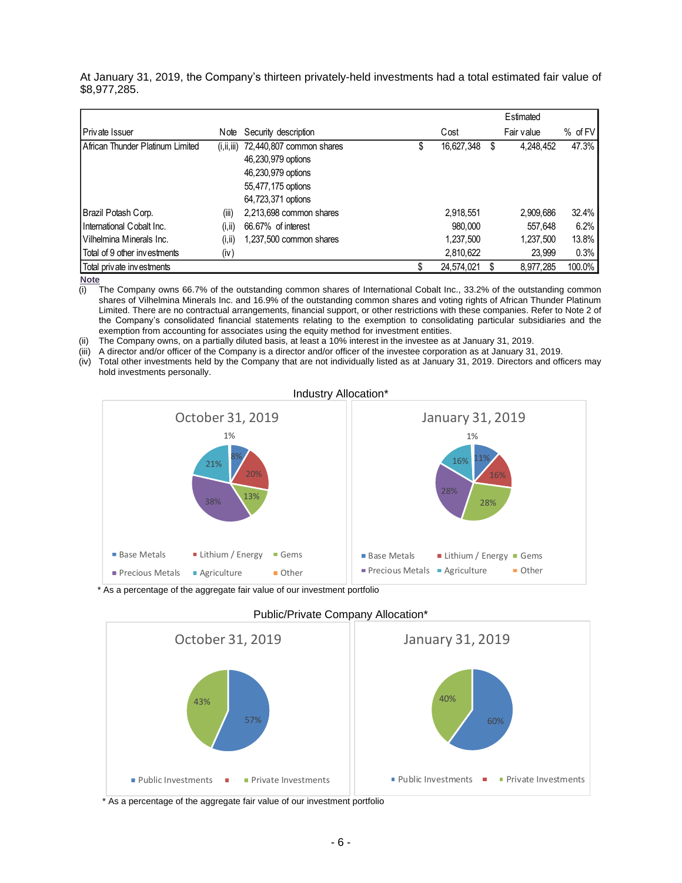At January 31, 2019, the Company's thirteen privately-held investments had a total estimated fair value of $8,977,285.

| Private Issuer | Note | Security description | | Cost | | Estimated Fair value | % of FV |
|---|---|---|---|---|---|---|---|
| African Thunder Platinum Limited | (i,ii,iii) | 72,440,807 common shares | $ | 16,627,348 | $ | 4,248,452 | 47.3% |
| | | 46,230,979 options | | | | | |
| | | 46,230,979 options | | | | | |
| | | 55,477,175 options | | | | | |
| | | 64,723,371 options | | | | | |
| Brazil Potash Corp. | (iii) | 2,213,698 common shares | | 2,918,551 | | 2,909,686 | 32.4% |
| International Cobalt Inc. | (i,ii) | 66.67% of interest | | 980,000 | | 557,648 | 6.2% |
| Vilhelmina Minerals Inc. | (i,ii) | 1,237,500 common shares | | 1,237,500 | | 1,237,500 | 13.8% |
| Total of 9 other investments | (iv) | | | 2,810,622 | | 23,999 | 0.3% |
| Total private investments | | | $ | 24,574,021 | $ | 8,977,285 | 100.0% |

**Note**

(i) The Company owns 66.7% of the outstanding common shares of International Cobalt Inc., 33.2% of the outstanding common shares of Vilhelmina Minerals Inc. and 16.9% of the outstanding common shares and voting rights of African Thunder Platinum Limited. There are no contractual arrangements, financial support, or other restrictions with these companies. Refer to Note 2 of the Company's consolidated financial statements relating to the exemption to consolidating particular subsidiaries and the exemption from accounting for associates using the equity method for investment entities.

(ii) The Company owns, on a partially diluted basis, at least a 10% interest in the investee as at January 31, 2019.

(iii) A director and/or officer of the Company is a director and/or officer of the investee corporation as at January 31, 2019.

(iv) Total other investments held by the Company that are not individually listed as at January 31, 2019. Directors and officers may hold investments personally.

Industry Allocation*

| Industry | October 31, 2019 | January 31, 2019 |
|---|---|---|
| Base Metals | 8% | 11% |
| Lithium / Energy | 20% | 16% |
| Gems | 13% | 28% |
| Precious Metals | 38% | 28% |
| Agriculture | 21% | 16% |
| Other | 1% | 1% |

\* As a percentage of the aggregate fair value of our investment portfolio

Public/Private Company Allocation*

| | October 31, 2019 | January 31, 2019 |
|---|---|---|
| Public Investments | 57% | 60% |
| Private Investments | 43% | 40% |

\* As a percentage of the aggregate fair value of our investment portfolio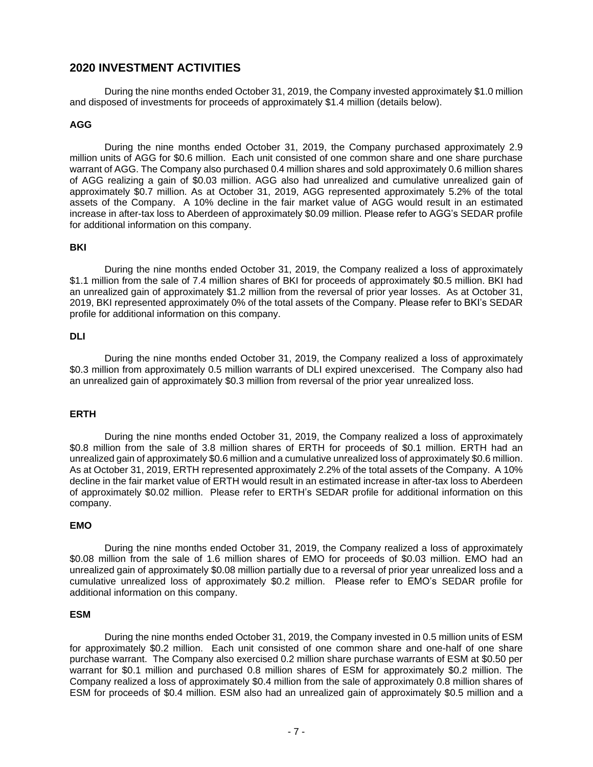## 2020 INVESTMENT ACTIVITIES

During the nine months ended October 31, 2019, the Company invested approximately $1.0 million and disposed of investments for proceeds of approximately $1.4 million (details below).

### AGG

During the nine months ended October 31, 2019, the Company purchased approximately 2.9 million units of AGG for $0.6 million. Each unit consisted of one common share and one share purchase warrant of AGG. The Company also purchased 0.4 million shares and sold approximately 0.6 million shares of AGG realizing a gain of $0.03 million. AGG also had unrealized and cumulative unrealized gain of approximately $0.7 million. As at October 31, 2019, AGG represented approximately 5.2% of the total assets of the Company. A 10% decline in the fair market value of AGG would result in an estimated increase in after-tax loss to Aberdeen of approximately $0.09 million. Please refer to AGG's SEDAR profile for additional information on this company.

### BKI

During the nine months ended October 31, 2019, the Company realized a loss of approximately $1.1 million from the sale of 7.4 million shares of BKI for proceeds of approximately $0.5 million. BKI had an unrealized gain of approximately $1.2 million from the reversal of prior year losses. As at October 31, 2019, BKI represented approximately 0% of the total assets of the Company. Please refer to BKI's SEDAR profile for additional information on this company.

### DLI

During the nine months ended October 31, 2019, the Company realized a loss of approximately $0.3 million from approximately 0.5 million warrants of DLI expired unexcerised. The Company also had an unrealized gain of approximately $0.3 million from reversal of the prior year unrealized loss.

### ERTH

During the nine months ended October 31, 2019, the Company realized a loss of approximately $0.8 million from the sale of 3.8 million shares of ERTH for proceeds of $0.1 million. ERTH had an unrealized gain of approximately $0.6 million and a cumulative unrealized loss of approximately $0.6 million. As at October 31, 2019, ERTH represented approximately 2.2% of the total assets of the Company. A 10% decline in the fair market value of ERTH would result in an estimated increase in after-tax loss to Aberdeen of approximately $0.02 million. Please refer to ERTH's SEDAR profile for additional information on this company.

### EMO

During the nine months ended October 31, 2019, the Company realized a loss of approximately $0.08 million from the sale of 1.6 million shares of EMO for proceeds of $0.03 million. EMO had an unrealized gain of approximately $0.08 million partially due to a reversal of prior year unrealized loss and a cumulative unrealized loss of approximately $0.2 million. Please refer to EMO's SEDAR profile for additional information on this company.

### ESM

During the nine months ended October 31, 2019, the Company invested in 0.5 million units of ESM for approximately $0.2 million. Each unit consisted of one common share and one-half of one share purchase warrant. The Company also exercised 0.2 million share purchase warrants of ESM at $0.50 per warrant for $0.1 million and purchased 0.8 million shares of ESM for approximately $0.2 million. The Company realized a loss of approximately $0.4 million from the sale of approximately 0.8 million shares of ESM for proceeds of $0.4 million. ESM also had an unrealized gain of approximately $0.5 million and a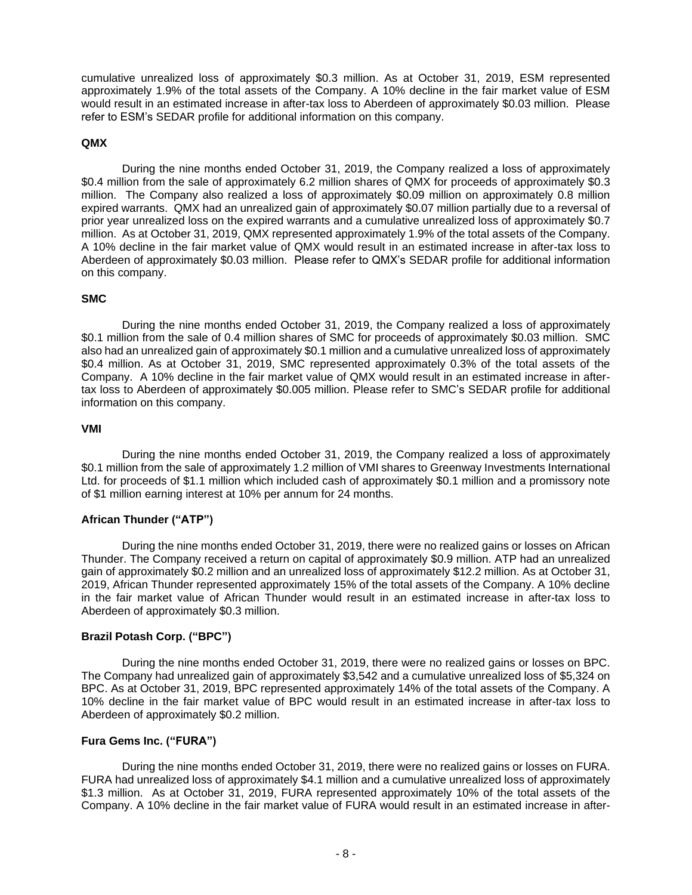cumulative unrealized loss of approximately $0.3 million. As at October 31, 2019, ESM represented approximately 1.9% of the total assets of the Company. A 10% decline in the fair market value of ESM would result in an estimated increase in after-tax loss to Aberdeen of approximately $0.03 million. Please refer to ESM's SEDAR profile for additional information on this company.

**QMX**

During the nine months ended October 31, 2019, the Company realized a loss of approximately $0.4 million from the sale of approximately 6.2 million shares of QMX for proceeds of approximately $0.3 million. The Company also realized a loss of approximately $0.09 million on approximately 0.8 million expired warrants. QMX had an unrealized gain of approximately $0.07 million partially due to a reversal of prior year unrealized loss on the expired warrants and a cumulative unrealized loss of approximately $0.7 million. As at October 31, 2019, QMX represented approximately 1.9% of the total assets of the Company. A 10% decline in the fair market value of QMX would result in an estimated increase in after-tax loss to Aberdeen of approximately $0.03 million. Please refer to QMX's SEDAR profile for additional information on this company.

**SMC**

During the nine months ended October 31, 2019, the Company realized a loss of approximately $0.1 million from the sale of 0.4 million shares of SMC for proceeds of approximately $0.03 million. SMC also had an unrealized gain of approximately $0.1 million and a cumulative unrealized loss of approximately $0.4 million. As at October 31, 2019, SMC represented approximately 0.3% of the total assets of the Company. A 10% decline in the fair market value of QMX would result in an estimated increase in after-tax loss to Aberdeen of approximately $0.005 million. Please refer to SMC's SEDAR profile for additional information on this company.

**VMI**

During the nine months ended October 31, 2019, the Company realized a loss of approximately $0.1 million from the sale of approximately 1.2 million of VMI shares to Greenway Investments International Ltd. for proceeds of $1.1 million which included cash of approximately $0.1 million and a promissory note of $1 million earning interest at 10% per annum for 24 months.

**African Thunder ("ATP")**

During the nine months ended October 31, 2019, there were no realized gains or losses on African Thunder. The Company received a return on capital of approximately $0.9 million. ATP had an unrealized gain of approximately $0.2 million and an unrealized loss of approximately $12.2 million. As at October 31, 2019, African Thunder represented approximately 15% of the total assets of the Company. A 10% decline in the fair market value of African Thunder would result in an estimated increase in after-tax loss to Aberdeen of approximately $0.3 million.

**Brazil Potash Corp. ("BPC")**

During the nine months ended October 31, 2019, there were no realized gains or losses on BPC. The Company had unrealized gain of approximately $3,542 and a cumulative unrealized loss of $5,324 on BPC. As at October 31, 2019, BPC represented approximately 14% of the total assets of the Company. A 10% decline in the fair market value of BPC would result in an estimated increase in after-tax loss to Aberdeen of approximately $0.2 million.

**Fura Gems Inc. ("FURA")**

During the nine months ended October 31, 2019, there were no realized gains or losses on FURA. FURA had unrealized loss of approximately $4.1 million and a cumulative unrealized loss of approximately $1.3 million. As at October 31, 2019, FURA represented approximately 10% of the total assets of the Company. A 10% decline in the fair market value of FURA would result in an estimated increase in after-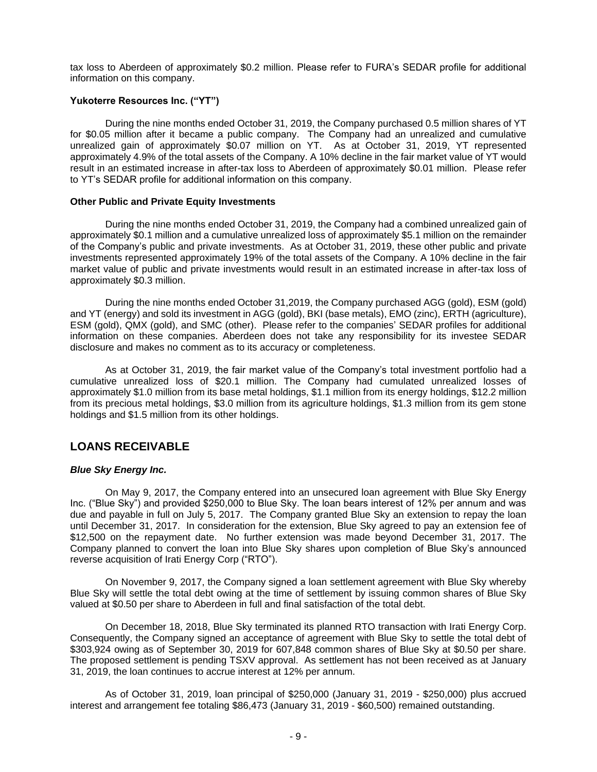tax loss to Aberdeen of approximately $0.2 million. Please refer to FURA's SEDAR profile for additional information on this company.

**Yukoterre Resources Inc. ("YT")**

During the nine months ended October 31, 2019, the Company purchased 0.5 million shares of YT for $0.05 million after it became a public company. The Company had an unrealized and cumulative unrealized gain of approximately $0.07 million on YT. As at October 31, 2019, YT represented approximately 4.9% of the total assets of the Company. A 10% decline in the fair market value of YT would result in an estimated increase in after-tax loss to Aberdeen of approximately $0.01 million. Please refer to YT's SEDAR profile for additional information on this company.

**Other Public and Private Equity Investments**

During the nine months ended October 31, 2019, the Company had a combined unrealized gain of approximately $0.1 million and a cumulative unrealized loss of approximately $5.1 million on the remainder of the Company's public and private investments. As at October 31, 2019, these other public and private investments represented approximately 19% of the total assets of the Company. A 10% decline in the fair market value of public and private investments would result in an estimated increase in after-tax loss of approximately $0.3 million.

During the nine months ended October 31,2019, the Company purchased AGG (gold), ESM (gold) and YT (energy) and sold its investment in AGG (gold), BKI (base metals), EMO (zinc), ERTH (agriculture), ESM (gold), QMX (gold), and SMC (other). Please refer to the companies' SEDAR profiles for additional information on these companies. Aberdeen does not take any responsibility for its investee SEDAR disclosure and makes no comment as to its accuracy or completeness.

As at October 31, 2019, the fair market value of the Company's total investment portfolio had a cumulative unrealized loss of $20.1 million. The Company had cumulated unrealized losses of approximately $1.0 million from its base metal holdings, $1.1 million from its energy holdings, $12.2 million from its precious metal holdings, $3.0 million from its agriculture holdings, $1.3 million from its gem stone holdings and $1.5 million from its other holdings.

## LOANS RECEIVABLE

***Blue Sky Energy Inc.***

On May 9, 2017, the Company entered into an unsecured loan agreement with Blue Sky Energy Inc. ("Blue Sky") and provided $250,000 to Blue Sky. The loan bears interest of 12% per annum and was due and payable in full on July 5, 2017. The Company granted Blue Sky an extension to repay the loan until December 31, 2017. In consideration for the extension, Blue Sky agreed to pay an extension fee of $12,500 on the repayment date. No further extension was made beyond December 31, 2017. The Company planned to convert the loan into Blue Sky shares upon completion of Blue Sky's announced reverse acquisition of Irati Energy Corp ("RTO").

On November 9, 2017, the Company signed a loan settlement agreement with Blue Sky whereby Blue Sky will settle the total debt owing at the time of settlement by issuing common shares of Blue Sky valued at $0.50 per share to Aberdeen in full and final satisfaction of the total debt.

On December 18, 2018, Blue Sky terminated its planned RTO transaction with Irati Energy Corp. Consequently, the Company signed an acceptance of agreement with Blue Sky to settle the total debt of $303,924 owing as of September 30, 2019 for 607,848 common shares of Blue Sky at $0.50 per share. The proposed settlement is pending TSXV approval. As settlement has not been received as at January 31, 2019, the loan continues to accrue interest at 12% per annum.

As of October 31, 2019, loan principal of $250,000 (January 31, 2019 - $250,000) plus accrued interest and arrangement fee totaling $86,473 (January 31, 2019 - $60,500) remained outstanding.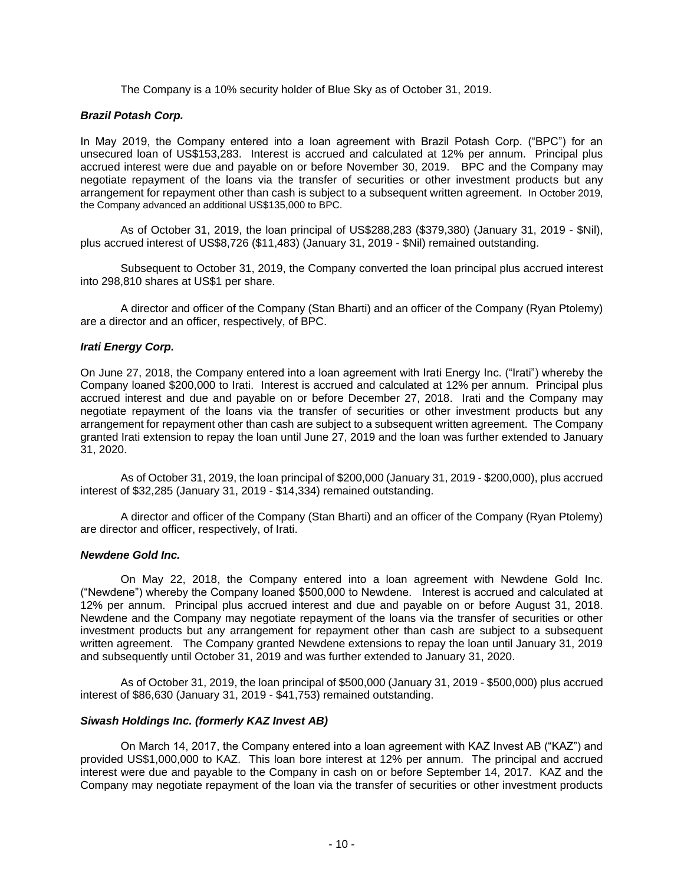The Company is a 10% security holder of Blue Sky as of October 31, 2019.

***Brazil Potash Corp.***

In May 2019, the Company entered into a loan agreement with Brazil Potash Corp. ("BPC") for an unsecured loan of US$153,283. Interest is accrued and calculated at 12% per annum. Principal plus accrued interest were due and payable on or before November 30, 2019. BPC and the Company may negotiate repayment of the loans via the transfer of securities or other investment products but any arrangement for repayment other than cash is subject to a subsequent written agreement. In October 2019, the Company advanced an additional US$135,000 to BPC.

As of October 31, 2019, the loan principal of US$288,283 ($379,380) (January 31, 2019 - $Nil), plus accrued interest of US$8,726 ($11,483) (January 31, 2019 - $Nil) remained outstanding.

Subsequent to October 31, 2019, the Company converted the loan principal plus accrued interest into 298,810 shares at US$1 per share.

A director and officer of the Company (Stan Bharti) and an officer of the Company (Ryan Ptolemy) are a director and an officer, respectively, of BPC.

***Irati Energy Corp.***

On June 27, 2018, the Company entered into a loan agreement with Irati Energy Inc. ("Irati") whereby the Company loaned $200,000 to Irati. Interest is accrued and calculated at 12% per annum. Principal plus accrued interest and due and payable on or before December 27, 2018. Irati and the Company may negotiate repayment of the loans via the transfer of securities or other investment products but any arrangement for repayment other than cash are subject to a subsequent written agreement. The Company granted Irati extension to repay the loan until June 27, 2019 and the loan was further extended to January 31, 2020.

As of October 31, 2019, the loan principal of $200,000 (January 31, 2019 - $200,000), plus accrued interest of $32,285 (January 31, 2019 - $14,334) remained outstanding.

A director and officer of the Company (Stan Bharti) and an officer of the Company (Ryan Ptolemy) are director and officer, respectively, of Irati.

***Newdene Gold Inc.***

On May 22, 2018, the Company entered into a loan agreement with Newdene Gold Inc. ("Newdene") whereby the Company loaned $500,000 to Newdene. Interest is accrued and calculated at 12% per annum. Principal plus accrued interest and due and payable on or before August 31, 2018. Newdene and the Company may negotiate repayment of the loans via the transfer of securities or other investment products but any arrangement for repayment other than cash are subject to a subsequent written agreement. The Company granted Newdene extensions to repay the loan until January 31, 2019 and subsequently until October 31, 2019 and was further extended to January 31, 2020.

As of October 31, 2019, the loan principal of $500,000 (January 31, 2019 - $500,000) plus accrued interest of $86,630 (January 31, 2019 - $41,753) remained outstanding.

***Siwash Holdings Inc. (formerly KAZ Invest AB)***

On March 14, 2017, the Company entered into a loan agreement with KAZ Invest AB ("KAZ") and provided US$1,000,000 to KAZ. This loan bore interest at 12% per annum. The principal and accrued interest were due and payable to the Company in cash on or before September 14, 2017. KAZ and the Company may negotiate repayment of the loan via the transfer of securities or other investment products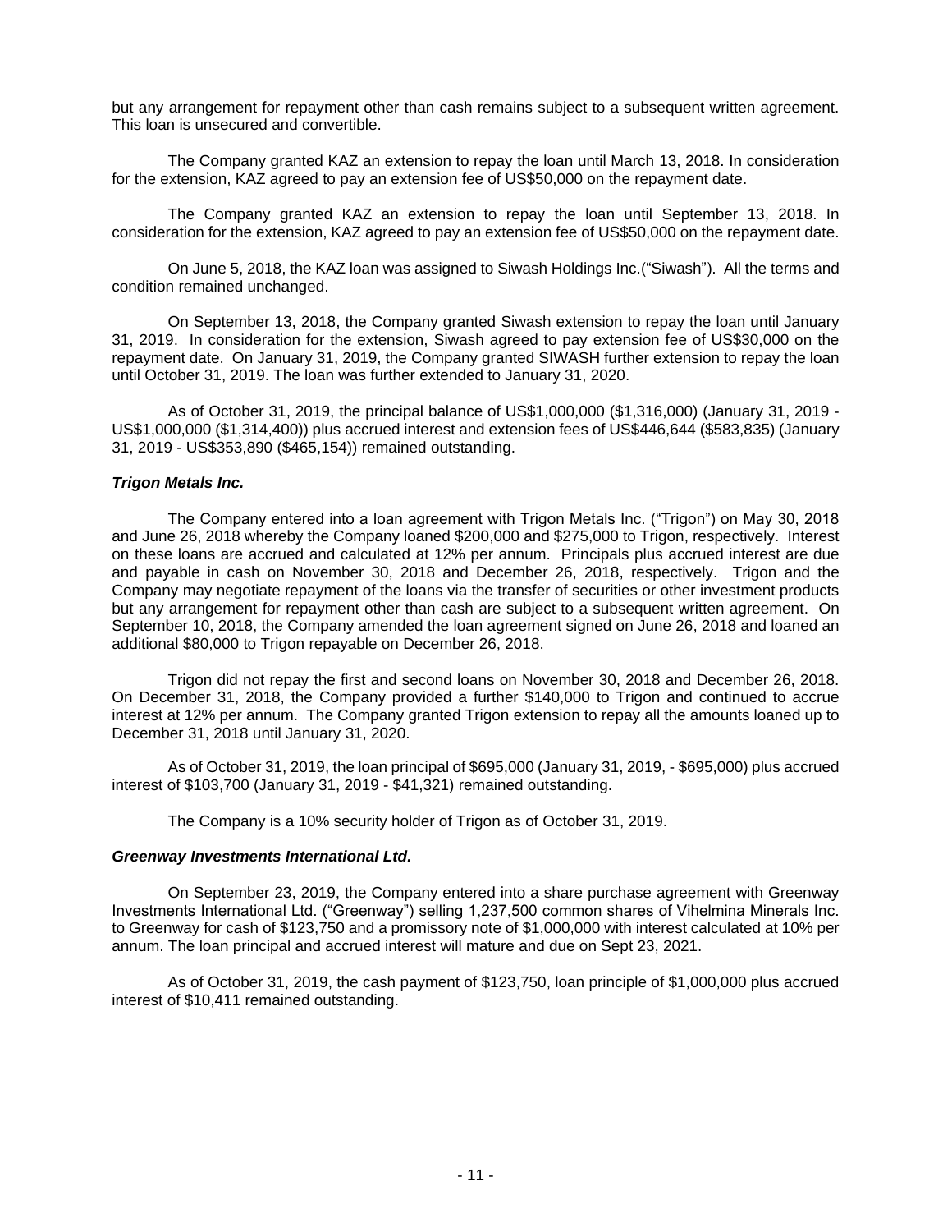but any arrangement for repayment other than cash remains subject to a subsequent written agreement. This loan is unsecured and convertible.

The Company granted KAZ an extension to repay the loan until March 13, 2018. In consideration for the extension, KAZ agreed to pay an extension fee of US$50,000 on the repayment date.

The Company granted KAZ an extension to repay the loan until September 13, 2018. In consideration for the extension, KAZ agreed to pay an extension fee of US$50,000 on the repayment date.

On June 5, 2018, the KAZ loan was assigned to Siwash Holdings Inc.("Siwash"). All the terms and condition remained unchanged.

On September 13, 2018, the Company granted Siwash extension to repay the loan until January 31, 2019. In consideration for the extension, Siwash agreed to pay extension fee of US$30,000 on the repayment date. On January 31, 2019, the Company granted SIWASH further extension to repay the loan until October 31, 2019. The loan was further extended to January 31, 2020.

As of October 31, 2019, the principal balance of US$1,000,000 ($1,316,000) (January 31, 2019 - US$1,000,000 ($1,314,400)) plus accrued interest and extension fees of US$446,644 ($583,835) (January 31, 2019 - US$353,890 ($465,154)) remained outstanding.

***Trigon Metals Inc.***

The Company entered into a loan agreement with Trigon Metals Inc. ("Trigon") on May 30, 2018 and June 26, 2018 whereby the Company loaned $200,000 and $275,000 to Trigon, respectively. Interest on these loans are accrued and calculated at 12% per annum. Principals plus accrued interest are due and payable in cash on November 30, 2018 and December 26, 2018, respectively. Trigon and the Company may negotiate repayment of the loans via the transfer of securities or other investment products but any arrangement for repayment other than cash are subject to a subsequent written agreement. On September 10, 2018, the Company amended the loan agreement signed on June 26, 2018 and loaned an additional $80,000 to Trigon repayable on December 26, 2018.

Trigon did not repay the first and second loans on November 30, 2018 and December 26, 2018. On December 31, 2018, the Company provided a further $140,000 to Trigon and continued to accrue interest at 12% per annum. The Company granted Trigon extension to repay all the amounts loaned up to December 31, 2018 until January 31, 2020.

As of October 31, 2019, the loan principal of $695,000 (January 31, 2019, - $695,000) plus accrued interest of $103,700 (January 31, 2019 - $41,321) remained outstanding.

The Company is a 10% security holder of Trigon as of October 31, 2019.

***Greenway Investments International Ltd.***

On September 23, 2019, the Company entered into a share purchase agreement with Greenway Investments International Ltd. ("Greenway") selling 1,237,500 common shares of Vihelmina Minerals Inc. to Greenway for cash of $123,750 and a promissory note of $1,000,000 with interest calculated at 10% per annum. The loan principal and accrued interest will mature and due on Sept 23, 2021.

As of October 31, 2019, the cash payment of $123,750, loan principle of $1,000,000 plus accrued interest of $10,411 remained outstanding.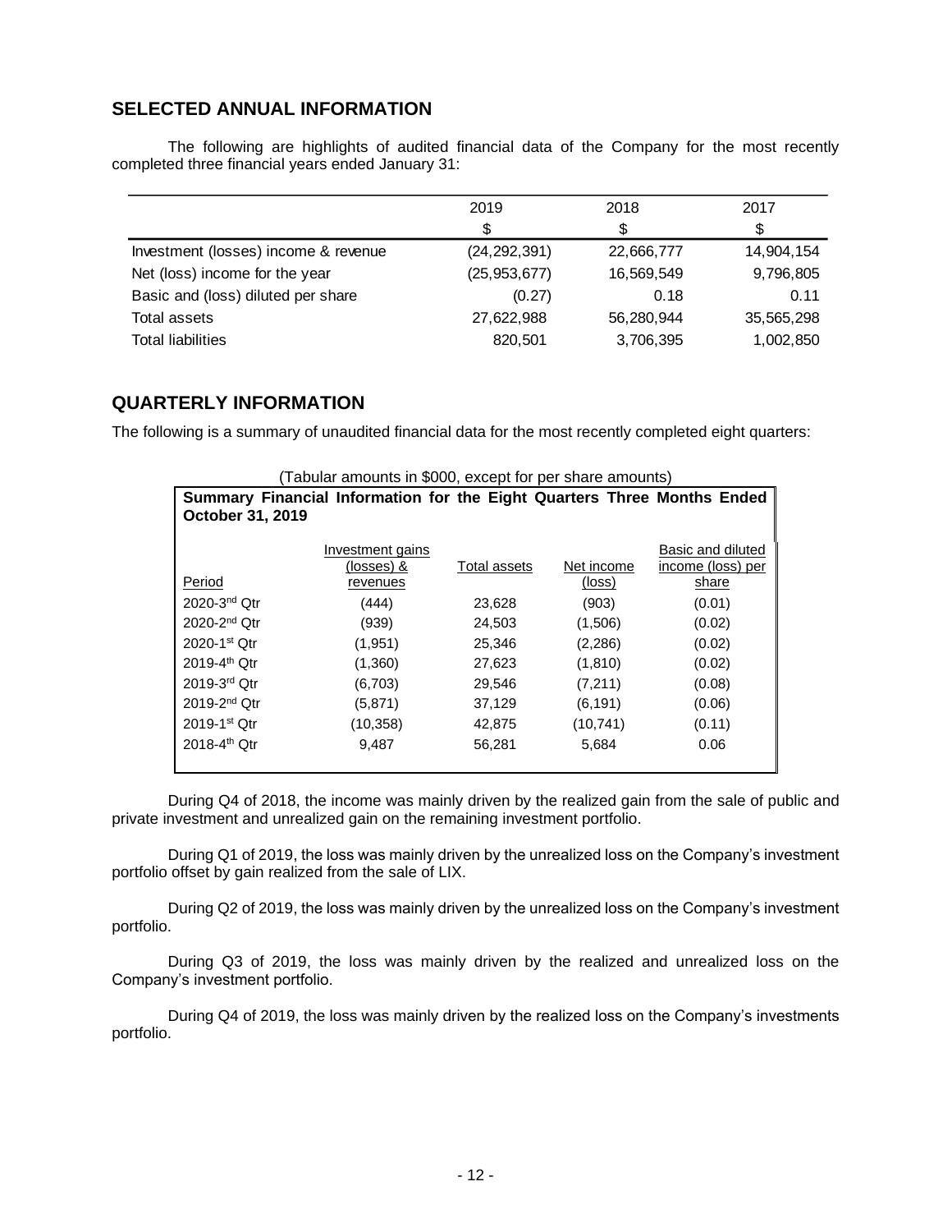## SELECTED ANNUAL INFORMATION

The following are highlights of audited financial data of the Company for the most recently completed three financial years ended January 31:

| | 2019 | 2018 | 2017 |
|---|---|---|---|
| | $ | $ | $ |
| Investment (losses) income & revenue | (24,292,391) | 22,666,777 | 14,904,154 |
| Net (loss) income for the year | (25,953,677) | 16,569,549 | 9,796,805 |
| Basic and (loss) diluted per share | (0.27) | 0.18 | 0.11 |
| Total assets | 27,622,988 | 56,280,944 | 35,565,298 |
| Total liabilities | 820,501 | 3,706,395 | 1,002,850 |

## QUARTERLY INFORMATION

The following is a summary of unaudited financial data for the most recently completed eight quarters:

(Tabular amounts in $000, except for per share amounts)

**Summary Financial Information for the Eight Quarters Three Months Ended October 31, 2019**

| Period | Investment gains (losses) & revenues | Total assets | Net income (loss) | Basic and diluted income (loss) per share |
|---|---|---|---|---|
| 2020-3rd Qtr | (444) | 23,628 | (903) | (0.01) |
| 2020-2nd Qtr | (939) | 24,503 | (1,506) | (0.02) |
| 2020-1st Qtr | (1,951) | 25,346 | (2,286) | (0.02) |
| 2019-4th Qtr | (1,360) | 27,623 | (1,810) | (0.02) |
| 2019-3rd Qtr | (6,703) | 29,546 | (7,211) | (0.08) |
| 2019-2nd Qtr | (5,871) | 37,129 | (6,191) | (0.06) |
| 2019-1st Qtr | (10,358) | 42,875 | (10,741) | (0.11) |
| 2018-4th Qtr | 9,487 | 56,281 | 5,684 | 0.06 |

During Q4 of 2018, the income was mainly driven by the realized gain from the sale of public and private investment and unrealized gain on the remaining investment portfolio.

During Q1 of 2019, the loss was mainly driven by the unrealized loss on the Company's investment portfolio offset by gain realized from the sale of LIX.

During Q2 of 2019, the loss was mainly driven by the unrealized loss on the Company's investment portfolio.

During Q3 of 2019, the loss was mainly driven by the realized and unrealized loss on the Company's investment portfolio.

During Q4 of 2019, the loss was mainly driven by the realized loss on the Company's investments portfolio.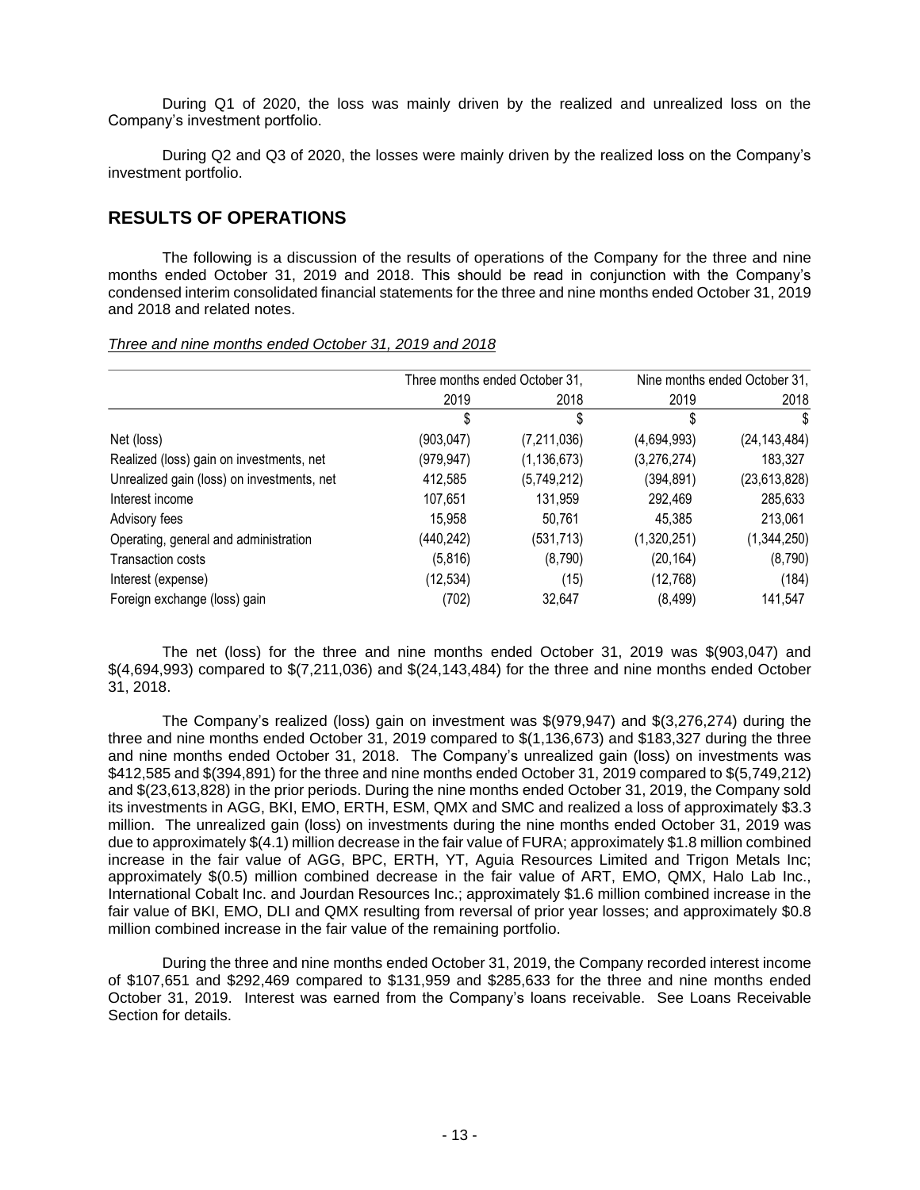During Q1 of 2020, the loss was mainly driven by the realized and unrealized loss on the Company's investment portfolio.

During Q2 and Q3 of 2020, the losses were mainly driven by the realized loss on the Company's investment portfolio.

## RESULTS OF OPERATIONS

The following is a discussion of the results of operations of the Company for the three and nine months ended October 31, 2019 and 2018. This should be read in conjunction with the Company's condensed interim consolidated financial statements for the three and nine months ended October 31, 2019 and 2018 and related notes.

*Three and nine months ended October 31, 2019 and 2018*

| | Three months ended October 31, | | Nine months ended October 31, | |
|---|---|---|---|---|
| | 2019 | 2018 | 2019 | 2018 |
| | $ | $ | $ | $ |
| Net (loss) | (903,047) | (7,211,036) | (4,694,993) | (24,143,484) |
| Realized (loss) gain on investments, net | (979,947) | (1,136,673) | (3,276,274) | 183,327 |
| Unrealized gain (loss) on investments, net | 412,585 | (5,749,212) | (394,891) | (23,613,828) |
| Interest income | 107,651 | 131,959 | 292,469 | 285,633 |
| Advisory fees | 15,958 | 50,761 | 45,385 | 213,061 |
| Operating, general and administration | (440,242) | (531,713) | (1,320,251) | (1,344,250) |
| Transaction costs | (5,816) | (8,790) | (20,164) | (8,790) |
| Interest (expense) | (12,534) | (15) | (12,768) | (184) |
| Foreign exchange (loss) gain | (702) | 32,647 | (8,499) | 141,547 |

The net (loss) for the three and nine months ended October 31, 2019 was $(903,047) and $(4,694,993) compared to $(7,211,036) and $(24,143,484) for the three and nine months ended October 31, 2018.

The Company's realized (loss) gain on investment was $(979,947) and $(3,276,274) during the three and nine months ended October 31, 2019 compared to $(1,136,673) and $183,327 during the three and nine months ended October 31, 2018. The Company's unrealized gain (loss) on investments was $412,585 and $(394,891) for the three and nine months ended October 31, 2019 compared to $(5,749,212) and $(23,613,828) in the prior periods. During the nine months ended October 31, 2019, the Company sold its investments in AGG, BKI, EMO, ERTH, ESM, QMX and SMC and realized a loss of approximately $3.3 million. The unrealized gain (loss) on investments during the nine months ended October 31, 2019 was due to approximately $(4.1) million decrease in the fair value of FURA; approximately $1.8 million combined increase in the fair value of AGG, BPC, ERTH, YT, Aguia Resources Limited and Trigon Metals Inc; approximately $(0.5) million combined decrease in the fair value of ART, EMO, QMX, Halo Lab Inc., International Cobalt Inc. and Jourdan Resources Inc.; approximately $1.6 million combined increase in the fair value of BKI, EMO, DLI and QMX resulting from reversal of prior year losses; and approximately $0.8 million combined increase in the fair value of the remaining portfolio.

During the three and nine months ended October 31, 2019, the Company recorded interest income of $107,651 and $292,469 compared to $131,959 and $285,633 for the three and nine months ended October 31, 2019. Interest was earned from the Company's loans receivable. See Loans Receivable Section for details.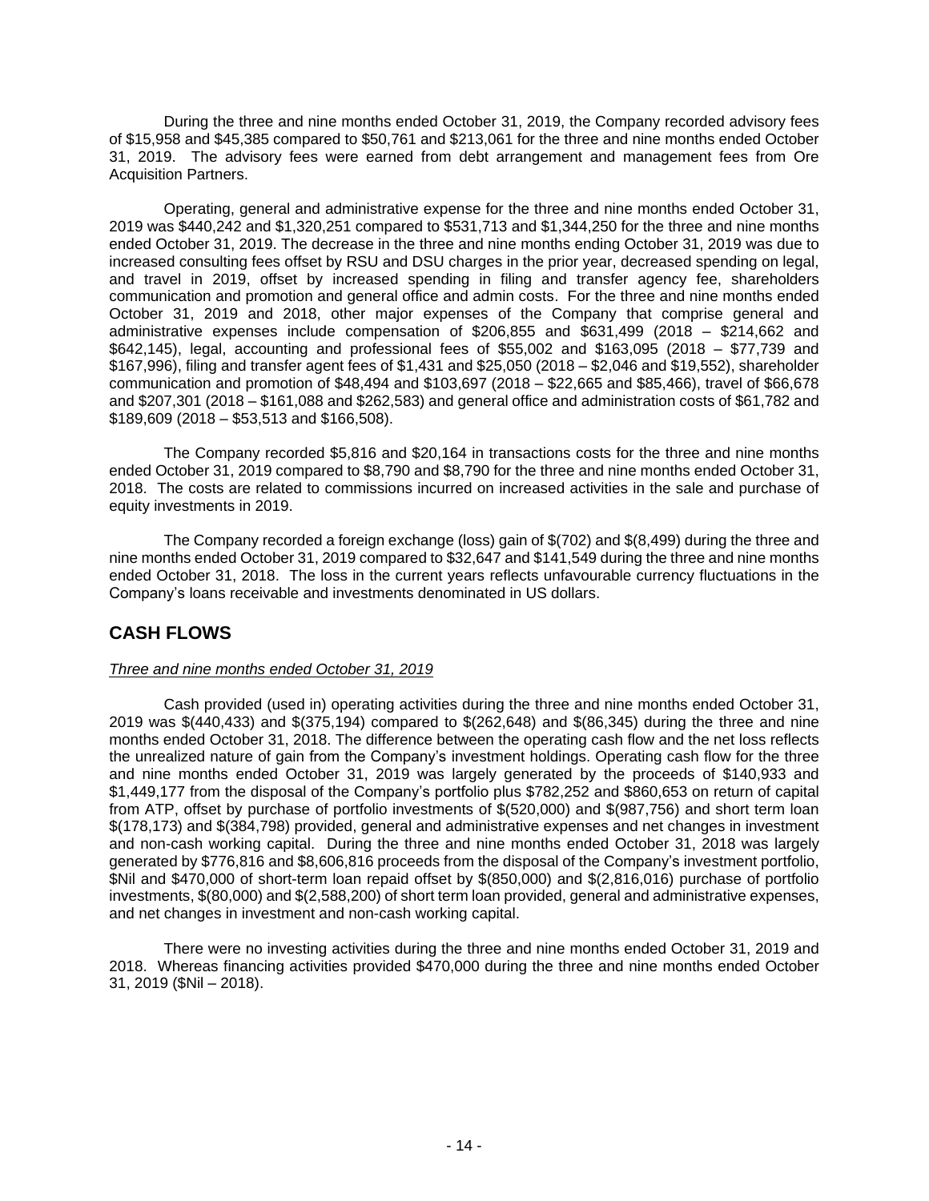During the three and nine months ended October 31, 2019, the Company recorded advisory fees of $15,958 and $45,385 compared to $50,761 and $213,061 for the three and nine months ended October 31, 2019. The advisory fees were earned from debt arrangement and management fees from Ore Acquisition Partners.

Operating, general and administrative expense for the three and nine months ended October 31, 2019 was $440,242 and $1,320,251 compared to $531,713 and $1,344,250 for the three and nine months ended October 31, 2019. The decrease in the three and nine months ending October 31, 2019 was due to increased consulting fees offset by RSU and DSU charges in the prior year, decreased spending on legal, and travel in 2019, offset by increased spending in filing and transfer agency fee, shareholders communication and promotion and general office and admin costs. For the three and nine months ended October 31, 2019 and 2018, other major expenses of the Company that comprise general and administrative expenses include compensation of $206,855 and $631,499 (2018 – $214,662 and $642,145), legal, accounting and professional fees of $55,002 and $163,095 (2018 – $77,739 and $167,996), filing and transfer agent fees of $1,431 and $25,050 (2018 – $2,046 and $19,552), shareholder communication and promotion of $48,494 and $103,697 (2018 – $22,665 and $85,466), travel of $66,678 and $207,301 (2018 – $161,088 and $262,583) and general office and administration costs of $61,782 and $189,609 (2018 – $53,513 and $166,508).

The Company recorded $5,816 and $20,164 in transactions costs for the three and nine months ended October 31, 2019 compared to $8,790 and $8,790 for the three and nine months ended October 31, 2018. The costs are related to commissions incurred on increased activities in the sale and purchase of equity investments in 2019.

The Company recorded a foreign exchange (loss) gain of $(702) and $(8,499) during the three and nine months ended October 31, 2019 compared to $32,647 and $141,549 during the three and nine months ended October 31, 2018. The loss in the current years reflects unfavourable currency fluctuations in the Company's loans receivable and investments denominated in US dollars.

## CASH FLOWS

*Three and nine months ended October 31, 2019*

Cash provided (used in) operating activities during the three and nine months ended October 31, 2019 was $(440,433) and $(375,194) compared to $(262,648) and $(86,345) during the three and nine months ended October 31, 2018. The difference between the operating cash flow and the net loss reflects the unrealized nature of gain from the Company's investment holdings. Operating cash flow for the three and nine months ended October 31, 2019 was largely generated by the proceeds of $140,933 and $1,449,177 from the disposal of the Company's portfolio plus $782,252 and $860,653 on return of capital from ATP, offset by purchase of portfolio investments of $(520,000) and $(987,756) and short term loan $(178,173) and $(384,798) provided, general and administrative expenses and net changes in investment and non-cash working capital. During the three and nine months ended October 31, 2018 was largely generated by $776,816 and $8,606,816 proceeds from the disposal of the Company's investment portfolio, $Nil and $470,000 of short-term loan repaid offset by $(850,000) and $(2,816,016) purchase of portfolio investments, $(80,000) and $(2,588,200) of short term loan provided, general and administrative expenses, and net changes in investment and non-cash working capital.

There were no investing activities during the three and nine months ended October 31, 2019 and 2018. Whereas financing activities provided $470,000 during the three and nine months ended October 31, 2019 ($Nil – 2018).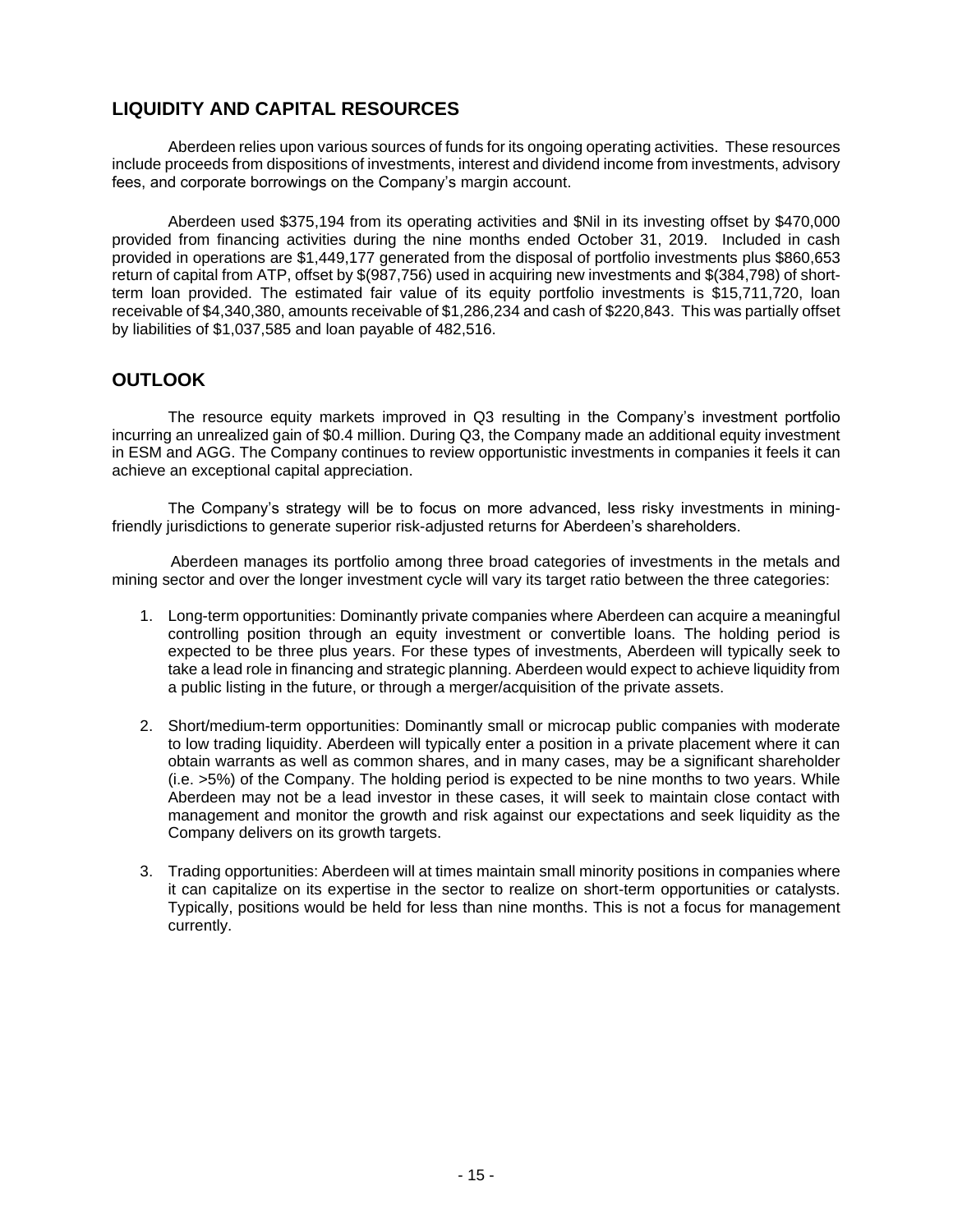## LIQUIDITY AND CAPITAL RESOURCES

Aberdeen relies upon various sources of funds for its ongoing operating activities. These resources include proceeds from dispositions of investments, interest and dividend income from investments, advisory fees, and corporate borrowings on the Company's margin account.

Aberdeen used $375,194 from its operating activities and $Nil in its investing offset by $470,000 provided from financing activities during the nine months ended October 31, 2019. Included in cash provided in operations are $1,449,177 generated from the disposal of portfolio investments plus $860,653 return of capital from ATP, offset by $(987,756) used in acquiring new investments and $(384,798) of short-term loan provided. The estimated fair value of its equity portfolio investments is $15,711,720, loan receivable of $4,340,380, amounts receivable of $1,286,234 and cash of $220,843. This was partially offset by liabilities of $1,037,585 and loan payable of 482,516.

## OUTLOOK

The resource equity markets improved in Q3 resulting in the Company's investment portfolio incurring an unrealized gain of $0.4 million. During Q3, the Company made an additional equity investment in ESM and AGG. The Company continues to review opportunistic investments in companies it feels it can achieve an exceptional capital appreciation.

The Company's strategy will be to focus on more advanced, less risky investments in mining-friendly jurisdictions to generate superior risk-adjusted returns for Aberdeen's shareholders.

Aberdeen manages its portfolio among three broad categories of investments in the metals and mining sector and over the longer investment cycle will vary its target ratio between the three categories:

1. Long-term opportunities: Dominantly private companies where Aberdeen can acquire a meaningful controlling position through an equity investment or convertible loans. The holding period is expected to be three plus years. For these types of investments, Aberdeen will typically seek to take a lead role in financing and strategic planning. Aberdeen would expect to achieve liquidity from a public listing in the future, or through a merger/acquisition of the private assets.

2. Short/medium-term opportunities: Dominantly small or microcap public companies with moderate to low trading liquidity. Aberdeen will typically enter a position in a private placement where it can obtain warrants as well as common shares, and in many cases, may be a significant shareholder (i.e. >5%) of the Company. The holding period is expected to be nine months to two years. While Aberdeen may not be a lead investor in these cases, it will seek to maintain close contact with management and monitor the growth and risk against our expectations and seek liquidity as the Company delivers on its growth targets.

3. Trading opportunities: Aberdeen will at times maintain small minority positions in companies where it can capitalize on its expertise in the sector to realize on short-term opportunities or catalysts. Typically, positions would be held for less than nine months. This is not a focus for management currently.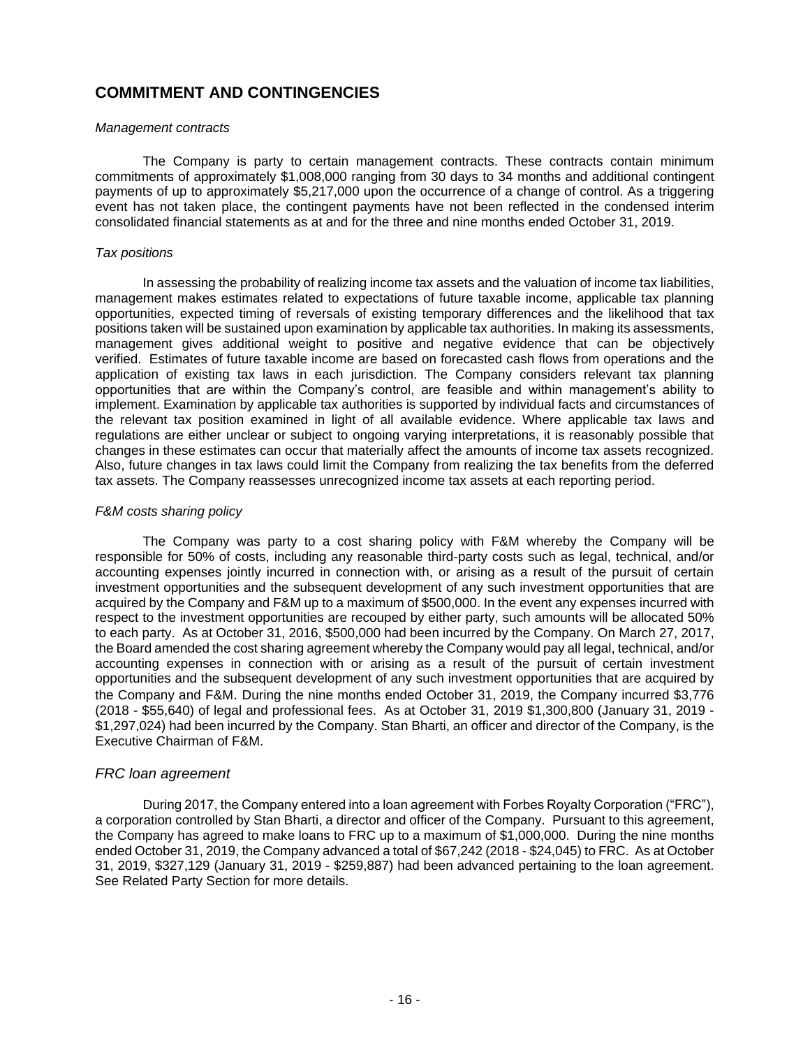## COMMITMENT AND CONTINGENCIES

*Management contracts*

The Company is party to certain management contracts. These contracts contain minimum commitments of approximately $1,008,000 ranging from 30 days to 34 months and additional contingent payments of up to approximately $5,217,000 upon the occurrence of a change of control. As a triggering event has not taken place, the contingent payments have not been reflected in the condensed interim consolidated financial statements as at and for the three and nine months ended October 31, 2019.

*Tax positions*

In assessing the probability of realizing income tax assets and the valuation of income tax liabilities, management makes estimates related to expectations of future taxable income, applicable tax planning opportunities, expected timing of reversals of existing temporary differences and the likelihood that tax positions taken will be sustained upon examination by applicable tax authorities. In making its assessments, management gives additional weight to positive and negative evidence that can be objectively verified. Estimates of future taxable income are based on forecasted cash flows from operations and the application of existing tax laws in each jurisdiction. The Company considers relevant tax planning opportunities that are within the Company's control, are feasible and within management's ability to implement. Examination by applicable tax authorities is supported by individual facts and circumstances of the relevant tax position examined in light of all available evidence. Where applicable tax laws and regulations are either unclear or subject to ongoing varying interpretations, it is reasonably possible that changes in these estimates can occur that materially affect the amounts of income tax assets recognized. Also, future changes in tax laws could limit the Company from realizing the tax benefits from the deferred tax assets. The Company reassesses unrecognized income tax assets at each reporting period.

*F&M costs sharing policy*

The Company was party to a cost sharing policy with F&M whereby the Company will be responsible for 50% of costs, including any reasonable third-party costs such as legal, technical, and/or accounting expenses jointly incurred in connection with, or arising as a result of the pursuit of certain investment opportunities and the subsequent development of any such investment opportunities that are acquired by the Company and F&M up to a maximum of $500,000. In the event any expenses incurred with respect to the investment opportunities are recouped by either party, such amounts will be allocated 50% to each party. As at October 31, 2016, $500,000 had been incurred by the Company. On March 27, 2017, the Board amended the cost sharing agreement whereby the Company would pay all legal, technical, and/or accounting expenses in connection with or arising as a result of the pursuit of certain investment opportunities and the subsequent development of any such investment opportunities that are acquired by the Company and F&M. During the nine months ended October 31, 2019, the Company incurred $3,776 (2018 - $55,640) of legal and professional fees. As at October 31, 2019 $1,300,800 (January 31, 2019 - $1,297,024) had been incurred by the Company. Stan Bharti, an officer and director of the Company, is the Executive Chairman of F&M.

*FRC loan agreement*

During 2017, the Company entered into a loan agreement with Forbes Royalty Corporation ("FRC"), a corporation controlled by Stan Bharti, a director and officer of the Company. Pursuant to this agreement, the Company has agreed to make loans to FRC up to a maximum of $1,000,000. During the nine months ended October 31, 2019, the Company advanced a total of $67,242 (2018 - $24,045) to FRC. As at October 31, 2019, $327,129 (January 31, 2019 - $259,887) had been advanced pertaining to the loan agreement. See Related Party Section for more details.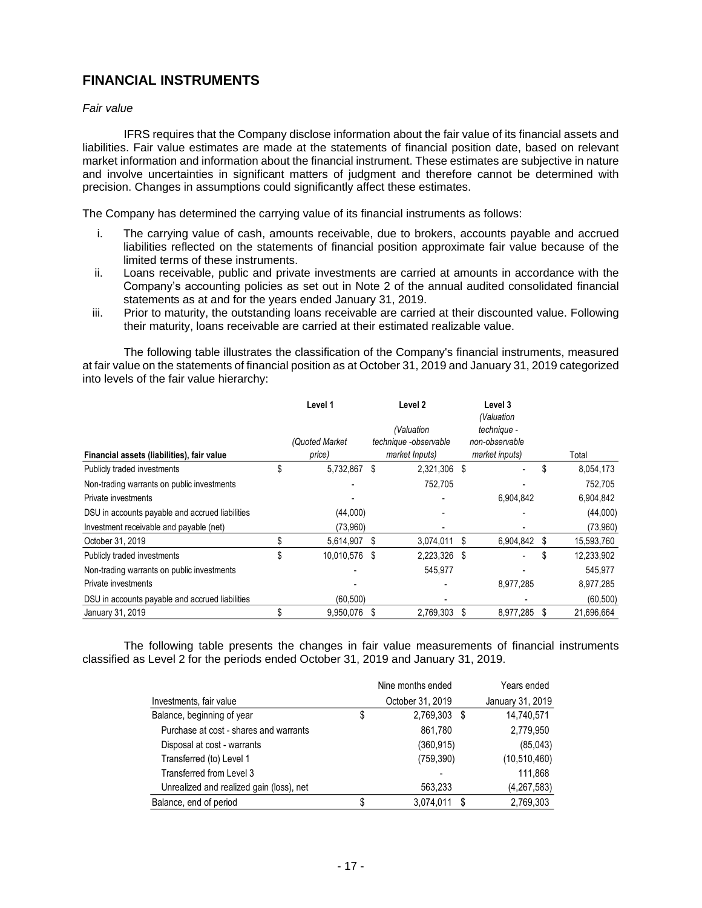## FINANCIAL INSTRUMENTS

*Fair value*

IFRS requires that the Company disclose information about the fair value of its financial assets and liabilities. Fair value estimates are made at the statements of financial position date, based on relevant market information and information about the financial instrument. These estimates are subjective in nature and involve uncertainties in significant matters of judgment and therefore cannot be determined with precision. Changes in assumptions could significantly affect these estimates.

The Company has determined the carrying value of its financial instruments as follows:

i. The carrying value of cash, amounts receivable, due to brokers, accounts payable and accrued liabilities reflected on the statements of financial position approximate fair value because of the limited terms of these instruments.
ii. Loans receivable, public and private investments are carried at amounts in accordance with the Company's accounting policies as set out in Note 2 of the annual audited consolidated financial statements as at and for the years ended January 31, 2019.
iii. Prior to maturity, the outstanding loans receivable are carried at their discounted value. Following their maturity, loans receivable are carried at their estimated realizable value.

The following table illustrates the classification of the Company's financial instruments, measured at fair value on the statements of financial position as at October 31, 2019 and January 31, 2019 categorized into levels of the fair value hierarchy:

| Financial assets (liabilities), fair value | Level 1 *(Quoted Market price)* | Level 2 *(Valuation technique -observable market Inputs)* | Level 3 *(Valuation technique - non-observable market inputs)* | Total |
|---|---|---|---|---|
| Publicly traded investments | $ 5,732,867 | $ 2,321,306 | $ - | $ 8,054,173 |
| Non-trading warrants on public investments | - | 752,705 | - | 752,705 |
| Private investments | - | - | 6,904,842 | 6,904,842 |
| DSU in accounts payable and accrued liabilities | (44,000) | - | - | (44,000) |
| Investment receivable and payable (net) | (73,960) | - | - | (73,960) |
| October 31, 2019 | $ 5,614,907 | $ 3,074,011 | $ 6,904,842 | $ 15,593,760 |
| Publicly traded investments | $ 10,010,576 | $ 2,223,326 | $ - | $ 12,233,902 |
| Non-trading warrants on public investments | - | 545,977 | - | 545,977 |
| Private investments | - | - | 8,977,285 | 8,977,285 |
| DSU in accounts payable and accrued liabilities | (60,500) | - | - | (60,500) |
| January 31, 2019 | $ 9,950,076 | $ 2,769,303 | $ 8,977,285 | $ 21,696,664 |

The following table presents the changes in fair value measurements of financial instruments classified as Level 2 for the periods ended October 31, 2019 and January 31, 2019.

| Investments, fair value | Nine months ended October 31, 2019 | Years ended January 31, 2019 |
|---|---|---|
| Balance, beginning of year | $ 2,769,303 | $ 14,740,571 |
| Purchase at cost - shares and warrants | 861,780 | 2,779,950 |
| Disposal at cost - warrants | (360,915) | (85,043) |
| Transferred (to) Level 1 | (759,390) | (10,510,460) |
| Transferred from Level 3 | - | 111,868 |
| Unrealized and realized gain (loss), net | 563,233 | (4,267,583) |
| Balance, end of period | $ 3,074,011 | $ 2,769,303 |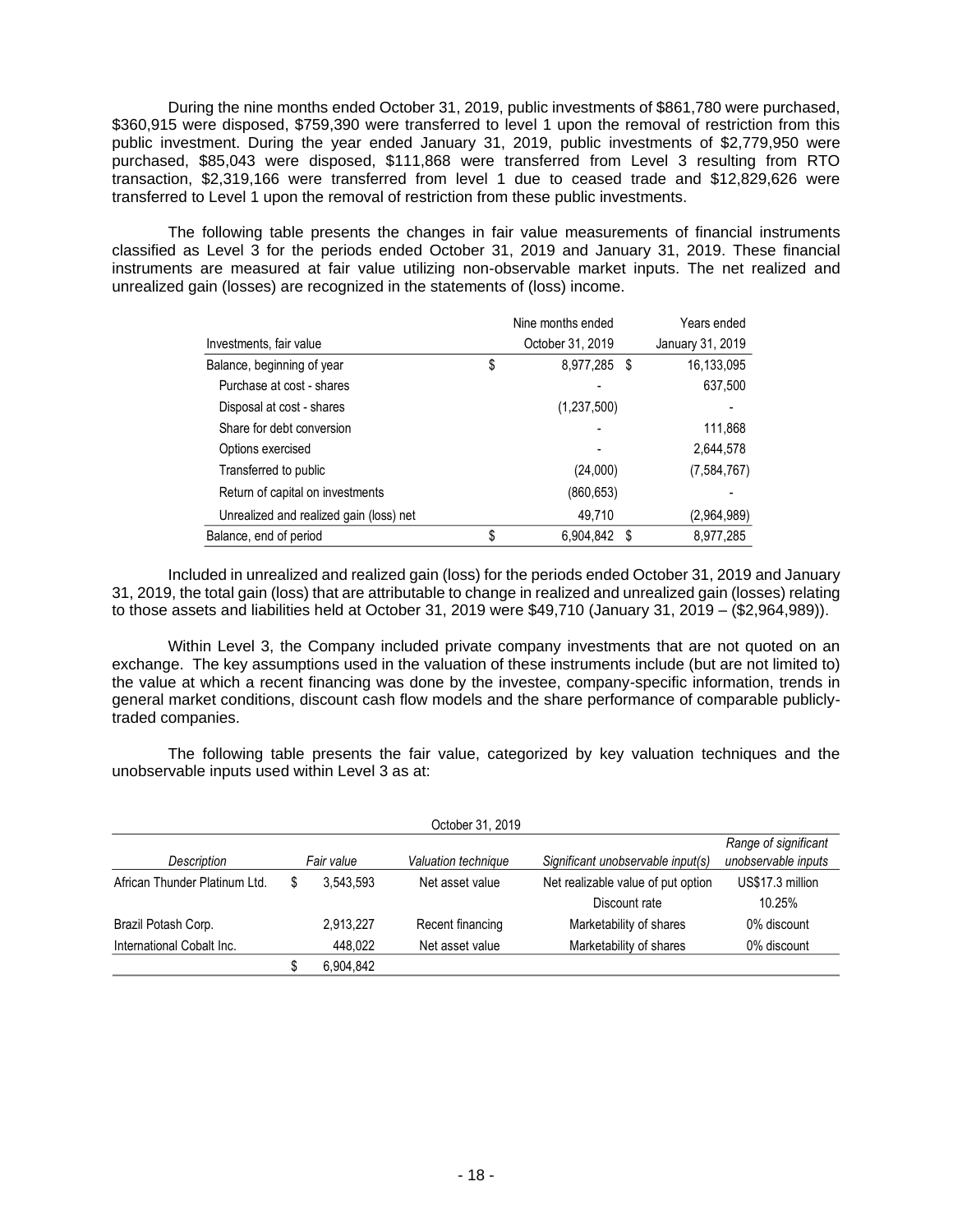During the nine months ended October 31, 2019, public investments of $861,780 were purchased, $360,915 were disposed, $759,390 were transferred to level 1 upon the removal of restriction from this public investment. During the year ended January 31, 2019, public investments of $2,779,950 were purchased, $85,043 were disposed, $111,868 were transferred from Level 3 resulting from RTO transaction, $2,319,166 were transferred from level 1 due to ceased trade and $12,829,626 were transferred to Level 1 upon the removal of restriction from these public investments.

The following table presents the changes in fair value measurements of financial instruments classified as Level 3 for the periods ended October 31, 2019 and January 31, 2019. These financial instruments are measured at fair value utilizing non-observable market inputs. The net realized and unrealized gain (losses) are recognized in the statements of (loss) income.

| Investments, fair value | Nine months ended October 31, 2019 | Years ended January 31, 2019 |
|---|---|---|
| Balance, beginning of year | $ 8,977,285 | $ 16,133,095 |
| Purchase at cost - shares | - | 637,500 |
| Disposal at cost - shares | (1,237,500) | - |
| Share for debt conversion | - | 111,868 |
| Options exercised | - | 2,644,578 |
| Transferred to public | (24,000) | (7,584,767) |
| Return of capital on investments | (860,653) | - |
| Unrealized and realized gain (loss) net | 49,710 | (2,964,989) |
| Balance, end of period | $ 6,904,842 | $ 8,977,285 |

Included in unrealized and realized gain (loss) for the periods ended October 31, 2019 and January 31, 2019, the total gain (loss) that are attributable to change in realized and unrealized gain (losses) relating to those assets and liabilities held at October 31, 2019 were $49,710 (January 31, 2019 – ($2,964,989)).

Within Level 3, the Company included private company investments that are not quoted on an exchange. The key assumptions used in the valuation of these instruments include (but are not limited to) the value at which a recent financing was done by the investee, company-specific information, trends in general market conditions, discount cash flow models and the share performance of comparable publicly-traded companies.

The following table presents the fair value, categorized by key valuation techniques and the unobservable inputs used within Level 3 as at:

| October 31, 2019 | | | | |
|---|---|---|---|---|
| *Description* | *Fair value* | *Valuation technique* | *Significant unobservable input(s)* | *Range of significant unobservable inputs* |
| African Thunder Platinum Ltd. | $ 3,543,593 | Net asset value | Net realizable value of put option | US$17.3 million |
| | | | Discount rate | 10.25% |
| Brazil Potash Corp. | 2,913,227 | Recent financing | Marketability of shares | 0% discount |
| International Cobalt Inc. | 448,022 | Net asset value | Marketability of shares | 0% discount |
| | $ 6,904,842 | | | |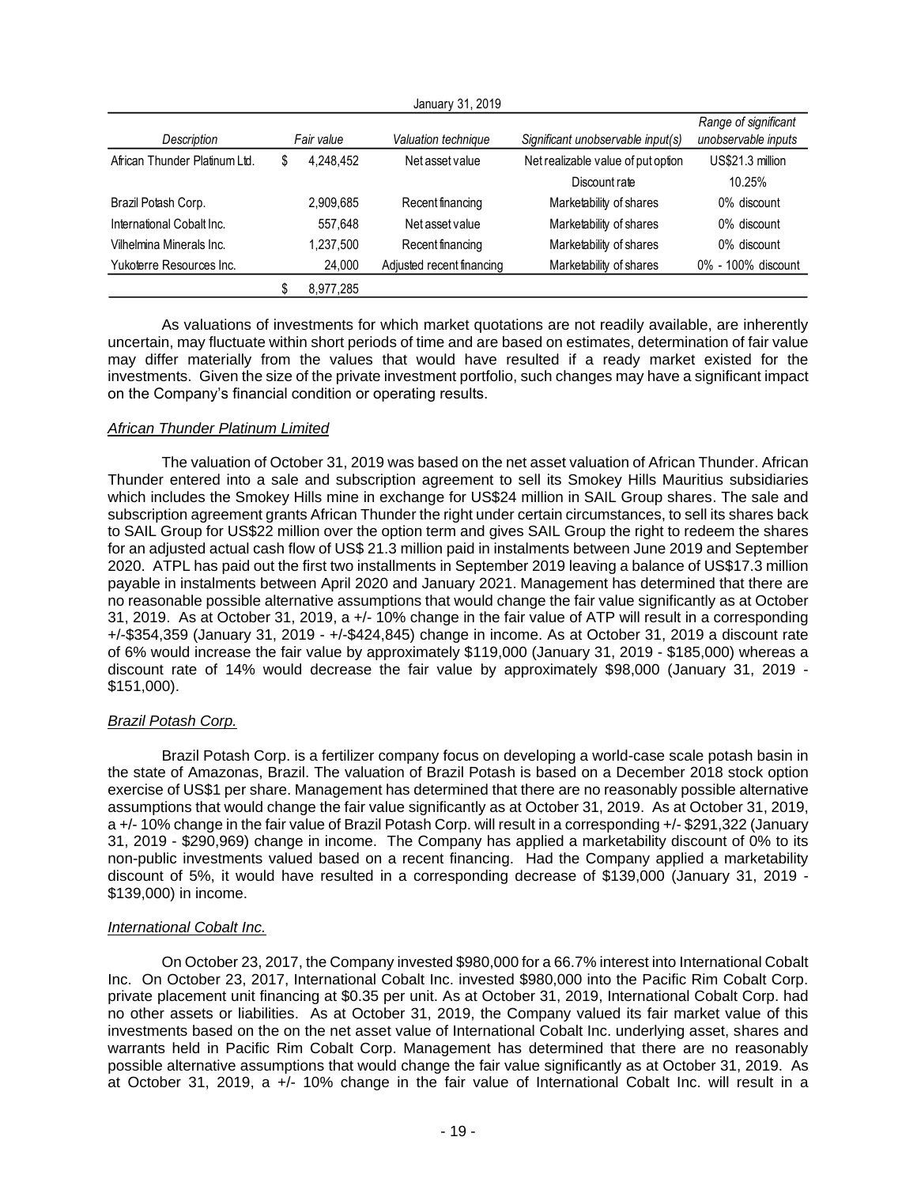| January 31, 2019 | | | | | |
|---|---|---|---|---|---|
| *Description* | | *Fair value* | *Valuation technique* | *Significant unobservable input(s)* | *Range of significant unobservable inputs* |
| African Thunder Platinum Ltd. | $ | 4,248,452 | Net asset value | Net realizable value of put option | US$21.3 million |
| | | | | Discount rate | 10.25% |
| Brazil Potash Corp. | | 2,909,685 | Recent financing | Marketability of shares | 0% discount |
| International Cobalt Inc. | | 557,648 | Net asset value | Marketability of shares | 0% discount |
| Vilhelmina Minerals Inc. | | 1,237,500 | Recent financing | Marketability of shares | 0% discount |
| Yukoterre Resources Inc. | | 24,000 | Adjusted recent financing | Marketability of shares | 0% - 100% discount |
| | $ | 8,977,285 | | | |

As valuations of investments for which market quotations are not readily available, are inherently uncertain, may fluctuate within short periods of time and are based on estimates, determination of fair value may differ materially from the values that would have resulted if a ready market existed for the investments. Given the size of the private investment portfolio, such changes may have a significant impact on the Company's financial condition or operating results.

*African Thunder Platinum Limited*

The valuation of October 31, 2019 was based on the net asset valuation of African Thunder. African Thunder entered into a sale and subscription agreement to sell its Smokey Hills Mauritius subsidiaries which includes the Smokey Hills mine in exchange for US$24 million in SAIL Group shares. The sale and subscription agreement grants African Thunder the right under certain circumstances, to sell its shares back to SAIL Group for US$22 million over the option term and gives SAIL Group the right to redeem the shares for an adjusted actual cash flow of US$ 21.3 million paid in instalments between June 2019 and September 2020. ATPL has paid out the first two installments in September 2019 leaving a balance of US$17.3 million payable in instalments between April 2020 and January 2021. Management has determined that there are no reasonable possible alternative assumptions that would change the fair value significantly as at October 31, 2019. As at October 31, 2019, a +/- 10% change in the fair value of ATP will result in a corresponding +/-$354,359 (January 31, 2019 - +/-$424,845) change in income. As at October 31, 2019 a discount rate of 6% would increase the fair value by approximately $119,000 (January 31, 2019 - $185,000) whereas a discount rate of 14% would decrease the fair value by approximately $98,000 (January 31, 2019 - $151,000).

*Brazil Potash Corp.*

Brazil Potash Corp. is a fertilizer company focus on developing a world-case scale potash basin in the state of Amazonas, Brazil. The valuation of Brazil Potash is based on a December 2018 stock option exercise of US$1 per share. Management has determined that there are no reasonably possible alternative assumptions that would change the fair value significantly as at October 31, 2019. As at October 31, 2019, a +/- 10% change in the fair value of Brazil Potash Corp. will result in a corresponding +/- $291,322 (January 31, 2019 - $290,969) change in income. The Company has applied a marketability discount of 0% to its non-public investments valued based on a recent financing. Had the Company applied a marketability discount of 5%, it would have resulted in a corresponding decrease of $139,000 (January 31, 2019 - $139,000) in income.

*International Cobalt Inc.*

On October 23, 2017, the Company invested $980,000 for a 66.7% interest into International Cobalt Inc. On October 23, 2017, International Cobalt Inc. invested $980,000 into the Pacific Rim Cobalt Corp. private placement unit financing at $0.35 per unit. As at October 31, 2019, International Cobalt Corp. had no other assets or liabilities. As at October 31, 2019, the Company valued its fair market value of this investments based on the on the net asset value of International Cobalt Inc. underlying asset, shares and warrants held in Pacific Rim Cobalt Corp. Management has determined that there are no reasonably possible alternative assumptions that would change the fair value significantly as at October 31, 2019. As at October 31, 2019, a +/- 10% change in the fair value of International Cobalt Inc. will result in a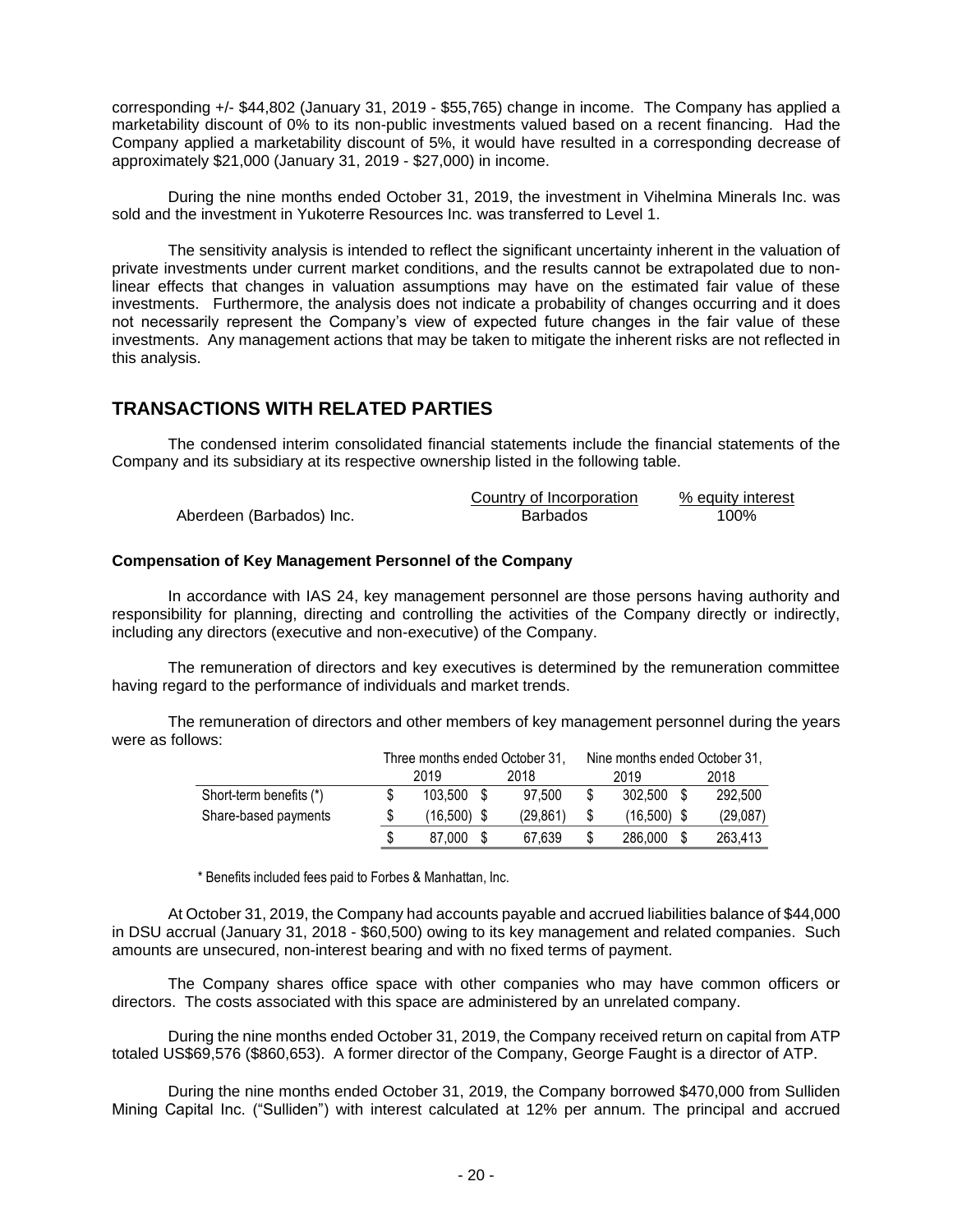corresponding +/- $44,802 (January 31, 2019 - $55,765) change in income. The Company has applied a marketability discount of 0% to its non-public investments valued based on a recent financing. Had the Company applied a marketability discount of 5%, it would have resulted in a corresponding decrease of approximately $21,000 (January 31, 2019 - $27,000) in income.

During the nine months ended October 31, 2019, the investment in Vihelmina Minerals Inc. was sold and the investment in Yukoterre Resources Inc. was transferred to Level 1.

The sensitivity analysis is intended to reflect the significant uncertainty inherent in the valuation of private investments under current market conditions, and the results cannot be extrapolated due to non-linear effects that changes in valuation assumptions may have on the estimated fair value of these investments. Furthermore, the analysis does not indicate a probability of changes occurring and it does not necessarily represent the Company's view of expected future changes in the fair value of these investments. Any management actions that may be taken to mitigate the inherent risks are not reflected in this analysis.

## TRANSACTIONS WITH RELATED PARTIES

The condensed interim consolidated financial statements include the financial statements of the Company and its subsidiary at its respective ownership listed in the following table.

| | Country of Incorporation | % equity interest |
|---|---|---|
| Aberdeen (Barbados) Inc. | Barbados | 100% |

**Compensation of Key Management Personnel of the Company**

In accordance with IAS 24, key management personnel are those persons having authority and responsibility for planning, directing and controlling the activities of the Company directly or indirectly, including any directors (executive and non-executive) of the Company.

The remuneration of directors and key executives is determined by the remuneration committee having regard to the performance of individuals and market trends.

The remuneration of directors and other members of key management personnel during the years were as follows:

| | Three months ended October 31, | | Nine months ended October 31, | |
|---|---|---|---|---|
| | 2019 | 2018 | 2019 | 2018 |
| Short-term benefits (*) | $ 103,500 | $ 97,500 | $ 302,500 | $ 292,500 |
| Share-based payments | $ (16,500) | $ (29,861) | $ (16,500) | $ (29,087) |
| | $ 87,000 | $ 67,639 | $ 286,000 | $ 263,413 |

\* Benefits included fees paid to Forbes & Manhattan, Inc.

At October 31, 2019, the Company had accounts payable and accrued liabilities balance of $44,000 in DSU accrual (January 31, 2018 - $60,500) owing to its key management and related companies. Such amounts are unsecured, non-interest bearing and with no fixed terms of payment.

The Company shares office space with other companies who may have common officers or directors. The costs associated with this space are administered by an unrelated company.

During the nine months ended October 31, 2019, the Company received return on capital from ATP totaled US$69,576 ($860,653). A former director of the Company, George Faught is a director of ATP.

During the nine months ended October 31, 2019, the Company borrowed $470,000 from Sulliden Mining Capital Inc. ("Sulliden") with interest calculated at 12% per annum. The principal and accrued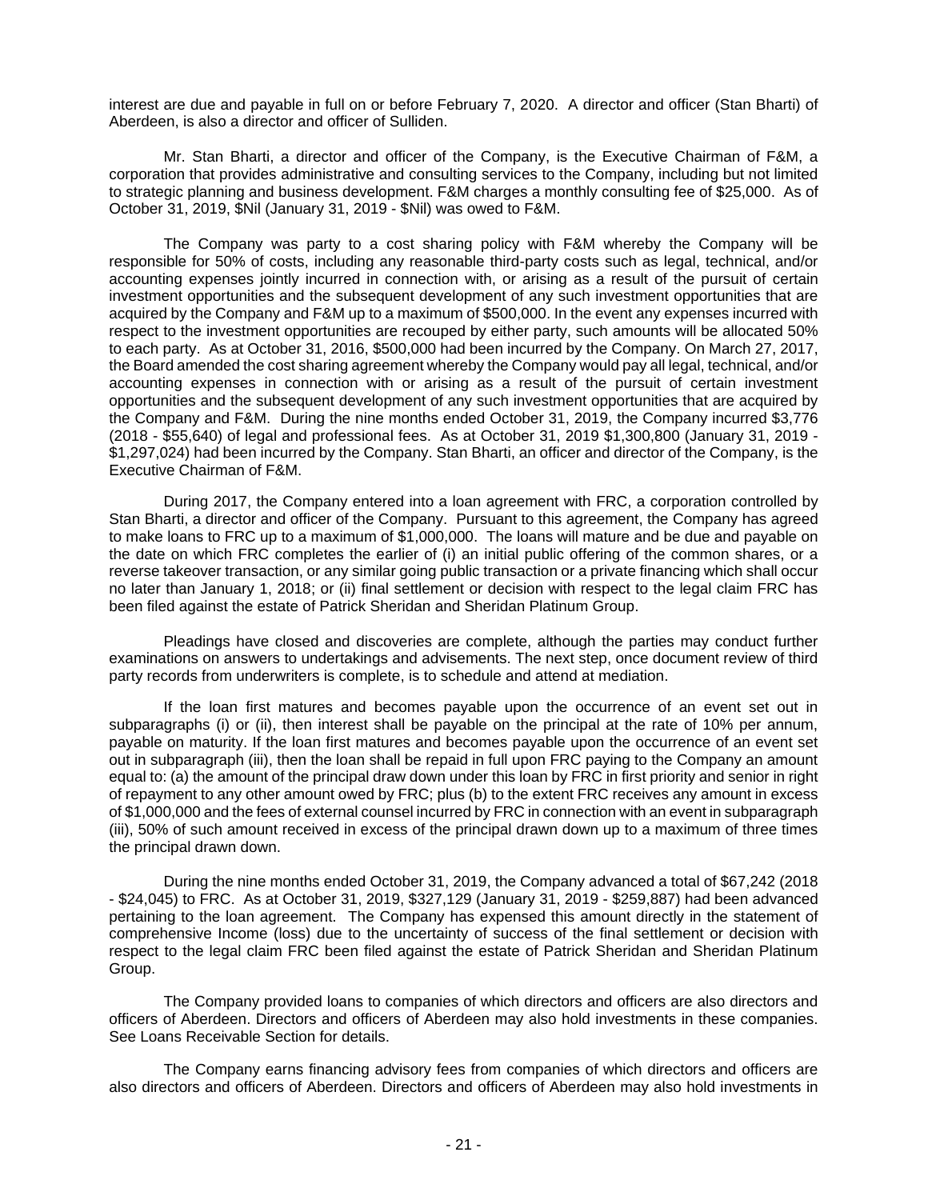interest are due and payable in full on or before February 7, 2020. A director and officer (Stan Bharti) of Aberdeen, is also a director and officer of Sulliden.

Mr. Stan Bharti, a director and officer of the Company, is the Executive Chairman of F&M, a corporation that provides administrative and consulting services to the Company, including but not limited to strategic planning and business development. F&M charges a monthly consulting fee of $25,000. As of October 31, 2019, $Nil (January 31, 2019 - $Nil) was owed to F&M.

The Company was party to a cost sharing policy with F&M whereby the Company will be responsible for 50% of costs, including any reasonable third-party costs such as legal, technical, and/or accounting expenses jointly incurred in connection with, or arising as a result of the pursuit of certain investment opportunities and the subsequent development of any such investment opportunities that are acquired by the Company and F&M up to a maximum of $500,000. In the event any expenses incurred with respect to the investment opportunities are recouped by either party, such amounts will be allocated 50% to each party. As at October 31, 2016, $500,000 had been incurred by the Company. On March 27, 2017, the Board amended the cost sharing agreement whereby the Company would pay all legal, technical, and/or accounting expenses in connection with or arising as a result of the pursuit of certain investment opportunities and the subsequent development of any such investment opportunities that are acquired by the Company and F&M. During the nine months ended October 31, 2019, the Company incurred $3,776 (2018 - $55,640) of legal and professional fees. As at October 31, 2019 $1,300,800 (January 31, 2019 - $1,297,024) had been incurred by the Company. Stan Bharti, an officer and director of the Company, is the Executive Chairman of F&M.

During 2017, the Company entered into a loan agreement with FRC, a corporation controlled by Stan Bharti, a director and officer of the Company. Pursuant to this agreement, the Company has agreed to make loans to FRC up to a maximum of $1,000,000. The loans will mature and be due and payable on the date on which FRC completes the earlier of (i) an initial public offering of the common shares, or a reverse takeover transaction, or any similar going public transaction or a private financing which shall occur no later than January 1, 2018; or (ii) final settlement or decision with respect to the legal claim FRC has been filed against the estate of Patrick Sheridan and Sheridan Platinum Group.

Pleadings have closed and discoveries are complete, although the parties may conduct further examinations on answers to undertakings and advisements. The next step, once document review of third party records from underwriters is complete, is to schedule and attend at mediation.

If the loan first matures and becomes payable upon the occurrence of an event set out in subparagraphs (i) or (ii), then interest shall be payable on the principal at the rate of 10% per annum, payable on maturity. If the loan first matures and becomes payable upon the occurrence of an event set out in subparagraph (iii), then the loan shall be repaid in full upon FRC paying to the Company an amount equal to: (a) the amount of the principal draw down under this loan by FRC in first priority and senior in right of repayment to any other amount owed by FRC; plus (b) to the extent FRC receives any amount in excess of $1,000,000 and the fees of external counsel incurred by FRC in connection with an event in subparagraph (iii), 50% of such amount received in excess of the principal drawn down up to a maximum of three times the principal drawn down.

During the nine months ended October 31, 2019, the Company advanced a total of $67,242 (2018 - $24,045) to FRC. As at October 31, 2019, $327,129 (January 31, 2019 - $259,887) had been advanced pertaining to the loan agreement. The Company has expensed this amount directly in the statement of comprehensive Income (loss) due to the uncertainty of success of the final settlement or decision with respect to the legal claim FRC been filed against the estate of Patrick Sheridan and Sheridan Platinum Group.

The Company provided loans to companies of which directors and officers are also directors and officers of Aberdeen. Directors and officers of Aberdeen may also hold investments in these companies. See Loans Receivable Section for details.

The Company earns financing advisory fees from companies of which directors and officers are also directors and officers of Aberdeen. Directors and officers of Aberdeen may also hold investments in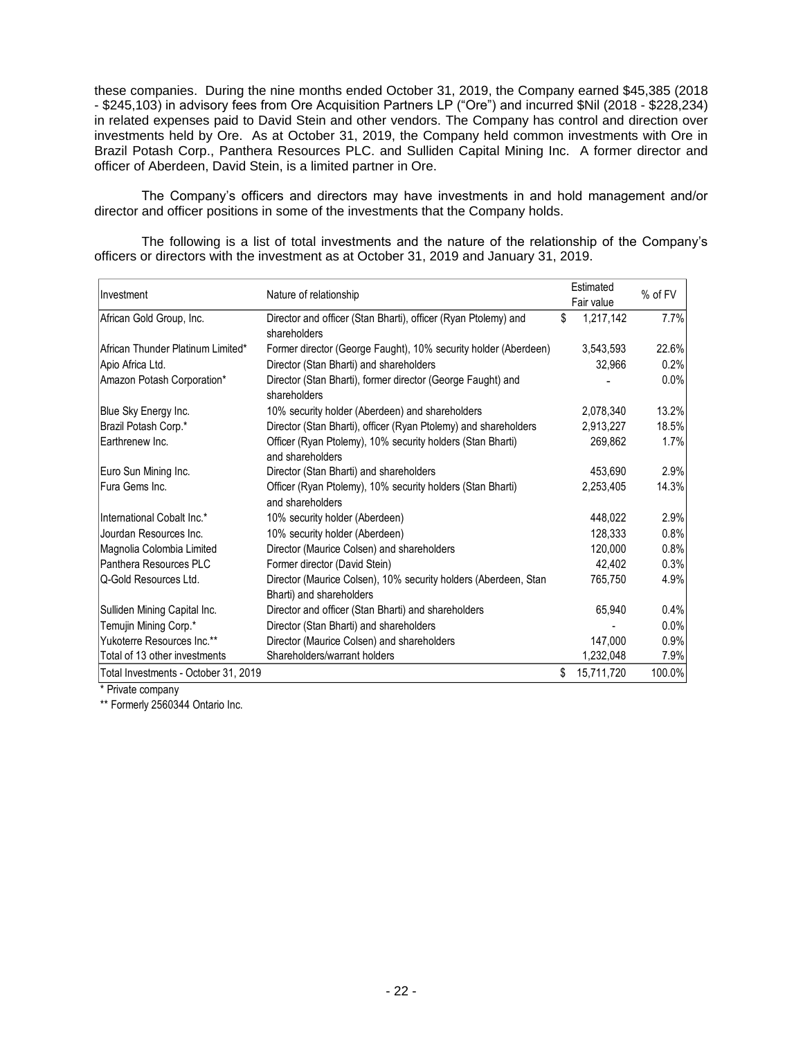these companies. During the nine months ended October 31, 2019, the Company earned $45,385 (2018 - $245,103) in advisory fees from Ore Acquisition Partners LP ("Ore") and incurred $Nil (2018 - $228,234) in related expenses paid to David Stein and other vendors. The Company has control and direction over investments held by Ore. As at October 31, 2019, the Company held common investments with Ore in Brazil Potash Corp., Panthera Resources PLC. and Sulliden Capital Mining Inc. A former director and officer of Aberdeen, David Stein, is a limited partner in Ore.

The Company's officers and directors may have investments in and hold management and/or director and officer positions in some of the investments that the Company holds.

The following is a list of total investments and the nature of the relationship of the Company's officers or directors with the investment as at October 31, 2019 and January 31, 2019.

| Investment | Nature of relationship | Estimated Fair value | % of FV |
|---|---|---|---|
| African Gold Group, Inc. | Director and officer (Stan Bharti), officer (Ryan Ptolemy) and shareholders | $ 1,217,142 | 7.7% |
| African Thunder Platinum Limited* | Former director (George Faught), 10% security holder (Aberdeen) | 3,543,593 | 22.6% |
| Apio Africa Ltd. | Director (Stan Bharti) and shareholders | 32,966 | 0.2% |
| Amazon Potash Corporation* | Director (Stan Bharti), former director (George Faught) and shareholders | - | 0.0% |
| Blue Sky Energy Inc. | 10% security holder (Aberdeen) and shareholders | 2,078,340 | 13.2% |
| Brazil Potash Corp.* | Director (Stan Bharti), officer (Ryan Ptolemy) and shareholders | 2,913,227 | 18.5% |
| Earthrenew Inc. | Officer (Ryan Ptolemy), 10% security holders (Stan Bharti) and shareholders | 269,862 | 1.7% |
| Euro Sun Mining Inc. | Director (Stan Bharti) and shareholders | 453,690 | 2.9% |
| Fura Gems Inc. | Officer (Ryan Ptolemy), 10% security holders (Stan Bharti) and shareholders | 2,253,405 | 14.3% |
| International Cobalt Inc.* | 10% security holder (Aberdeen) | 448,022 | 2.9% |
| Jourdan Resources Inc. | 10% security holder (Aberdeen) | 128,333 | 0.8% |
| Magnolia Colombia Limited | Director (Maurice Colsen) and shareholders | 120,000 | 0.8% |
| Panthera Resources PLC | Former director (David Stein) | 42,402 | 0.3% |
| Q-Gold Resources Ltd. | Director (Maurice Colsen), 10% security holders (Aberdeen, Stan Bharti) and shareholders | 765,750 | 4.9% |
| Sulliden Mining Capital Inc. | Director and officer (Stan Bharti) and shareholders | 65,940 | 0.4% |
| Temujin Mining Corp.* | Director (Stan Bharti) and shareholders | - | 0.0% |
| Yukoterre Resources Inc.** | Director (Maurice Colsen) and shareholders | 147,000 | 0.9% |
| Total of 13 other investments | Shareholders/warrant holders | 1,232,048 | 7.9% |
| Total Investments - October 31, 2019 | | $ 15,711,720 | 100.0% |

\* Private company

\*\* Formerly 2560344 Ontario Inc.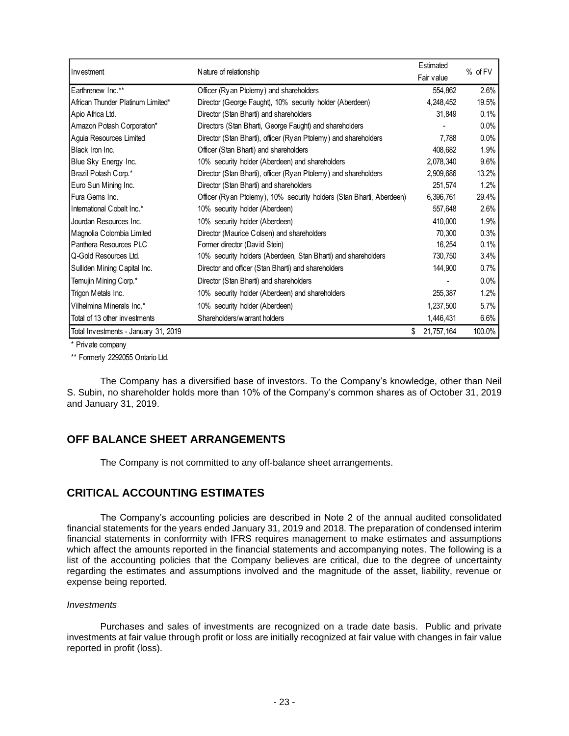| Investment | Nature of relationship | Estimated Fair value | % of FV |
|---|---|---|---|
| Earthrenew Inc.** | Officer (Ryan Ptolemy) and shareholders | 554,862 | 2.6% |
| African Thunder Platinum Limited* | Director (George Faught), 10% security holder (Aberdeen) | 4,248,452 | 19.5% |
| Apio Africa Ltd. | Director (Stan Bharti) and shareholders | 31,849 | 0.1% |
| Amazon Potash Corporation* | Directors (Stan Bharti, George Faught) and shareholders | - | 0.0% |
| Aguia Resources Limited | Director (Stan Bharti), officer (Ryan Ptolemy) and shareholders | 7,788 | 0.0% |
| Black Iron Inc. | Officer (Stan Bharti) and shareholders | 408,682 | 1.9% |
| Blue Sky Energy Inc. | 10% security holder (Aberdeen) and shareholders | 2,078,340 | 9.6% |
| Brazil Potash Corp.* | Director (Stan Bharti), officer (Ryan Ptolemy) and shareholders | 2,909,686 | 13.2% |
| Euro Sun Mining Inc. | Director (Stan Bharti) and shareholders | 251,574 | 1.2% |
| Fura Gems Inc. | Officer (Ryan Ptolemy), 10% security holders (Stan Bharti, Aberdeen) | 6,396,761 | 29.4% |
| International Cobalt Inc.* | 10% security holder (Aberdeen) | 557,648 | 2.6% |
| Jourdan Resources Inc. | 10% security holder (Aberdeen) | 410,000 | 1.9% |
| Magnolia Colombia Limited | Director (Maurice Colsen) and shareholders | 70,300 | 0.3% |
| Panthera Resources PLC | Former director (David Stein) | 16,254 | 0.1% |
| Q-Gold Resources Ltd. | 10% security holders (Aberdeen, Stan Bharti) and shareholders | 730,750 | 3.4% |
| Sulliden Mining Capital Inc. | Director and officer (Stan Bharti) and shareholders | 144,900 | 0.7% |
| Temujin Mining Corp.* | Director (Stan Bharti) and shareholders | - | 0.0% |
| Trigon Metals Inc. | 10% security holder (Aberdeen) and shareholders | 255,387 | 1.2% |
| Vilhelmina Minerals Inc.* | 10% security holder (Aberdeen) | 1,237,500 | 5.7% |
| Total of 13 other investments | Shareholders/warrant holders | 1,446,431 | 6.6% |
| Total Investments - January 31, 2019 | | $ 21,757,164 | 100.0% |

\* Private company

\** Formerly 2292055 Ontario Ltd.

The Company has a diversified base of investors. To the Company's knowledge, other than Neil S. Subin, no shareholder holds more than 10% of the Company's common shares as of October 31, 2019 and January 31, 2019.

## OFF BALANCE SHEET ARRANGEMENTS

The Company is not committed to any off-balance sheet arrangements.

## CRITICAL ACCOUNTING ESTIMATES

The Company's accounting policies are described in Note 2 of the annual audited consolidated financial statements for the years ended January 31, 2019 and 2018. The preparation of condensed interim financial statements in conformity with IFRS requires management to make estimates and assumptions which affect the amounts reported in the financial statements and accompanying notes. The following is a list of the accounting policies that the Company believes are critical, due to the degree of uncertainty regarding the estimates and assumptions involved and the magnitude of the asset, liability, revenue or expense being reported.

*Investments*

Purchases and sales of investments are recognized on a trade date basis. Public and private investments at fair value through profit or loss are initially recognized at fair value with changes in fair value reported in profit (loss).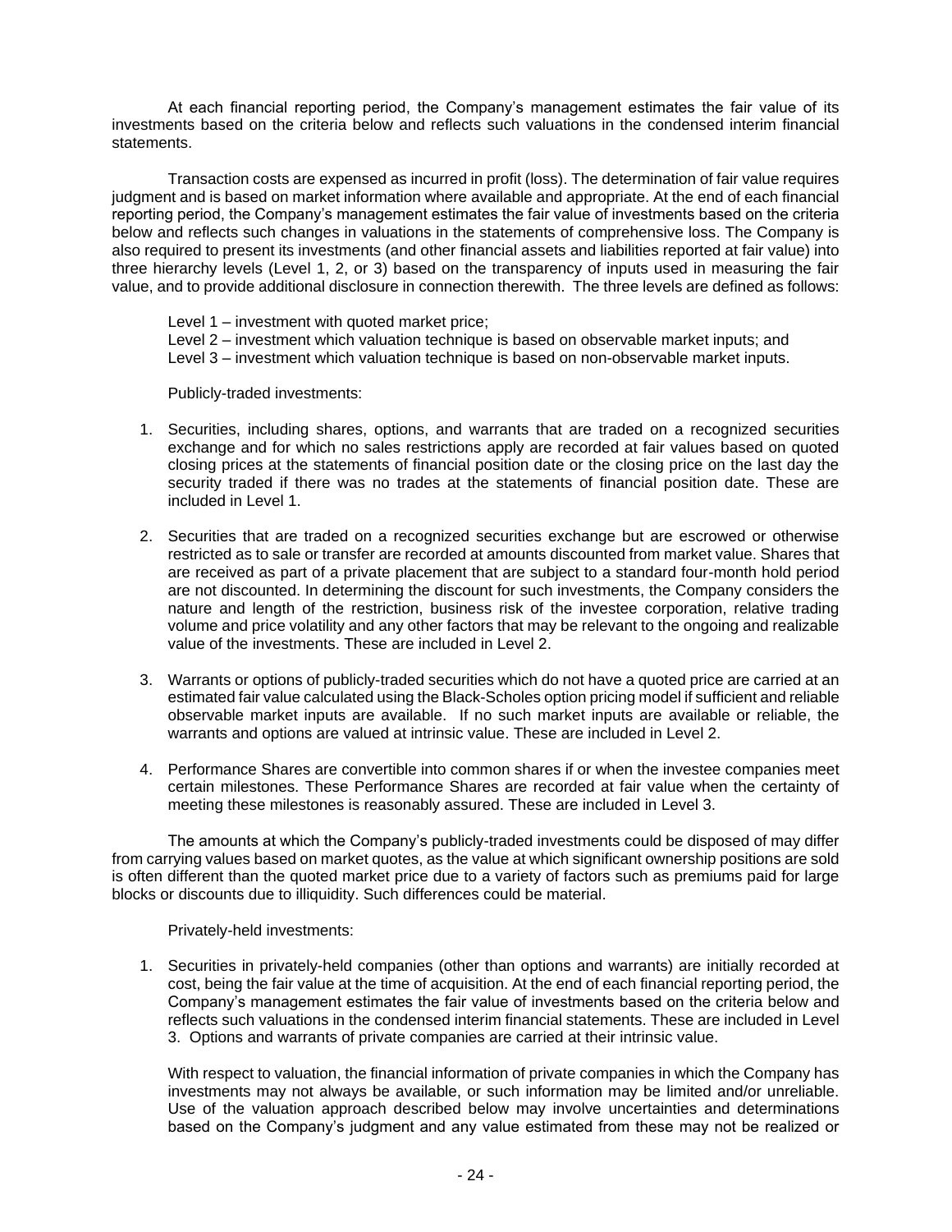At each financial reporting period, the Company's management estimates the fair value of its investments based on the criteria below and reflects such valuations in the condensed interim financial statements.

Transaction costs are expensed as incurred in profit (loss). The determination of fair value requires judgment and is based on market information where available and appropriate. At the end of each financial reporting period, the Company's management estimates the fair value of investments based on the criteria below and reflects such changes in valuations in the statements of comprehensive loss. The Company is also required to present its investments (and other financial assets and liabilities reported at fair value) into three hierarchy levels (Level 1, 2, or 3) based on the transparency of inputs used in measuring the fair value, and to provide additional disclosure in connection therewith. The three levels are defined as follows:

Level 1 – investment with quoted market price;
Level 2 – investment which valuation technique is based on observable market inputs; and
Level 3 – investment which valuation technique is based on non-observable market inputs.

Publicly-traded investments:

1. Securities, including shares, options, and warrants that are traded on a recognized securities exchange and for which no sales restrictions apply are recorded at fair values based on quoted closing prices at the statements of financial position date or the closing price on the last day the security traded if there was no trades at the statements of financial position date. These are included in Level 1.

2. Securities that are traded on a recognized securities exchange but are escrowed or otherwise restricted as to sale or transfer are recorded at amounts discounted from market value. Shares that are received as part of a private placement that are subject to a standard four-month hold period are not discounted. In determining the discount for such investments, the Company considers the nature and length of the restriction, business risk of the investee corporation, relative trading volume and price volatility and any other factors that may be relevant to the ongoing and realizable value of the investments. These are included in Level 2.

3. Warrants or options of publicly-traded securities which do not have a quoted price are carried at an estimated fair value calculated using the Black-Scholes option pricing model if sufficient and reliable observable market inputs are available. If no such market inputs are available or reliable, the warrants and options are valued at intrinsic value. These are included in Level 2.

4. Performance Shares are convertible into common shares if or when the investee companies meet certain milestones. These Performance Shares are recorded at fair value when the certainty of meeting these milestones is reasonably assured. These are included in Level 3.

The amounts at which the Company's publicly-traded investments could be disposed of may differ from carrying values based on market quotes, as the value at which significant ownership positions are sold is often different than the quoted market price due to a variety of factors such as premiums paid for large blocks or discounts due to illiquidity. Such differences could be material.

Privately-held investments:

1. Securities in privately-held companies (other than options and warrants) are initially recorded at cost, being the fair value at the time of acquisition. At the end of each financial reporting period, the Company's management estimates the fair value of investments based on the criteria below and reflects such valuations in the condensed interim financial statements. These are included in Level 3. Options and warrants of private companies are carried at their intrinsic value.

   With respect to valuation, the financial information of private companies in which the Company has investments may not always be available, or such information may be limited and/or unreliable. Use of the valuation approach described below may involve uncertainties and determinations based on the Company's judgment and any value estimated from these may not be realized or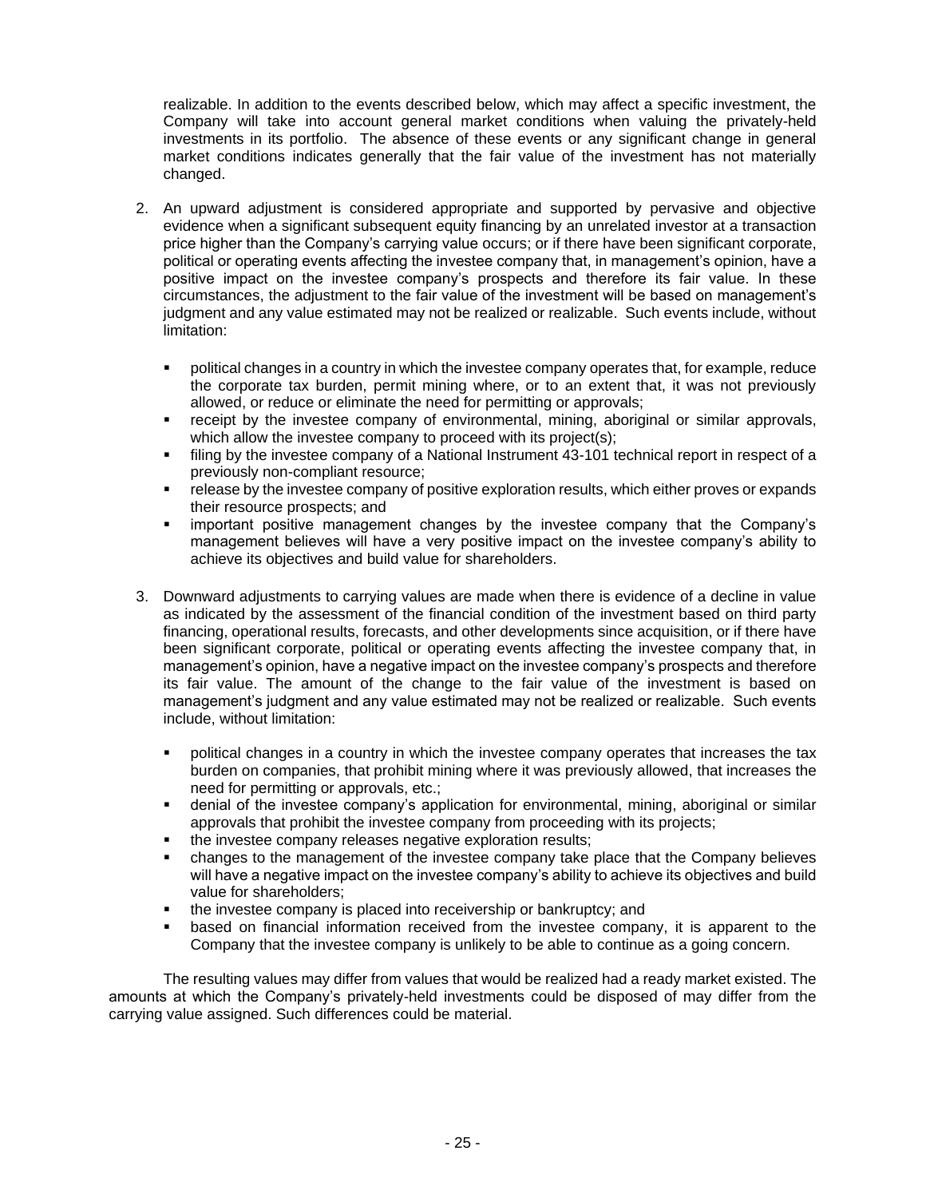realizable. In addition to the events described below, which may affect a specific investment, the Company will take into account general market conditions when valuing the privately-held investments in its portfolio. The absence of these events or any significant change in general market conditions indicates generally that the fair value of the investment has not materially changed.

2. An upward adjustment is considered appropriate and supported by pervasive and objective evidence when a significant subsequent equity financing by an unrelated investor at a transaction price higher than the Company's carrying value occurs; or if there have been significant corporate, political or operating events affecting the investee company that, in management's opinion, have a positive impact on the investee company's prospects and therefore its fair value. In these circumstances, the adjustment to the fair value of the investment will be based on management's judgment and any value estimated may not be realized or realizable. Such events include, without limitation:

   - political changes in a country in which the investee company operates that, for example, reduce the corporate tax burden, permit mining where, or to an extent that, it was not previously allowed, or reduce or eliminate the need for permitting or approvals;
   - receipt by the investee company of environmental, mining, aboriginal or similar approvals, which allow the investee company to proceed with its project(s);
   - filing by the investee company of a National Instrument 43-101 technical report in respect of a previously non-compliant resource;
   - release by the investee company of positive exploration results, which either proves or expands their resource prospects; and
   - important positive management changes by the investee company that the Company's management believes will have a very positive impact on the investee company's ability to achieve its objectives and build value for shareholders.

3. Downward adjustments to carrying values are made when there is evidence of a decline in value as indicated by the assessment of the financial condition of the investment based on third party financing, operational results, forecasts, and other developments since acquisition, or if there have been significant corporate, political or operating events affecting the investee company that, in management's opinion, have a negative impact on the investee company's prospects and therefore its fair value. The amount of the change to the fair value of the investment is based on management's judgment and any value estimated may not be realized or realizable. Such events include, without limitation:

   - political changes in a country in which the investee company operates that increases the tax burden on companies, that prohibit mining where it was previously allowed, that increases the need for permitting or approvals, etc.;
   - denial of the investee company's application for environmental, mining, aboriginal or similar approvals that prohibit the investee company from proceeding with its projects;
   - the investee company releases negative exploration results;
   - changes to the management of the investee company take place that the Company believes will have a negative impact on the investee company's ability to achieve its objectives and build value for shareholders;
   - the investee company is placed into receivership or bankruptcy; and
   - based on financial information received from the investee company, it is apparent to the Company that the investee company is unlikely to be able to continue as a going concern.

The resulting values may differ from values that would be realized had a ready market existed. The amounts at which the Company's privately-held investments could be disposed of may differ from the carrying value assigned. Such differences could be material.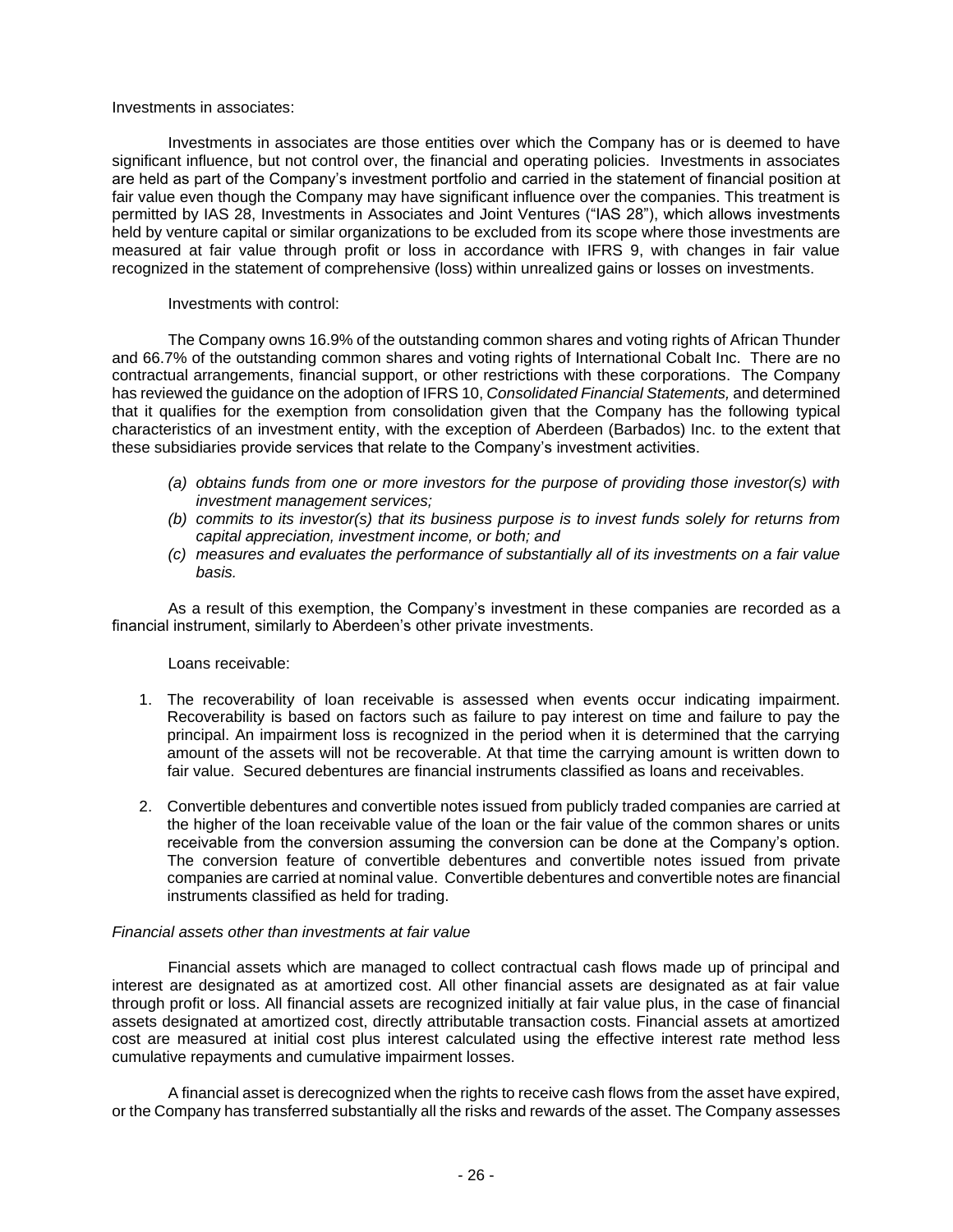Investments in associates:

Investments in associates are those entities over which the Company has or is deemed to have significant influence, but not control over, the financial and operating policies. Investments in associates are held as part of the Company's investment portfolio and carried in the statement of financial position at fair value even though the Company may have significant influence over the companies. This treatment is permitted by IAS 28, Investments in Associates and Joint Ventures ("IAS 28"), which allows investments held by venture capital or similar organizations to be excluded from its scope where those investments are measured at fair value through profit or loss in accordance with IFRS 9, with changes in fair value recognized in the statement of comprehensive (loss) within unrealized gains or losses on investments.

Investments with control:

The Company owns 16.9% of the outstanding common shares and voting rights of African Thunder and 66.7% of the outstanding common shares and voting rights of International Cobalt Inc. There are no contractual arrangements, financial support, or other restrictions with these corporations. The Company has reviewed the guidance on the adoption of IFRS 10, *Consolidated Financial Statements,* and determined that it qualifies for the exemption from consolidation given that the Company has the following typical characteristics of an investment entity, with the exception of Aberdeen (Barbados) Inc. to the extent that these subsidiaries provide services that relate to the Company's investment activities.

- *(a) obtains funds from one or more investors for the purpose of providing those investor(s) with investment management services;*
- *(b) commits to its investor(s) that its business purpose is to invest funds solely for returns from capital appreciation, investment income, or both; and*
- *(c) measures and evaluates the performance of substantially all of its investments on a fair value basis.*

As a result of this exemption, the Company's investment in these companies are recorded as a financial instrument, similarly to Aberdeen's other private investments.

Loans receivable:

1. The recoverability of loan receivable is assessed when events occur indicating impairment. Recoverability is based on factors such as failure to pay interest on time and failure to pay the principal. An impairment loss is recognized in the period when it is determined that the carrying amount of the assets will not be recoverable. At that time the carrying amount is written down to fair value. Secured debentures are financial instruments classified as loans and receivables.

2. Convertible debentures and convertible notes issued from publicly traded companies are carried at the higher of the loan receivable value of the loan or the fair value of the common shares or units receivable from the conversion assuming the conversion can be done at the Company's option. The conversion feature of convertible debentures and convertible notes issued from private companies are carried at nominal value. Convertible debentures and convertible notes are financial instruments classified as held for trading.

*Financial assets other than investments at fair value*

Financial assets which are managed to collect contractual cash flows made up of principal and interest are designated as at amortized cost. All other financial assets are designated as at fair value through profit or loss. All financial assets are recognized initially at fair value plus, in the case of financial assets designated at amortized cost, directly attributable transaction costs. Financial assets at amortized cost are measured at initial cost plus interest calculated using the effective interest rate method less cumulative repayments and cumulative impairment losses.

A financial asset is derecognized when the rights to receive cash flows from the asset have expired, or the Company has transferred substantially all the risks and rewards of the asset. The Company assesses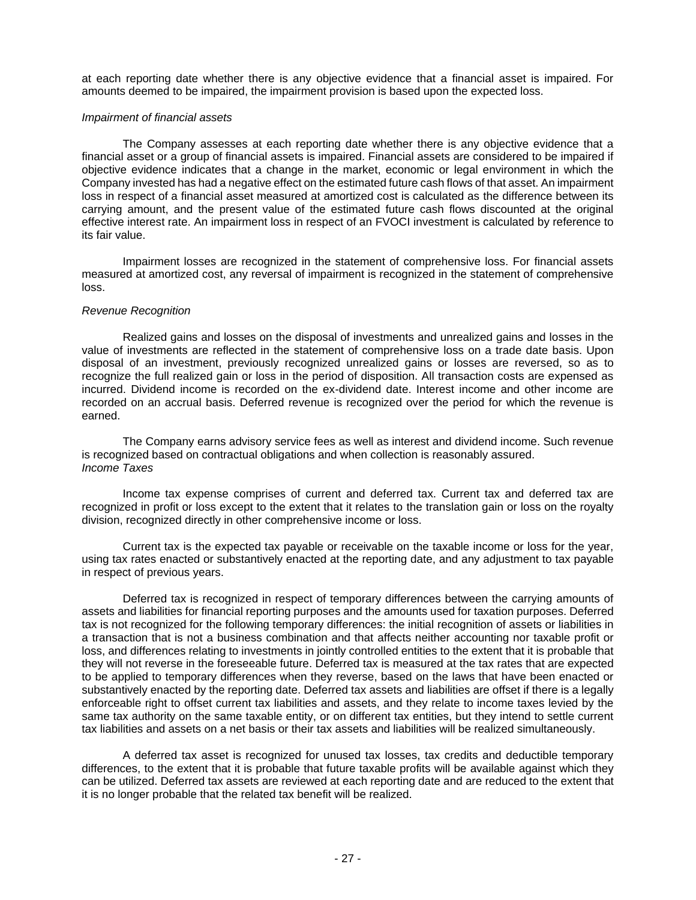at each reporting date whether there is any objective evidence that a financial asset is impaired. For amounts deemed to be impaired, the impairment provision is based upon the expected loss.

*Impairment of financial assets*

The Company assesses at each reporting date whether there is any objective evidence that a financial asset or a group of financial assets is impaired. Financial assets are considered to be impaired if objective evidence indicates that a change in the market, economic or legal environment in which the Company invested has had a negative effect on the estimated future cash flows of that asset. An impairment loss in respect of a financial asset measured at amortized cost is calculated as the difference between its carrying amount, and the present value of the estimated future cash flows discounted at the original effective interest rate. An impairment loss in respect of an FVOCI investment is calculated by reference to its fair value.

Impairment losses are recognized in the statement of comprehensive loss. For financial assets measured at amortized cost, any reversal of impairment is recognized in the statement of comprehensive loss.

*Revenue Recognition*

Realized gains and losses on the disposal of investments and unrealized gains and losses in the value of investments are reflected in the statement of comprehensive loss on a trade date basis. Upon disposal of an investment, previously recognized unrealized gains or losses are reversed, so as to recognize the full realized gain or loss in the period of disposition. All transaction costs are expensed as incurred. Dividend income is recorded on the ex-dividend date. Interest income and other income are recorded on an accrual basis. Deferred revenue is recognized over the period for which the revenue is earned.

The Company earns advisory service fees as well as interest and dividend income. Such revenue is recognized based on contractual obligations and when collection is reasonably assured.

*Income Taxes*

Income tax expense comprises of current and deferred tax. Current tax and deferred tax are recognized in profit or loss except to the extent that it relates to the translation gain or loss on the royalty division, recognized directly in other comprehensive income or loss.

Current tax is the expected tax payable or receivable on the taxable income or loss for the year, using tax rates enacted or substantively enacted at the reporting date, and any adjustment to tax payable in respect of previous years.

Deferred tax is recognized in respect of temporary differences between the carrying amounts of assets and liabilities for financial reporting purposes and the amounts used for taxation purposes. Deferred tax is not recognized for the following temporary differences: the initial recognition of assets or liabilities in a transaction that is not a business combination and that affects neither accounting nor taxable profit or loss, and differences relating to investments in jointly controlled entities to the extent that it is probable that they will not reverse in the foreseeable future. Deferred tax is measured at the tax rates that are expected to be applied to temporary differences when they reverse, based on the laws that have been enacted or substantively enacted by the reporting date. Deferred tax assets and liabilities are offset if there is a legally enforceable right to offset current tax liabilities and assets, and they relate to income taxes levied by the same tax authority on the same taxable entity, or on different tax entities, but they intend to settle current tax liabilities and assets on a net basis or their tax assets and liabilities will be realized simultaneously.

A deferred tax asset is recognized for unused tax losses, tax credits and deductible temporary differences, to the extent that it is probable that future taxable profits will be available against which they can be utilized. Deferred tax assets are reviewed at each reporting date and are reduced to the extent that it is no longer probable that the related tax benefit will be realized.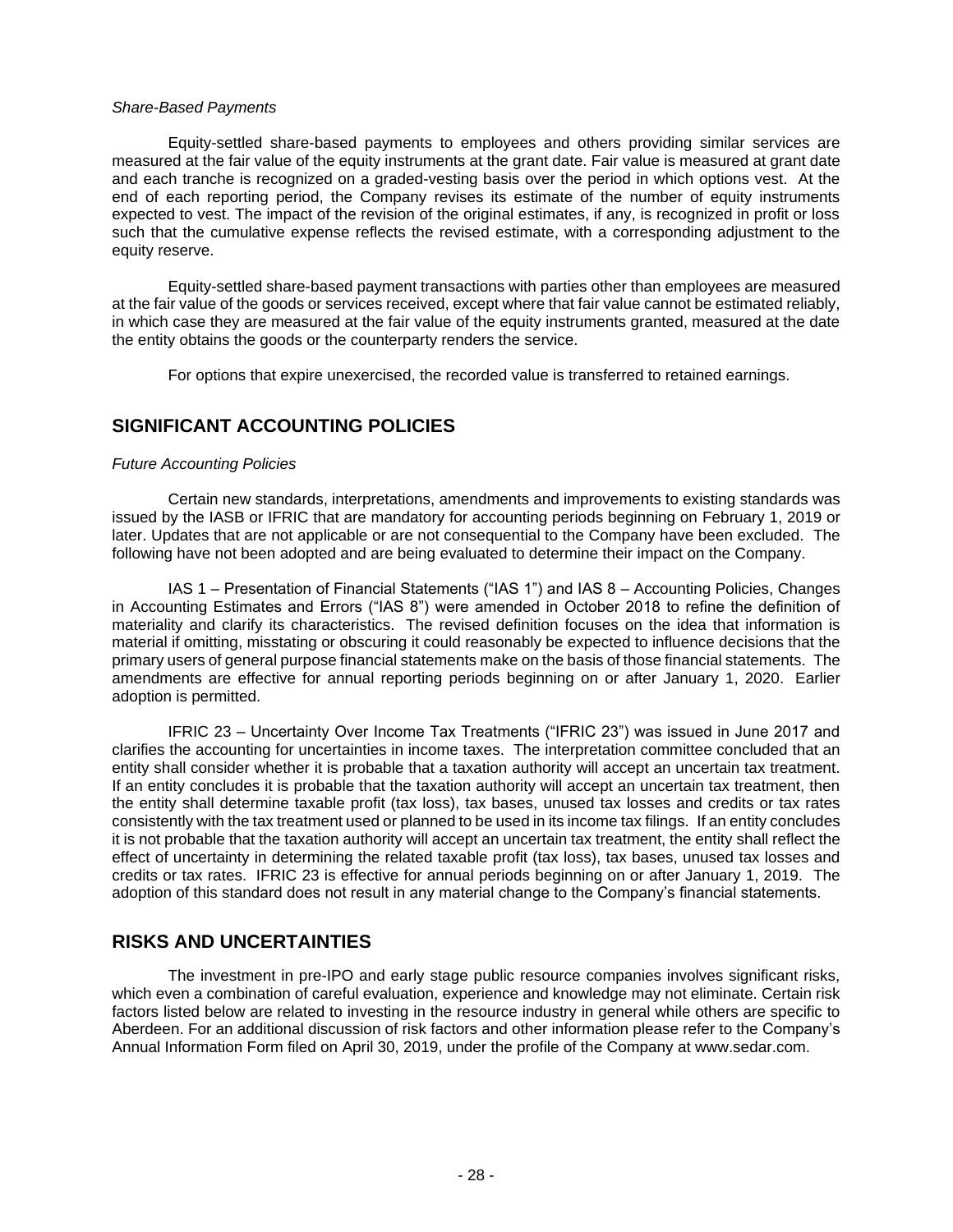*Share-Based Payments*

Equity-settled share-based payments to employees and others providing similar services are measured at the fair value of the equity instruments at the grant date. Fair value is measured at grant date and each tranche is recognized on a graded-vesting basis over the period in which options vest. At the end of each reporting period, the Company revises its estimate of the number of equity instruments expected to vest. The impact of the revision of the original estimates, if any, is recognized in profit or loss such that the cumulative expense reflects the revised estimate, with a corresponding adjustment to the equity reserve.

Equity-settled share-based payment transactions with parties other than employees are measured at the fair value of the goods or services received, except where that fair value cannot be estimated reliably, in which case they are measured at the fair value of the equity instruments granted, measured at the date the entity obtains the goods or the counterparty renders the service.

For options that expire unexercised, the recorded value is transferred to retained earnings.

## SIGNIFICANT ACCOUNTING POLICIES

*Future Accounting Policies*

Certain new standards, interpretations, amendments and improvements to existing standards was issued by the IASB or IFRIC that are mandatory for accounting periods beginning on February 1, 2019 or later. Updates that are not applicable or are not consequential to the Company have been excluded. The following have not been adopted and are being evaluated to determine their impact on the Company.

IAS 1 – Presentation of Financial Statements ("IAS 1") and IAS 8 – Accounting Policies, Changes in Accounting Estimates and Errors ("IAS 8") were amended in October 2018 to refine the definition of materiality and clarify its characteristics. The revised definition focuses on the idea that information is material if omitting, misstating or obscuring it could reasonably be expected to influence decisions that the primary users of general purpose financial statements make on the basis of those financial statements. The amendments are effective for annual reporting periods beginning on or after January 1, 2020. Earlier adoption is permitted.

IFRIC 23 – Uncertainty Over Income Tax Treatments ("IFRIC 23") was issued in June 2017 and clarifies the accounting for uncertainties in income taxes. The interpretation committee concluded that an entity shall consider whether it is probable that a taxation authority will accept an uncertain tax treatment. If an entity concludes it is probable that the taxation authority will accept an uncertain tax treatment, then the entity shall determine taxable profit (tax loss), tax bases, unused tax losses and credits or tax rates consistently with the tax treatment used or planned to be used in its income tax filings. If an entity concludes it is not probable that the taxation authority will accept an uncertain tax treatment, the entity shall reflect the effect of uncertainty in determining the related taxable profit (tax loss), tax bases, unused tax losses and credits or tax rates. IFRIC 23 is effective for annual periods beginning on or after January 1, 2019. The adoption of this standard does not result in any material change to the Company's financial statements.

## RISKS AND UNCERTAINTIES

The investment in pre-IPO and early stage public resource companies involves significant risks, which even a combination of careful evaluation, experience and knowledge may not eliminate. Certain risk factors listed below are related to investing in the resource industry in general while others are specific to Aberdeen. For an additional discussion of risk factors and other information please refer to the Company's Annual Information Form filed on April 30, 2019, under the profile of the Company at www.sedar.com.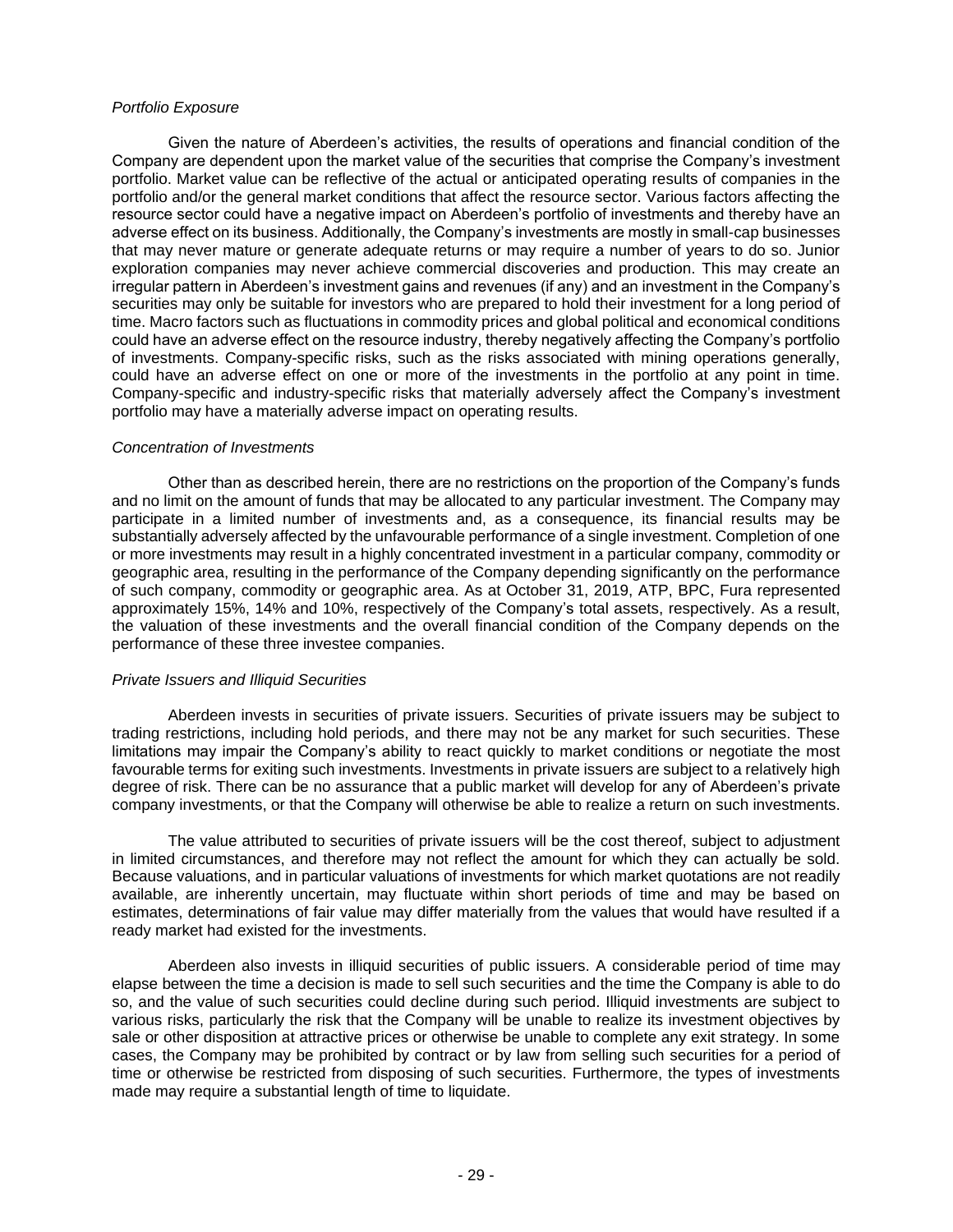*Portfolio Exposure*

Given the nature of Aberdeen's activities, the results of operations and financial condition of the Company are dependent upon the market value of the securities that comprise the Company's investment portfolio. Market value can be reflective of the actual or anticipated operating results of companies in the portfolio and/or the general market conditions that affect the resource sector. Various factors affecting the resource sector could have a negative impact on Aberdeen's portfolio of investments and thereby have an adverse effect on its business. Additionally, the Company's investments are mostly in small-cap businesses that may never mature or generate adequate returns or may require a number of years to do so. Junior exploration companies may never achieve commercial discoveries and production. This may create an irregular pattern in Aberdeen's investment gains and revenues (if any) and an investment in the Company's securities may only be suitable for investors who are prepared to hold their investment for a long period of time. Macro factors such as fluctuations in commodity prices and global political and economical conditions could have an adverse effect on the resource industry, thereby negatively affecting the Company's portfolio of investments. Company-specific risks, such as the risks associated with mining operations generally, could have an adverse effect on one or more of the investments in the portfolio at any point in time. Company-specific and industry-specific risks that materially adversely affect the Company's investment portfolio may have a materially adverse impact on operating results.

*Concentration of Investments*

Other than as described herein, there are no restrictions on the proportion of the Company's funds and no limit on the amount of funds that may be allocated to any particular investment. The Company may participate in a limited number of investments and, as a consequence, its financial results may be substantially adversely affected by the unfavourable performance of a single investment. Completion of one or more investments may result in a highly concentrated investment in a particular company, commodity or geographic area, resulting in the performance of the Company depending significantly on the performance of such company, commodity or geographic area. As at October 31, 2019, ATP, BPC, Fura represented approximately 15%, 14% and 10%, respectively of the Company's total assets, respectively. As a result, the valuation of these investments and the overall financial condition of the Company depends on the performance of these three investee companies.

*Private Issuers and Illiquid Securities*

Aberdeen invests in securities of private issuers. Securities of private issuers may be subject to trading restrictions, including hold periods, and there may not be any market for such securities. These limitations may impair the Company's ability to react quickly to market conditions or negotiate the most favourable terms for exiting such investments. Investments in private issuers are subject to a relatively high degree of risk. There can be no assurance that a public market will develop for any of Aberdeen's private company investments, or that the Company will otherwise be able to realize a return on such investments.

The value attributed to securities of private issuers will be the cost thereof, subject to adjustment in limited circumstances, and therefore may not reflect the amount for which they can actually be sold. Because valuations, and in particular valuations of investments for which market quotations are not readily available, are inherently uncertain, may fluctuate within short periods of time and may be based on estimates, determinations of fair value may differ materially from the values that would have resulted if a ready market had existed for the investments.

Aberdeen also invests in illiquid securities of public issuers. A considerable period of time may elapse between the time a decision is made to sell such securities and the time the Company is able to do so, and the value of such securities could decline during such period. Illiquid investments are subject to various risks, particularly the risk that the Company will be unable to realize its investment objectives by sale or other disposition at attractive prices or otherwise be unable to complete any exit strategy. In some cases, the Company may be prohibited by contract or by law from selling such securities for a period of time or otherwise be restricted from disposing of such securities. Furthermore, the types of investments made may require a substantial length of time to liquidate.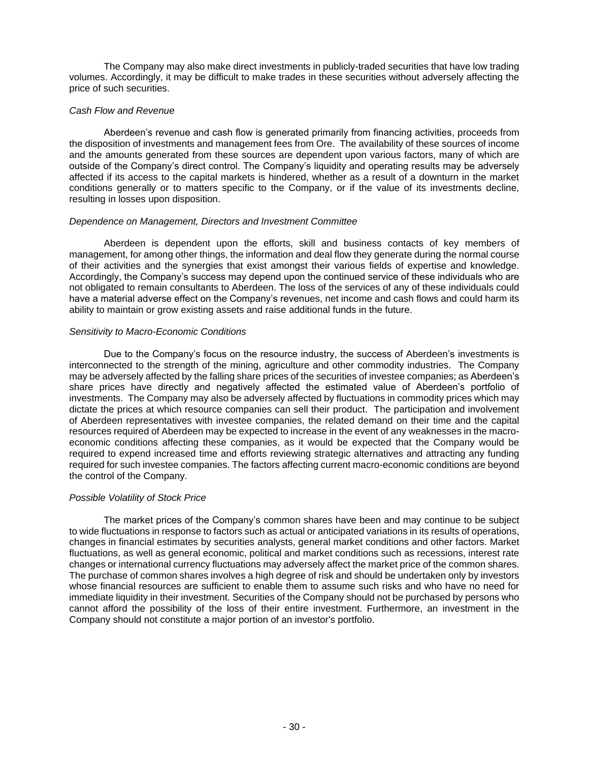The Company may also make direct investments in publicly-traded securities that have low trading volumes. Accordingly, it may be difficult to make trades in these securities without adversely affecting the price of such securities.

*Cash Flow and Revenue*

Aberdeen's revenue and cash flow is generated primarily from financing activities, proceeds from the disposition of investments and management fees from Ore. The availability of these sources of income and the amounts generated from these sources are dependent upon various factors, many of which are outside of the Company's direct control. The Company's liquidity and operating results may be adversely affected if its access to the capital markets is hindered, whether as a result of a downturn in the market conditions generally or to matters specific to the Company, or if the value of its investments decline, resulting in losses upon disposition.

*Dependence on Management, Directors and Investment Committee*

Aberdeen is dependent upon the efforts, skill and business contacts of key members of management, for among other things, the information and deal flow they generate during the normal course of their activities and the synergies that exist amongst their various fields of expertise and knowledge. Accordingly, the Company's success may depend upon the continued service of these individuals who are not obligated to remain consultants to Aberdeen. The loss of the services of any of these individuals could have a material adverse effect on the Company's revenues, net income and cash flows and could harm its ability to maintain or grow existing assets and raise additional funds in the future.

*Sensitivity to Macro-Economic Conditions*

Due to the Company's focus on the resource industry, the success of Aberdeen's investments is interconnected to the strength of the mining, agriculture and other commodity industries. The Company may be adversely affected by the falling share prices of the securities of investee companies; as Aberdeen's share prices have directly and negatively affected the estimated value of Aberdeen's portfolio of investments. The Company may also be adversely affected by fluctuations in commodity prices which may dictate the prices at which resource companies can sell their product. The participation and involvement of Aberdeen representatives with investee companies, the related demand on their time and the capital resources required of Aberdeen may be expected to increase in the event of any weaknesses in the macro-economic conditions affecting these companies, as it would be expected that the Company would be required to expend increased time and efforts reviewing strategic alternatives and attracting any funding required for such investee companies. The factors affecting current macro-economic conditions are beyond the control of the Company.

*Possible Volatility of Stock Price*

The market prices of the Company's common shares have been and may continue to be subject to wide fluctuations in response to factors such as actual or anticipated variations in its results of operations, changes in financial estimates by securities analysts, general market conditions and other factors. Market fluctuations, as well as general economic, political and market conditions such as recessions, interest rate changes or international currency fluctuations may adversely affect the market price of the common shares. The purchase of common shares involves a high degree of risk and should be undertaken only by investors whose financial resources are sufficient to enable them to assume such risks and who have no need for immediate liquidity in their investment. Securities of the Company should not be purchased by persons who cannot afford the possibility of the loss of their entire investment. Furthermore, an investment in the Company should not constitute a major portion of an investor's portfolio.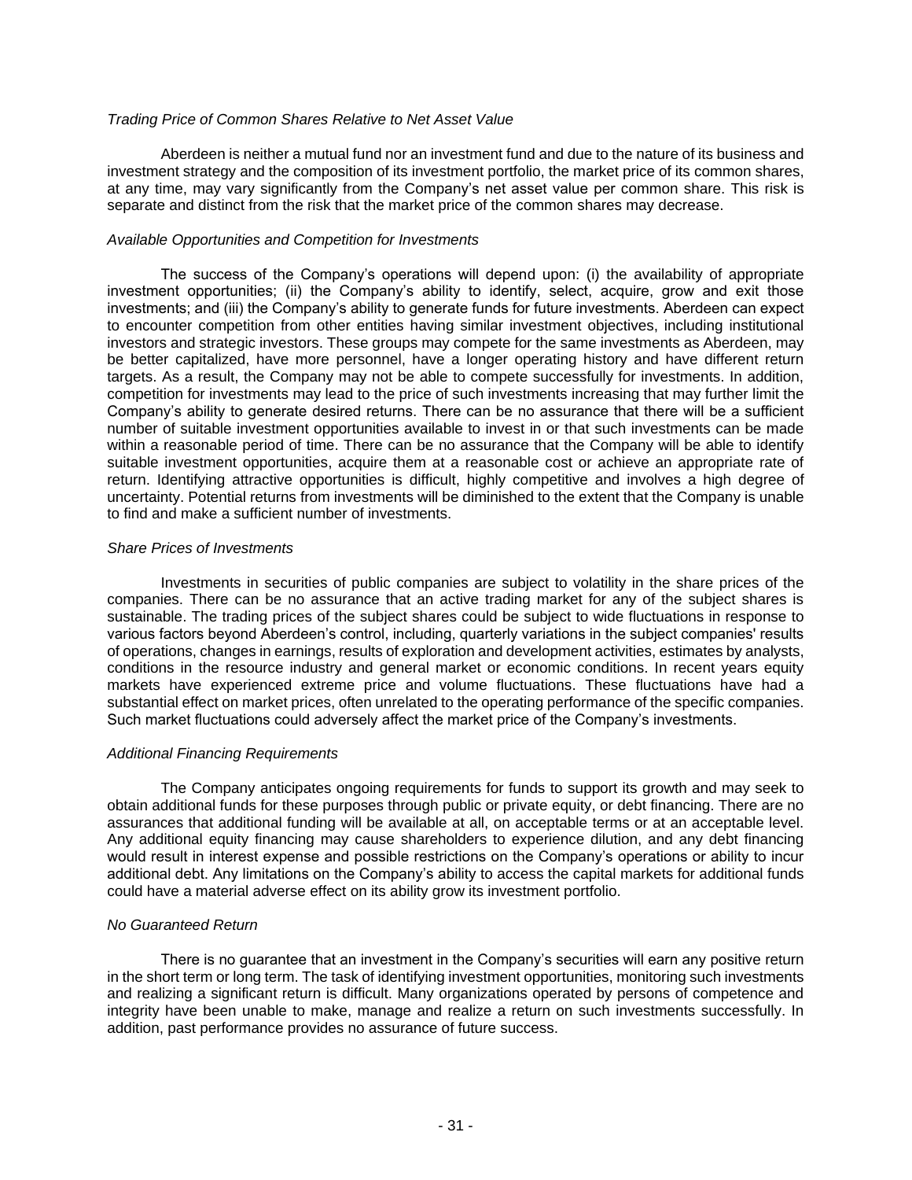*Trading Price of Common Shares Relative to Net Asset Value*

Aberdeen is neither a mutual fund nor an investment fund and due to the nature of its business and investment strategy and the composition of its investment portfolio, the market price of its common shares, at any time, may vary significantly from the Company's net asset value per common share. This risk is separate and distinct from the risk that the market price of the common shares may decrease.

*Available Opportunities and Competition for Investments*

The success of the Company's operations will depend upon: (i) the availability of appropriate investment opportunities; (ii) the Company's ability to identify, select, acquire, grow and exit those investments; and (iii) the Company's ability to generate funds for future investments. Aberdeen can expect to encounter competition from other entities having similar investment objectives, including institutional investors and strategic investors. These groups may compete for the same investments as Aberdeen, may be better capitalized, have more personnel, have a longer operating history and have different return targets. As a result, the Company may not be able to compete successfully for investments. In addition, competition for investments may lead to the price of such investments increasing that may further limit the Company's ability to generate desired returns. There can be no assurance that there will be a sufficient number of suitable investment opportunities available to invest in or that such investments can be made within a reasonable period of time. There can be no assurance that the Company will be able to identify suitable investment opportunities, acquire them at a reasonable cost or achieve an appropriate rate of return. Identifying attractive opportunities is difficult, highly competitive and involves a high degree of uncertainty. Potential returns from investments will be diminished to the extent that the Company is unable to find and make a sufficient number of investments.

*Share Prices of Investments*

Investments in securities of public companies are subject to volatility in the share prices of the companies. There can be no assurance that an active trading market for any of the subject shares is sustainable. The trading prices of the subject shares could be subject to wide fluctuations in response to various factors beyond Aberdeen's control, including, quarterly variations in the subject companies' results of operations, changes in earnings, results of exploration and development activities, estimates by analysts, conditions in the resource industry and general market or economic conditions. In recent years equity markets have experienced extreme price and volume fluctuations. These fluctuations have had a substantial effect on market prices, often unrelated to the operating performance of the specific companies. Such market fluctuations could adversely affect the market price of the Company's investments.

*Additional Financing Requirements*

The Company anticipates ongoing requirements for funds to support its growth and may seek to obtain additional funds for these purposes through public or private equity, or debt financing. There are no assurances that additional funding will be available at all, on acceptable terms or at an acceptable level. Any additional equity financing may cause shareholders to experience dilution, and any debt financing would result in interest expense and possible restrictions on the Company's operations or ability to incur additional debt. Any limitations on the Company's ability to access the capital markets for additional funds could have a material adverse effect on its ability grow its investment portfolio.

*No Guaranteed Return*

There is no guarantee that an investment in the Company's securities will earn any positive return in the short term or long term. The task of identifying investment opportunities, monitoring such investments and realizing a significant return is difficult. Many organizations operated by persons of competence and integrity have been unable to make, manage and realize a return on such investments successfully. In addition, past performance provides no assurance of future success.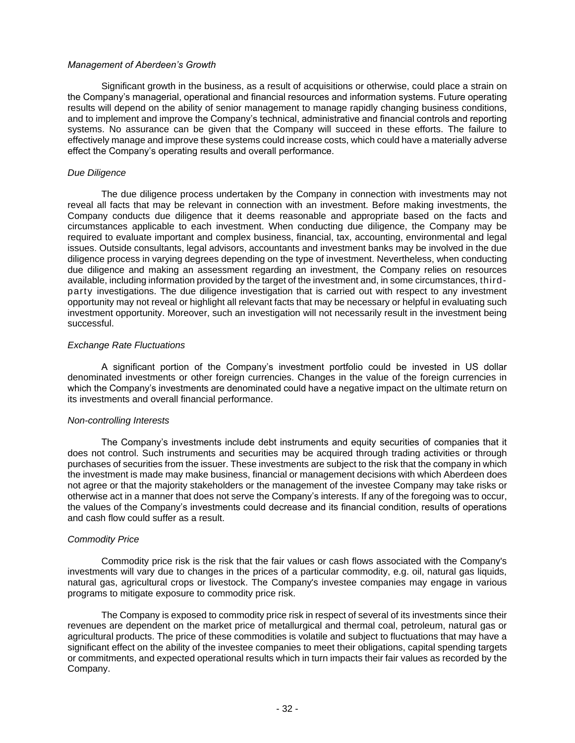*Management of Aberdeen's Growth*

Significant growth in the business, as a result of acquisitions or otherwise, could place a strain on the Company's managerial, operational and financial resources and information systems. Future operating results will depend on the ability of senior management to manage rapidly changing business conditions, and to implement and improve the Company's technical, administrative and financial controls and reporting systems. No assurance can be given that the Company will succeed in these efforts. The failure to effectively manage and improve these systems could increase costs, which could have a materially adverse effect the Company's operating results and overall performance.

*Due Diligence*

The due diligence process undertaken by the Company in connection with investments may not reveal all facts that may be relevant in connection with an investment. Before making investments, the Company conducts due diligence that it deems reasonable and appropriate based on the facts and circumstances applicable to each investment. When conducting due diligence, the Company may be required to evaluate important and complex business, financial, tax, accounting, environmental and legal issues. Outside consultants, legal advisors, accountants and investment banks may be involved in the due diligence process in varying degrees depending on the type of investment. Nevertheless, when conducting due diligence and making an assessment regarding an investment, the Company relies on resources available, including information provided by the target of the investment and, in some circumstances, third-party investigations. The due diligence investigation that is carried out with respect to any investment opportunity may not reveal or highlight all relevant facts that may be necessary or helpful in evaluating such investment opportunity. Moreover, such an investigation will not necessarily result in the investment being successful.

*Exchange Rate Fluctuations*

A significant portion of the Company's investment portfolio could be invested in US dollar denominated investments or other foreign currencies. Changes in the value of the foreign currencies in which the Company's investments are denominated could have a negative impact on the ultimate return on its investments and overall financial performance.

*Non-controlling Interests*

The Company's investments include debt instruments and equity securities of companies that it does not control. Such instruments and securities may be acquired through trading activities or through purchases of securities from the issuer. These investments are subject to the risk that the company in which the investment is made may make business, financial or management decisions with which Aberdeen does not agree or that the majority stakeholders or the management of the investee Company may take risks or otherwise act in a manner that does not serve the Company's interests. If any of the foregoing was to occur, the values of the Company's investments could decrease and its financial condition, results of operations and cash flow could suffer as a result.

*Commodity Price*

Commodity price risk is the risk that the fair values or cash flows associated with the Company's investments will vary due to changes in the prices of a particular commodity, e.g. oil, natural gas liquids, natural gas, agricultural crops or livestock. The Company's investee companies may engage in various programs to mitigate exposure to commodity price risk.

The Company is exposed to commodity price risk in respect of several of its investments since their revenues are dependent on the market price of metallurgical and thermal coal, petroleum, natural gas or agricultural products. The price of these commodities is volatile and subject to fluctuations that may have a significant effect on the ability of the investee companies to meet their obligations, capital spending targets or commitments, and expected operational results which in turn impacts their fair values as recorded by the Company.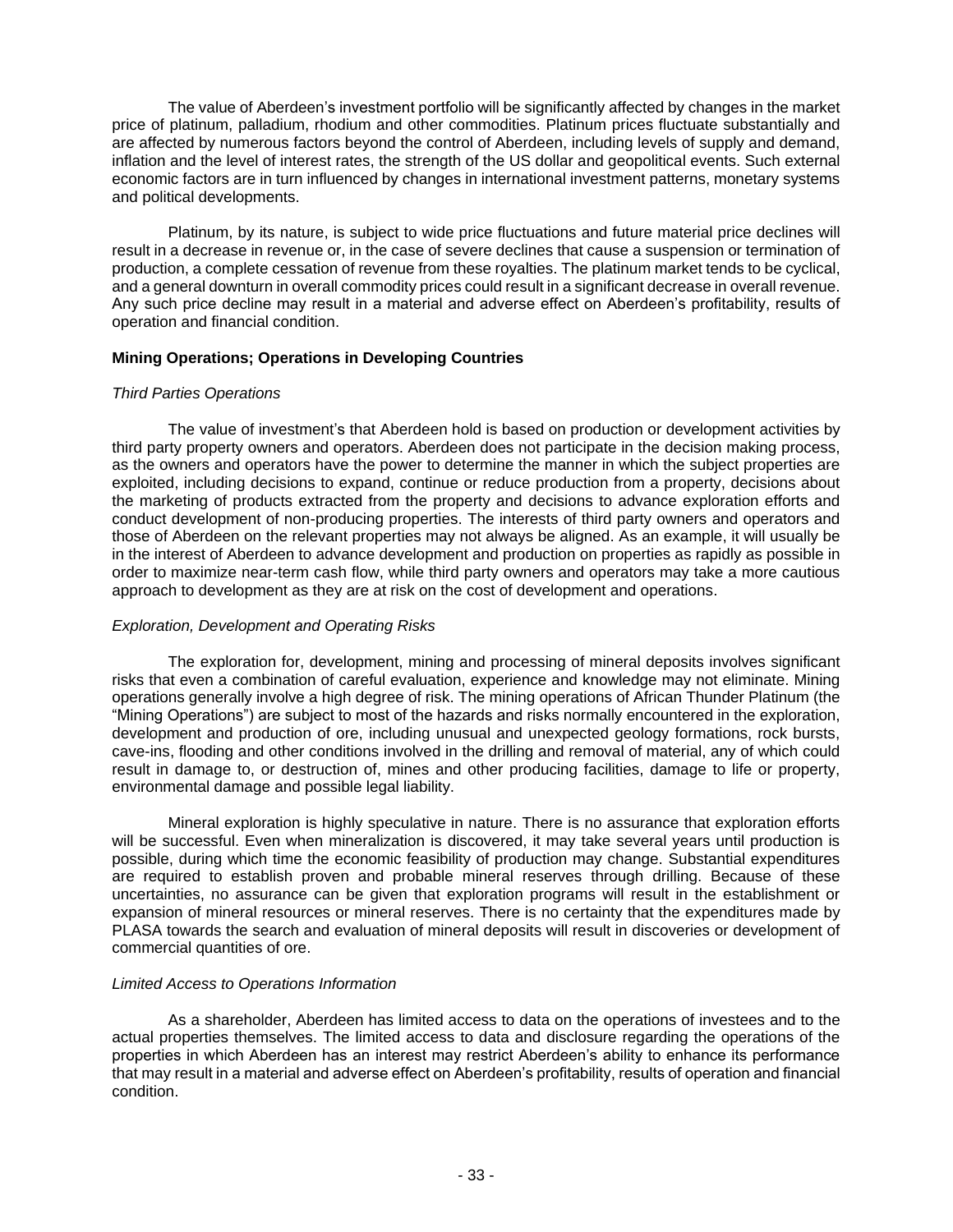The value of Aberdeen's investment portfolio will be significantly affected by changes in the market price of platinum, palladium, rhodium and other commodities. Platinum prices fluctuate substantially and are affected by numerous factors beyond the control of Aberdeen, including levels of supply and demand, inflation and the level of interest rates, the strength of the US dollar and geopolitical events. Such external economic factors are in turn influenced by changes in international investment patterns, monetary systems and political developments.

Platinum, by its nature, is subject to wide price fluctuations and future material price declines will result in a decrease in revenue or, in the case of severe declines that cause a suspension or termination of production, a complete cessation of revenue from these royalties. The platinum market tends to be cyclical, and a general downturn in overall commodity prices could result in a significant decrease in overall revenue. Any such price decline may result in a material and adverse effect on Aberdeen's profitability, results of operation and financial condition.

**Mining Operations; Operations in Developing Countries**

*Third Parties Operations*

The value of investment's that Aberdeen hold is based on production or development activities by third party property owners and operators. Aberdeen does not participate in the decision making process, as the owners and operators have the power to determine the manner in which the subject properties are exploited, including decisions to expand, continue or reduce production from a property, decisions about the marketing of products extracted from the property and decisions to advance exploration efforts and conduct development of non-producing properties. The interests of third party owners and operators and those of Aberdeen on the relevant properties may not always be aligned. As an example, it will usually be in the interest of Aberdeen to advance development and production on properties as rapidly as possible in order to maximize near-term cash flow, while third party owners and operators may take a more cautious approach to development as they are at risk on the cost of development and operations.

*Exploration, Development and Operating Risks*

The exploration for, development, mining and processing of mineral deposits involves significant risks that even a combination of careful evaluation, experience and knowledge may not eliminate. Mining operations generally involve a high degree of risk. The mining operations of African Thunder Platinum (the "Mining Operations") are subject to most of the hazards and risks normally encountered in the exploration, development and production of ore, including unusual and unexpected geology formations, rock bursts, cave-ins, flooding and other conditions involved in the drilling and removal of material, any of which could result in damage to, or destruction of, mines and other producing facilities, damage to life or property, environmental damage and possible legal liability.

Mineral exploration is highly speculative in nature. There is no assurance that exploration efforts will be successful. Even when mineralization is discovered, it may take several years until production is possible, during which time the economic feasibility of production may change. Substantial expenditures are required to establish proven and probable mineral reserves through drilling. Because of these uncertainties, no assurance can be given that exploration programs will result in the establishment or expansion of mineral resources or mineral reserves. There is no certainty that the expenditures made by PLASA towards the search and evaluation of mineral deposits will result in discoveries or development of commercial quantities of ore.

*Limited Access to Operations Information*

As a shareholder, Aberdeen has limited access to data on the operations of investees and to the actual properties themselves. The limited access to data and disclosure regarding the operations of the properties in which Aberdeen has an interest may restrict Aberdeen's ability to enhance its performance that may result in a material and adverse effect on Aberdeen's profitability, results of operation and financial condition.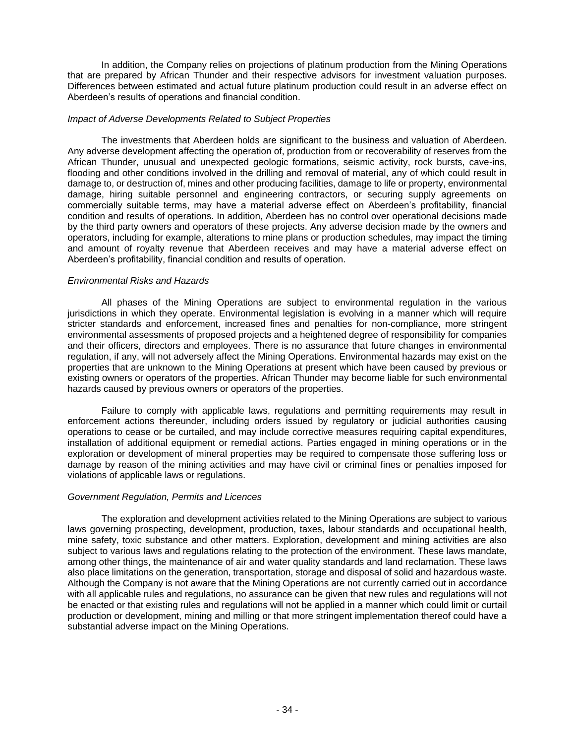In addition, the Company relies on projections of platinum production from the Mining Operations that are prepared by African Thunder and their respective advisors for investment valuation purposes. Differences between estimated and actual future platinum production could result in an adverse effect on Aberdeen's results of operations and financial condition.

*Impact of Adverse Developments Related to Subject Properties*

The investments that Aberdeen holds are significant to the business and valuation of Aberdeen. Any adverse development affecting the operation of, production from or recoverability of reserves from the African Thunder, unusual and unexpected geologic formations, seismic activity, rock bursts, cave-ins, flooding and other conditions involved in the drilling and removal of material, any of which could result in damage to, or destruction of, mines and other producing facilities, damage to life or property, environmental damage, hiring suitable personnel and engineering contractors, or securing supply agreements on commercially suitable terms, may have a material adverse effect on Aberdeen's profitability, financial condition and results of operations. In addition, Aberdeen has no control over operational decisions made by the third party owners and operators of these projects. Any adverse decision made by the owners and operators, including for example, alterations to mine plans or production schedules, may impact the timing and amount of royalty revenue that Aberdeen receives and may have a material adverse effect on Aberdeen's profitability, financial condition and results of operation.

*Environmental Risks and Hazards*

All phases of the Mining Operations are subject to environmental regulation in the various jurisdictions in which they operate. Environmental legislation is evolving in a manner which will require stricter standards and enforcement, increased fines and penalties for non-compliance, more stringent environmental assessments of proposed projects and a heightened degree of responsibility for companies and their officers, directors and employees. There is no assurance that future changes in environmental regulation, if any, will not adversely affect the Mining Operations. Environmental hazards may exist on the properties that are unknown to the Mining Operations at present which have been caused by previous or existing owners or operators of the properties. African Thunder may become liable for such environmental hazards caused by previous owners or operators of the properties.

Failure to comply with applicable laws, regulations and permitting requirements may result in enforcement actions thereunder, including orders issued by regulatory or judicial authorities causing operations to cease or be curtailed, and may include corrective measures requiring capital expenditures, installation of additional equipment or remedial actions. Parties engaged in mining operations or in the exploration or development of mineral properties may be required to compensate those suffering loss or damage by reason of the mining activities and may have civil or criminal fines or penalties imposed for violations of applicable laws or regulations.

*Government Regulation, Permits and Licences*

The exploration and development activities related to the Mining Operations are subject to various laws governing prospecting, development, production, taxes, labour standards and occupational health, mine safety, toxic substance and other matters. Exploration, development and mining activities are also subject to various laws and regulations relating to the protection of the environment. These laws mandate, among other things, the maintenance of air and water quality standards and land reclamation. These laws also place limitations on the generation, transportation, storage and disposal of solid and hazardous waste. Although the Company is not aware that the Mining Operations are not currently carried out in accordance with all applicable rules and regulations, no assurance can be given that new rules and regulations will not be enacted or that existing rules and regulations will not be applied in a manner which could limit or curtail production or development, mining and milling or that more stringent implementation thereof could have a substantial adverse impact on the Mining Operations.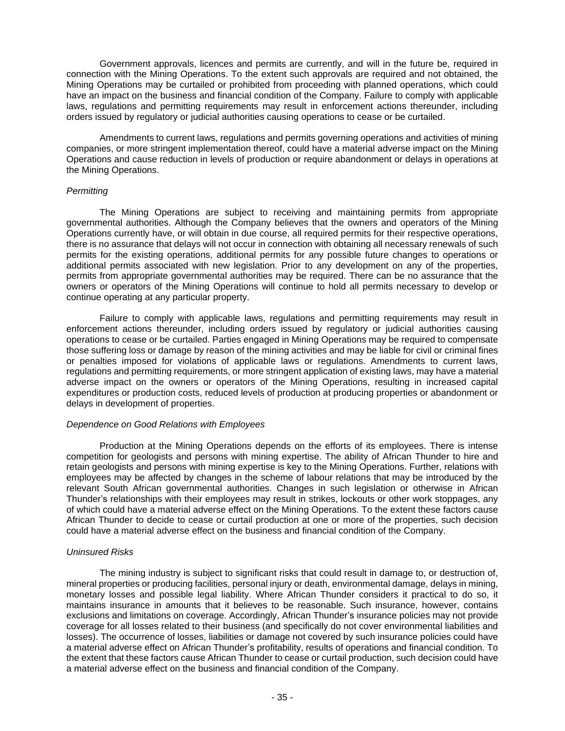Government approvals, licences and permits are currently, and will in the future be, required in connection with the Mining Operations. To the extent such approvals are required and not obtained, the Mining Operations may be curtailed or prohibited from proceeding with planned operations, which could have an impact on the business and financial condition of the Company. Failure to comply with applicable laws, regulations and permitting requirements may result in enforcement actions thereunder, including orders issued by regulatory or judicial authorities causing operations to cease or be curtailed.

Amendments to current laws, regulations and permits governing operations and activities of mining companies, or more stringent implementation thereof, could have a material adverse impact on the Mining Operations and cause reduction in levels of production or require abandonment or delays in operations at the Mining Operations.

*Permitting*

The Mining Operations are subject to receiving and maintaining permits from appropriate governmental authorities. Although the Company believes that the owners and operators of the Mining Operations currently have, or will obtain in due course, all required permits for their respective operations, there is no assurance that delays will not occur in connection with obtaining all necessary renewals of such permits for the existing operations, additional permits for any possible future changes to operations or additional permits associated with new legislation. Prior to any development on any of the properties, permits from appropriate governmental authorities may be required. There can be no assurance that the owners or operators of the Mining Operations will continue to hold all permits necessary to develop or continue operating at any particular property.

Failure to comply with applicable laws, regulations and permitting requirements may result in enforcement actions thereunder, including orders issued by regulatory or judicial authorities causing operations to cease or be curtailed. Parties engaged in Mining Operations may be required to compensate those suffering loss or damage by reason of the mining activities and may be liable for civil or criminal fines or penalties imposed for violations of applicable laws or regulations. Amendments to current laws, regulations and permitting requirements, or more stringent application of existing laws, may have a material adverse impact on the owners or operators of the Mining Operations, resulting in increased capital expenditures or production costs, reduced levels of production at producing properties or abandonment or delays in development of properties.

*Dependence on Good Relations with Employees*

Production at the Mining Operations depends on the efforts of its employees. There is intense competition for geologists and persons with mining expertise. The ability of African Thunder to hire and retain geologists and persons with mining expertise is key to the Mining Operations. Further, relations with employees may be affected by changes in the scheme of labour relations that may be introduced by the relevant South African governmental authorities. Changes in such legislation or otherwise in African Thunder's relationships with their employees may result in strikes, lockouts or other work stoppages, any of which could have a material adverse effect on the Mining Operations. To the extent these factors cause African Thunder to decide to cease or curtail production at one or more of the properties, such decision could have a material adverse effect on the business and financial condition of the Company.

*Uninsured Risks*

The mining industry is subject to significant risks that could result in damage to, or destruction of, mineral properties or producing facilities, personal injury or death, environmental damage, delays in mining, monetary losses and possible legal liability. Where African Thunder considers it practical to do so, it maintains insurance in amounts that it believes to be reasonable. Such insurance, however, contains exclusions and limitations on coverage. Accordingly, African Thunder's insurance policies may not provide coverage for all losses related to their business (and specifically do not cover environmental liabilities and losses). The occurrence of losses, liabilities or damage not covered by such insurance policies could have a material adverse effect on African Thunder's profitability, results of operations and financial condition. To the extent that these factors cause African Thunder to cease or curtail production, such decision could have a material adverse effect on the business and financial condition of the Company.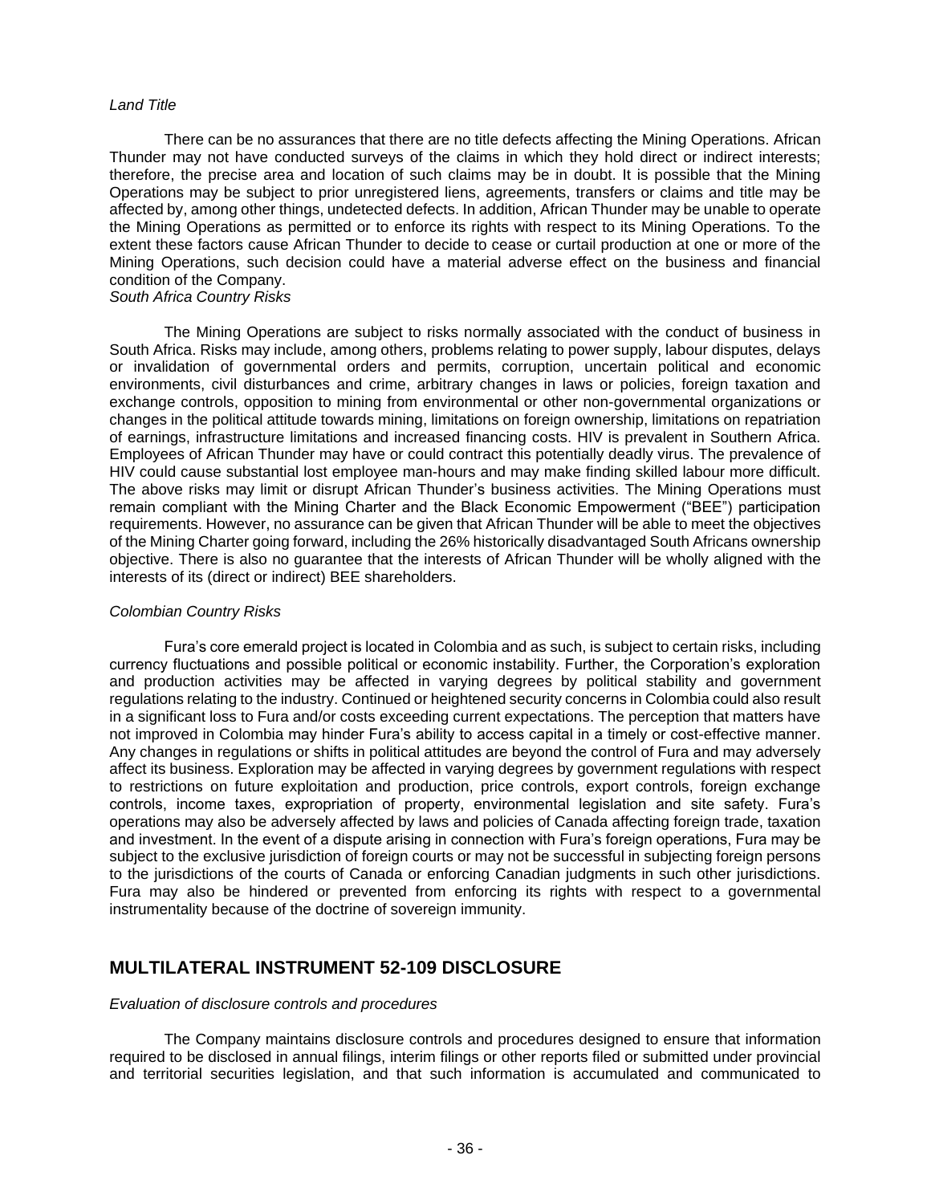*Land Title*

There can be no assurances that there are no title defects affecting the Mining Operations. African Thunder may not have conducted surveys of the claims in which they hold direct or indirect interests; therefore, the precise area and location of such claims may be in doubt. It is possible that the Mining Operations may be subject to prior unregistered liens, agreements, transfers or claims and title may be affected by, among other things, undetected defects. In addition, African Thunder may be unable to operate the Mining Operations as permitted or to enforce its rights with respect to its Mining Operations. To the extent these factors cause African Thunder to decide to cease or curtail production at one or more of the Mining Operations, such decision could have a material adverse effect on the business and financial condition of the Company.

*South Africa Country Risks*

The Mining Operations are subject to risks normally associated with the conduct of business in South Africa. Risks may include, among others, problems relating to power supply, labour disputes, delays or invalidation of governmental orders and permits, corruption, uncertain political and economic environments, civil disturbances and crime, arbitrary changes in laws or policies, foreign taxation and exchange controls, opposition to mining from environmental or other non-governmental organizations or changes in the political attitude towards mining, limitations on foreign ownership, limitations on repatriation of earnings, infrastructure limitations and increased financing costs. HIV is prevalent in Southern Africa. Employees of African Thunder may have or could contract this potentially deadly virus. The prevalence of HIV could cause substantial lost employee man-hours and may make finding skilled labour more difficult. The above risks may limit or disrupt African Thunder's business activities. The Mining Operations must remain compliant with the Mining Charter and the Black Economic Empowerment ("BEE") participation requirements. However, no assurance can be given that African Thunder will be able to meet the objectives of the Mining Charter going forward, including the 26% historically disadvantaged South Africans ownership objective. There is also no guarantee that the interests of African Thunder will be wholly aligned with the interests of its (direct or indirect) BEE shareholders.

*Colombian Country Risks*

Fura's core emerald project is located in Colombia and as such, is subject to certain risks, including currency fluctuations and possible political or economic instability. Further, the Corporation's exploration and production activities may be affected in varying degrees by political stability and government regulations relating to the industry. Continued or heightened security concerns in Colombia could also result in a significant loss to Fura and/or costs exceeding current expectations. The perception that matters have not improved in Colombia may hinder Fura's ability to access capital in a timely or cost-effective manner. Any changes in regulations or shifts in political attitudes are beyond the control of Fura and may adversely affect its business. Exploration may be affected in varying degrees by government regulations with respect to restrictions on future exploitation and production, price controls, export controls, foreign exchange controls, income taxes, expropriation of property, environmental legislation and site safety. Fura's operations may also be adversely affected by laws and policies of Canada affecting foreign trade, taxation and investment. In the event of a dispute arising in connection with Fura's foreign operations, Fura may be subject to the exclusive jurisdiction of foreign courts or may not be successful in subjecting foreign persons to the jurisdictions of the courts of Canada or enforcing Canadian judgments in such other jurisdictions. Fura may also be hindered or prevented from enforcing its rights with respect to a governmental instrumentality because of the doctrine of sovereign immunity.

## MULTILATERAL INSTRUMENT 52-109 DISCLOSURE

*Evaluation of disclosure controls and procedures*

The Company maintains disclosure controls and procedures designed to ensure that information required to be disclosed in annual filings, interim filings or other reports filed or submitted under provincial and territorial securities legislation, and that such information is accumulated and communicated to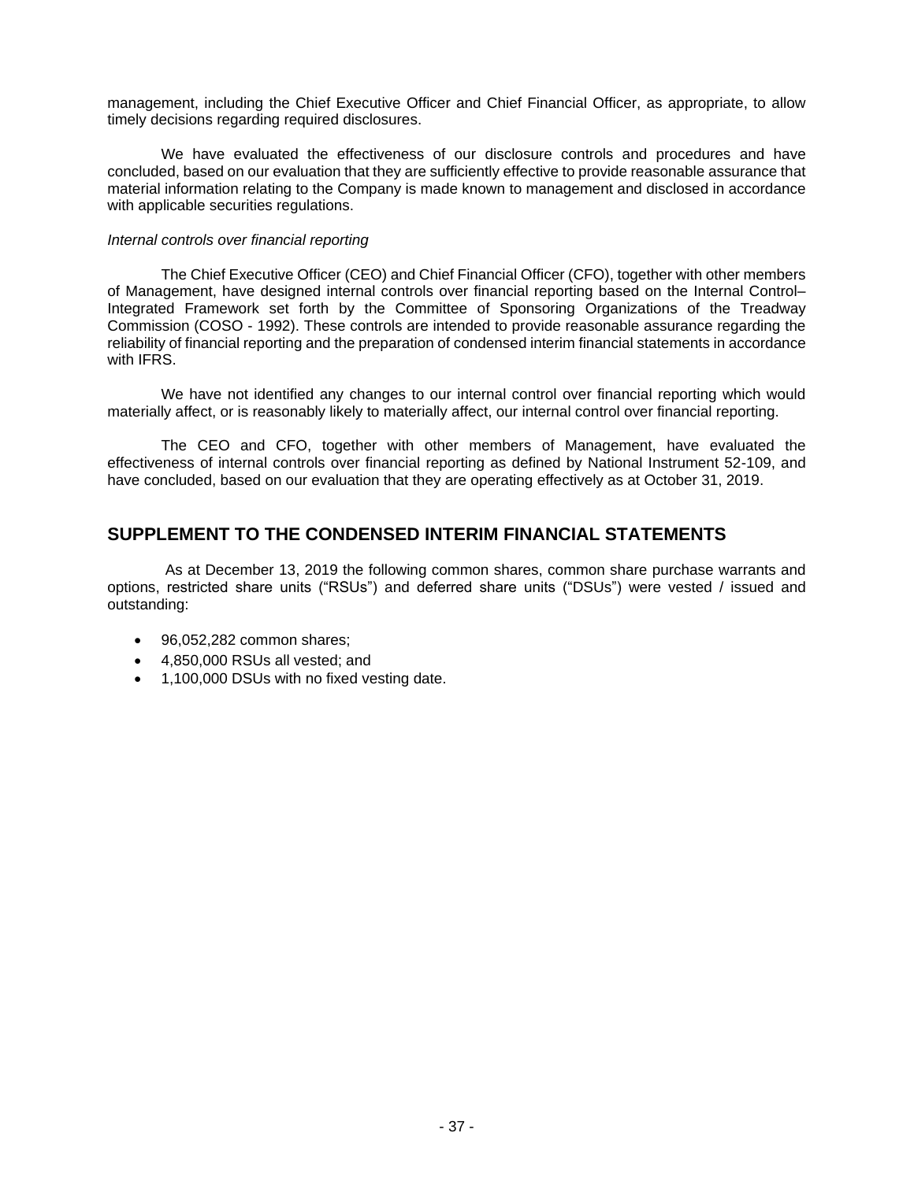management, including the Chief Executive Officer and Chief Financial Officer, as appropriate, to allow timely decisions regarding required disclosures.

We have evaluated the effectiveness of our disclosure controls and procedures and have concluded, based on our evaluation that they are sufficiently effective to provide reasonable assurance that material information relating to the Company is made known to management and disclosed in accordance with applicable securities regulations.

*Internal controls over financial reporting*

The Chief Executive Officer (CEO) and Chief Financial Officer (CFO), together with other members of Management, have designed internal controls over financial reporting based on the Internal Control–Integrated Framework set forth by the Committee of Sponsoring Organizations of the Treadway Commission (COSO - 1992). These controls are intended to provide reasonable assurance regarding the reliability of financial reporting and the preparation of condensed interim financial statements in accordance with IFRS.

We have not identified any changes to our internal control over financial reporting which would materially affect, or is reasonably likely to materially affect, our internal control over financial reporting.

The CEO and CFO, together with other members of Management, have evaluated the effectiveness of internal controls over financial reporting as defined by National Instrument 52-109, and have concluded, based on our evaluation that they are operating effectively as at October 31, 2019.

## SUPPLEMENT TO THE CONDENSED INTERIM FINANCIAL STATEMENTS

As at December 13, 2019 the following common shares, common share purchase warrants and options, restricted share units ("RSUs") and deferred share units ("DSUs") were vested / issued and outstanding:

- 96,052,282 common shares;
- 4,850,000 RSUs all vested; and
- 1,100,000 DSUs with no fixed vesting date.